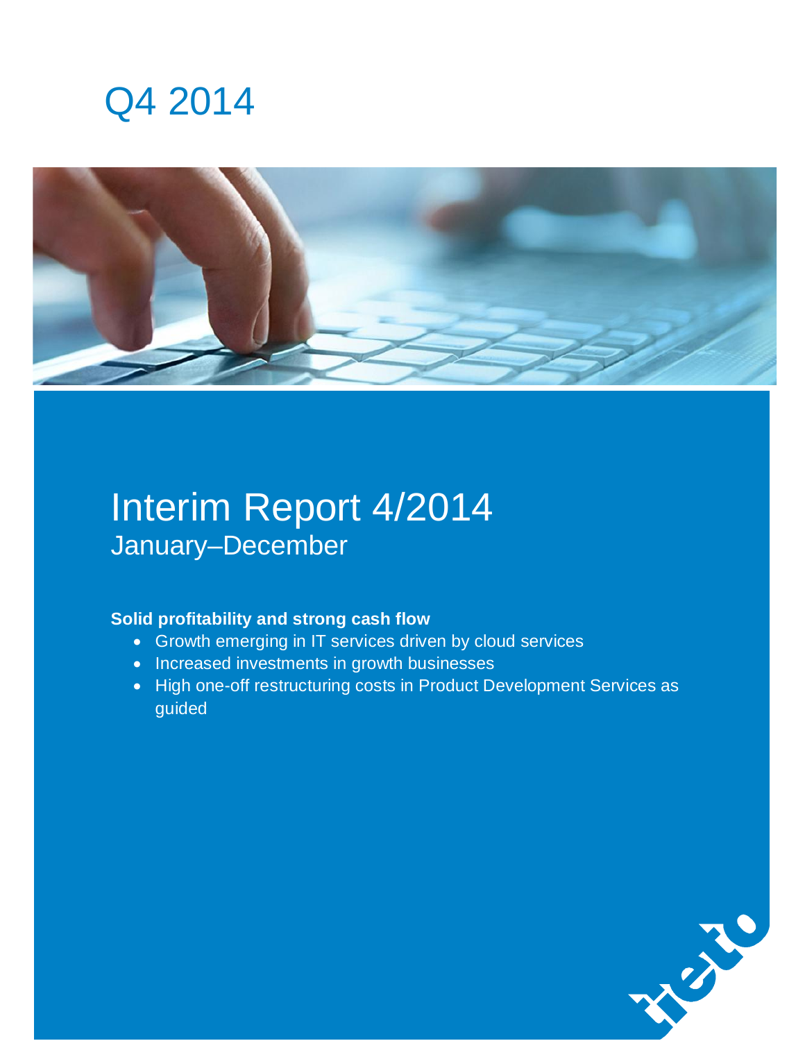# Q4 2014

# Interim Report 4/2014

## January–December

**Solid profitability and strong cash flow**

- Growth emerging in IT services driven by cloud services
- Increased investments in growth businesses
- High one-off restructuring costs in Product Development Services as guided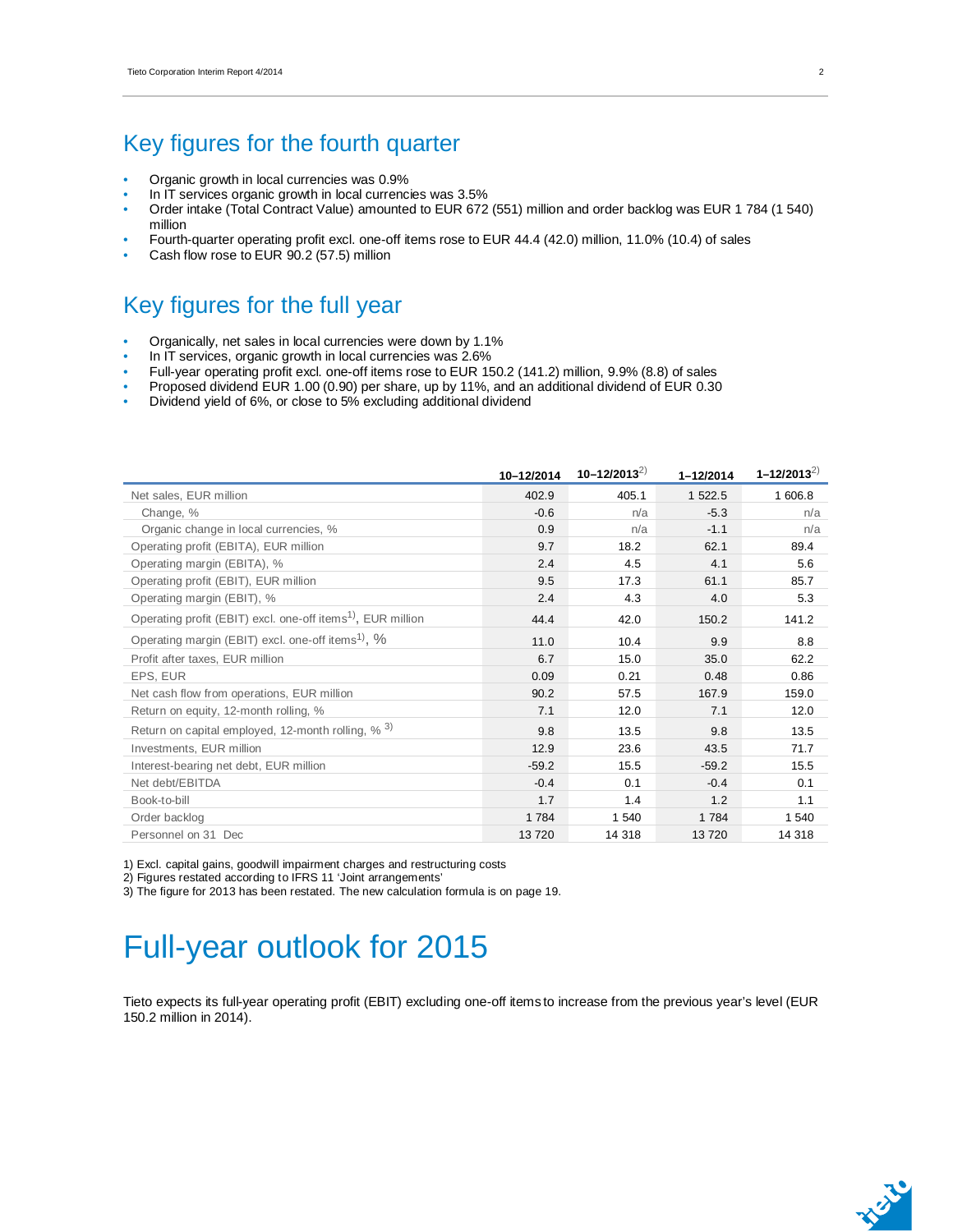## Key figures for the fourth quarter

- Organic growth in local currencies was 0.9%
- In IT services organic growth in local currencies was 3.5%
- Order intake (Total Contract Value) amounted to EUR 672 (551) million and order backlog was EUR 1 784 (1 540) million
- Fourth-quarter operating profit excl. one-off items rose to EUR 44.4 (42.0) million, 11.0% (10.4) of sales
- Cash flow rose to EUR 90.2 (57.5) million

## Key figures for the full year

- Organically, net sales in local currencies were down by 1.1%
- In IT services, organic growth in local currencies was 2.6%
- Full-year operating profit excl. one-off items rose to EUR 150.2 (141.2) million, 9.9% (8.8) of sales
- Proposed dividend EUR 1.00 (0.90) per share, up by 11%, and an additional dividend of EUR 0.30
- Dividend yield of 6%, or close to 5% excluding additional dividend

| | 10–12/2014 | 10–12/2013[2)] | 1–12/2014 | 1–12/2013[2)] |
|---|---|---|---|---|
| Net sales, EUR million | 402.9 | 405.1 | 1 522.5 | 1 606.8 |
| Change, % | -0.6 | n/a | -5.3 | n/a |
| Organic change in local currencies, % | 0.9 | n/a | -1.1 | n/a |
| Operating profit (EBITA), EUR million | 9.7 | 18.2 | 62.1 | 89.4 |
| Operating margin (EBITA), % | 2.4 | 4.5 | 4.1 | 5.6 |
| Operating profit (EBIT), EUR million | 9.5 | 17.3 | 61.1 | 85.7 |
| Operating margin (EBIT), % | 2.4 | 4.3 | 4.0 | 5.3 |
| Operating profit (EBIT) excl. one-off items[1)], EUR million | 44.4 | 42.0 | 150.2 | 141.2 |
| Operating margin (EBIT) excl. one-off items[1)], % | 11.0 | 10.4 | 9.9 | 8.8 |
| Profit after taxes, EUR million | 6.7 | 15.0 | 35.0 | 62.2 |
| EPS, EUR | 0.09 | 0.21 | 0.48 | 0.86 |
| Net cash flow from operations, EUR million | 90.2 | 57.5 | 167.9 | 159.0 |
| Return on equity, 12-month rolling, % | 7.1 | 12.0 | 7.1 | 12.0 |
| Return on capital employed, 12-month rolling, % [3)] | 9.8 | 13.5 | 9.8 | 13.5 |
| Investments, EUR million | 12.9 | 23.6 | 43.5 | 71.7 |
| Interest-bearing net debt, EUR million | -59.2 | 15.5 | -59.2 | 15.5 |
| Net debt/EBITDA | -0.4 | 0.1 | -0.4 | 0.1 |
| Book-to-bill | 1.7 | 1.4 | 1.2 | 1.1 |
| Order backlog | 1 784 | 1 540 | 1 784 | 1 540 |
| Personnel on 31 Dec | 13 720 | 14 318 | 13 720 | 14 318 |

1) Excl. capital gains, goodwill impairment charges and restructuring costs
2) Figures restated according to IFRS 11 'Joint arrangements'
3) The figure for 2013 has been restated. The new calculation formula is on page 19.

# Full-year outlook for 2015

Tieto expects its full-year operating profit (EBIT) excluding one-off items to increase from the previous year's level (EUR 150.2 million in 2014).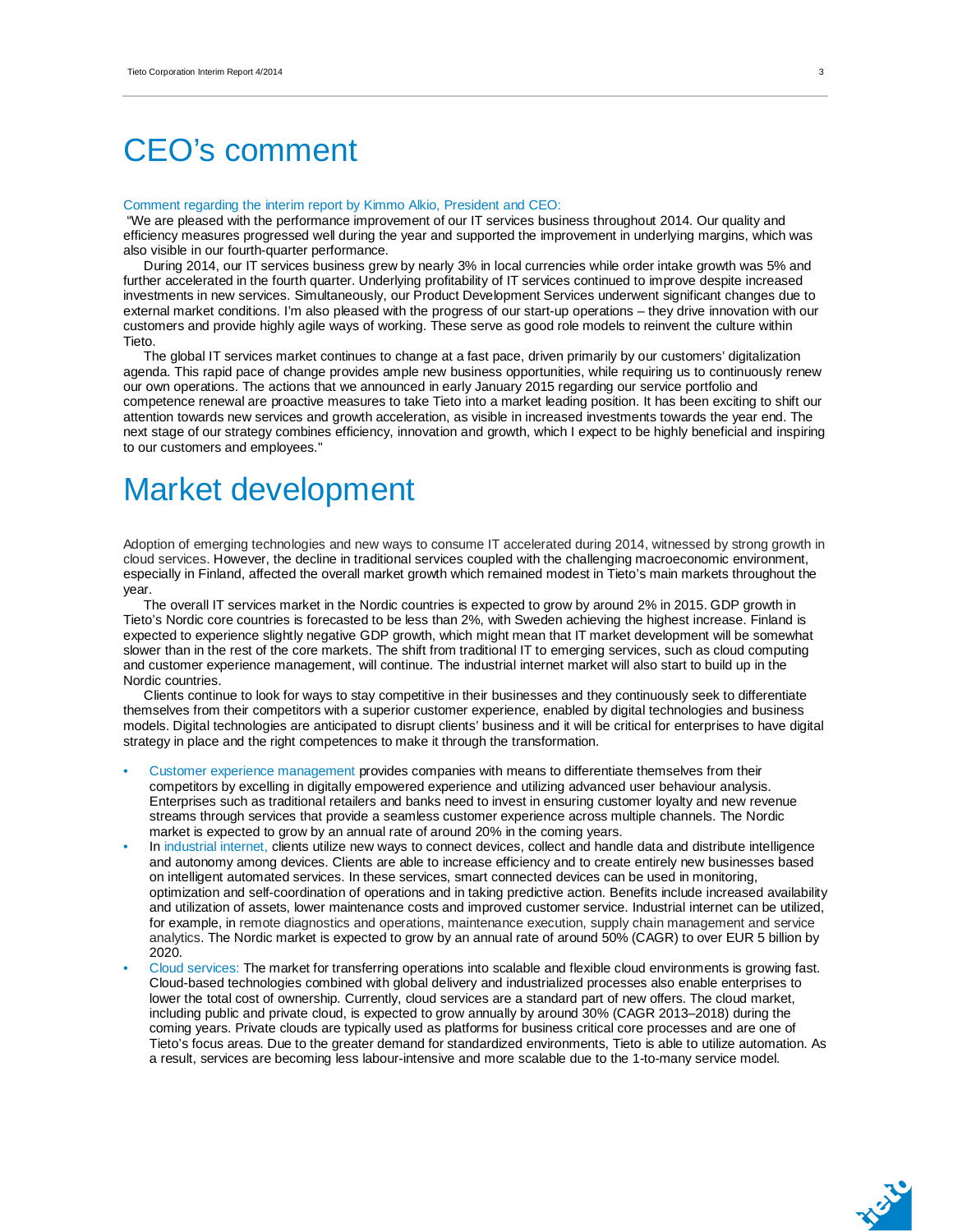# CEO's comment

Comment regarding the interim report by Kimmo Alkio, President and CEO:

"We are pleased with the performance improvement of our IT services business throughout 2014. Our quality and efficiency measures progressed well during the year and supported the improvement in underlying margins, which was also visible in our fourth-quarter performance.

During 2014, our IT services business grew by nearly 3% in local currencies while order intake growth was 5% and further accelerated in the fourth quarter. Underlying profitability of IT services continued to improve despite increased investments in new services. Simultaneously, our Product Development Services underwent significant changes due to external market conditions. I'm also pleased with the progress of our start-up operations – they drive innovation with our customers and provide highly agile ways of working. These serve as good role models to reinvent the culture within Tieto.

The global IT services market continues to change at a fast pace, driven primarily by our customers' digitalization agenda. This rapid pace of change provides ample new business opportunities, while requiring us to continuously renew our own operations. The actions that we announced in early January 2015 regarding our service portfolio and competence renewal are proactive measures to take Tieto into a market leading position. It has been exciting to shift our attention towards new services and growth acceleration, as visible in increased investments towards the year end. The next stage of our strategy combines efficiency, innovation and growth, which I expect to be highly beneficial and inspiring to our customers and employees."

# Market development

Adoption of emerging technologies and new ways to consume IT accelerated during 2014, witnessed by strong growth in cloud services. However, the decline in traditional services coupled with the challenging macroeconomic environment, especially in Finland, affected the overall market growth which remained modest in Tieto's main markets throughout the year.

The overall IT services market in the Nordic countries is expected to grow by around 2% in 2015. GDP growth in Tieto's Nordic core countries is forecasted to be less than 2%, with Sweden achieving the highest increase. Finland is expected to experience slightly negative GDP growth, which might mean that IT market development will be somewhat slower than in the rest of the core markets. The shift from traditional IT to emerging services, such as cloud computing and customer experience management, will continue. The industrial internet market will also start to build up in the Nordic countries.

Clients continue to look for ways to stay competitive in their businesses and they continuously seek to differentiate themselves from their competitors with a superior customer experience, enabled by digital technologies and business models. Digital technologies are anticipated to disrupt clients' business and it will be critical for enterprises to have digital strategy in place and the right competences to make it through the transformation.

- Customer experience management provides companies with means to differentiate themselves from their competitors by excelling in digitally empowered experience and utilizing advanced user behaviour analysis. Enterprises such as traditional retailers and banks need to invest in ensuring customer loyalty and new revenue streams through services that provide a seamless customer experience across multiple channels. The Nordic market is expected to grow by an annual rate of around 20% in the coming years.
- In industrial internet, clients utilize new ways to connect devices, collect and handle data and distribute intelligence and autonomy among devices. Clients are able to increase efficiency and to create entirely new businesses based on intelligent automated services. In these services, smart connected devices can be used in monitoring, optimization and self-coordination of operations and in taking predictive action. Benefits include increased availability and utilization of assets, lower maintenance costs and improved customer service. Industrial internet can be utilized, for example, in remote diagnostics and operations, maintenance execution, supply chain management and service analytics. The Nordic market is expected to grow by an annual rate of around 50% (CAGR) to over EUR 5 billion by 2020.
- Cloud services: The market for transferring operations into scalable and flexible cloud environments is growing fast. Cloud-based technologies combined with global delivery and industrialized processes also enable enterprises to lower the total cost of ownership. Currently, cloud services are a standard part of new offers. The cloud market, including public and private cloud, is expected to grow annually by around 30% (CAGR 2013–2018) during the coming years. Private clouds are typically used as platforms for business critical core processes and are one of Tieto's focus areas. Due to the greater demand for standardized environments, Tieto is able to utilize automation. As a result, services are becoming less labour-intensive and more scalable due to the 1-to-many service model.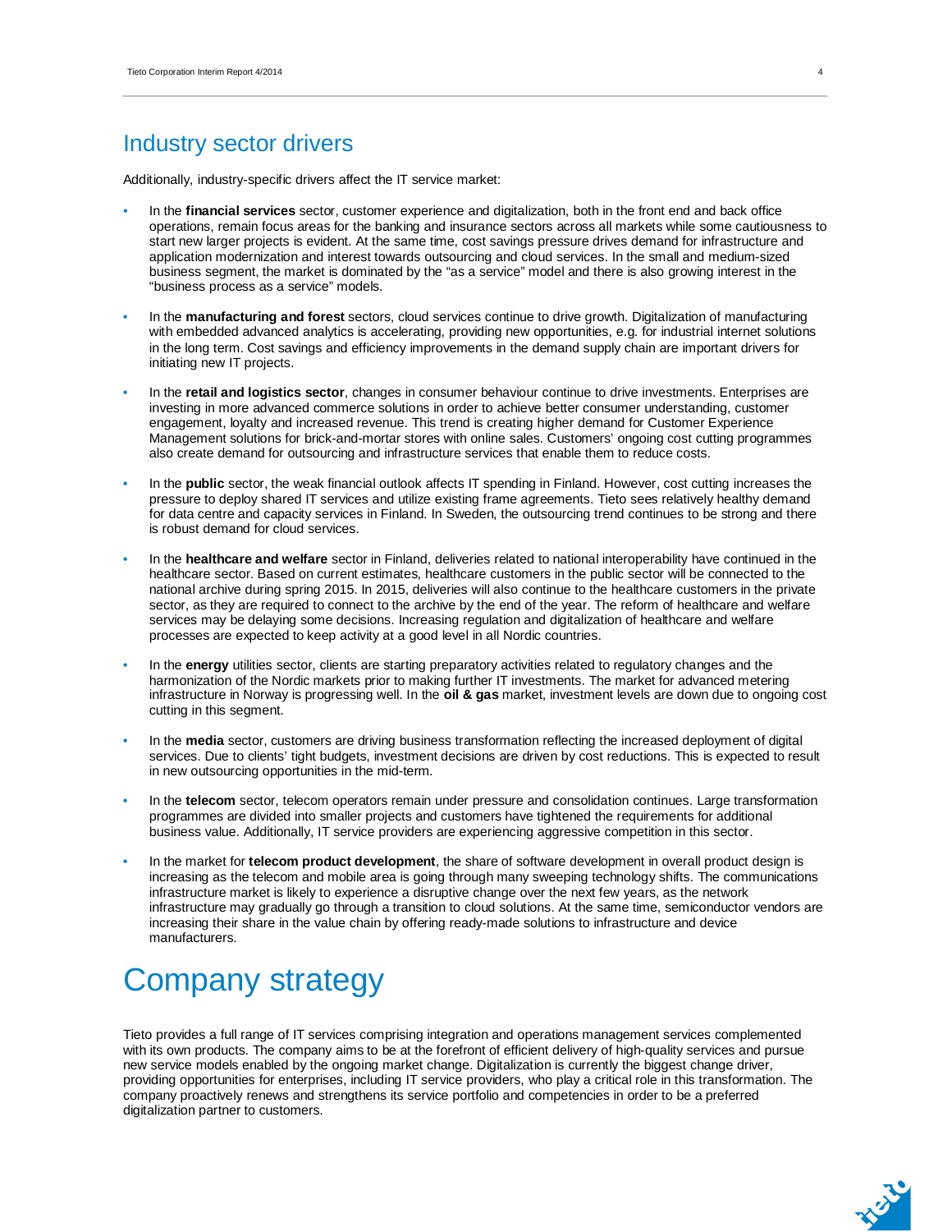## Industry sector drivers

Additionally, industry-specific drivers affect the IT service market:

- In the **financial services** sector, customer experience and digitalization, both in the front end and back office operations, remain focus areas for the banking and insurance sectors across all markets while some cautiousness to start new larger projects is evident. At the same time, cost savings pressure drives demand for infrastructure and application modernization and interest towards outsourcing and cloud services. In the small and medium-sized business segment, the market is dominated by the "as a service" model and there is also growing interest in the "business process as a service" models.

- In the **manufacturing and forest** sectors, cloud services continue to drive growth. Digitalization of manufacturing with embedded advanced analytics is accelerating, providing new opportunities, e.g. for industrial internet solutions in the long term. Cost savings and efficiency improvements in the demand supply chain are important drivers for initiating new IT projects.

- In the **retail and logistics sector**, changes in consumer behaviour continue to drive investments. Enterprises are investing in more advanced commerce solutions in order to achieve better consumer understanding, customer engagement, loyalty and increased revenue. This trend is creating higher demand for Customer Experience Management solutions for brick-and-mortar stores with online sales. Customers' ongoing cost cutting programmes also create demand for outsourcing and infrastructure services that enable them to reduce costs.

- In the **public** sector, the weak financial outlook affects IT spending in Finland. However, cost cutting increases the pressure to deploy shared IT services and utilize existing frame agreements. Tieto sees relatively healthy demand for data centre and capacity services in Finland. In Sweden, the outsourcing trend continues to be strong and there is robust demand for cloud services.

- In the **healthcare and welfare** sector in Finland, deliveries related to national interoperability have continued in the healthcare sector. Based on current estimates, healthcare customers in the public sector will be connected to the national archive during spring 2015. In 2015, deliveries will also continue to the healthcare customers in the private sector, as they are required to connect to the archive by the end of the year. The reform of healthcare and welfare services may be delaying some decisions. Increasing regulation and digitalization of healthcare and welfare processes are expected to keep activity at a good level in all Nordic countries.

- In the **energy** utilities sector, clients are starting preparatory activities related to regulatory changes and the harmonization of the Nordic markets prior to making further IT investments. The market for advanced metering infrastructure in Norway is progressing well. In the **oil & gas** market, investment levels are down due to ongoing cost cutting in this segment.

- In the **media** sector, customers are driving business transformation reflecting the increased deployment of digital services. Due to clients' tight budgets, investment decisions are driven by cost reductions. This is expected to result in new outsourcing opportunities in the mid-term.

- In the **telecom** sector, telecom operators remain under pressure and consolidation continues. Large transformation programmes are divided into smaller projects and customers have tightened the requirements for additional business value. Additionally, IT service providers are experiencing aggressive competition in this sector.

- In the market for **telecom product development**, the share of software development in overall product design is increasing as the telecom and mobile area is going through many sweeping technology shifts. The communications infrastructure market is likely to experience a disruptive change over the next few years, as the network infrastructure may gradually go through a transition to cloud solutions. At the same time, semiconductor vendors are increasing their share in the value chain by offering ready-made solutions to infrastructure and device manufacturers.

# Company strategy

Tieto provides a full range of IT services comprising integration and operations management services complemented with its own products. The company aims to be at the forefront of efficient delivery of high-quality services and pursue new service models enabled by the ongoing market change. Digitalization is currently the biggest change driver, providing opportunities for enterprises, including IT service providers, who play a critical role in this transformation. The company proactively renews and strengthens its service portfolio and competencies in order to be a preferred digitalization partner to customers.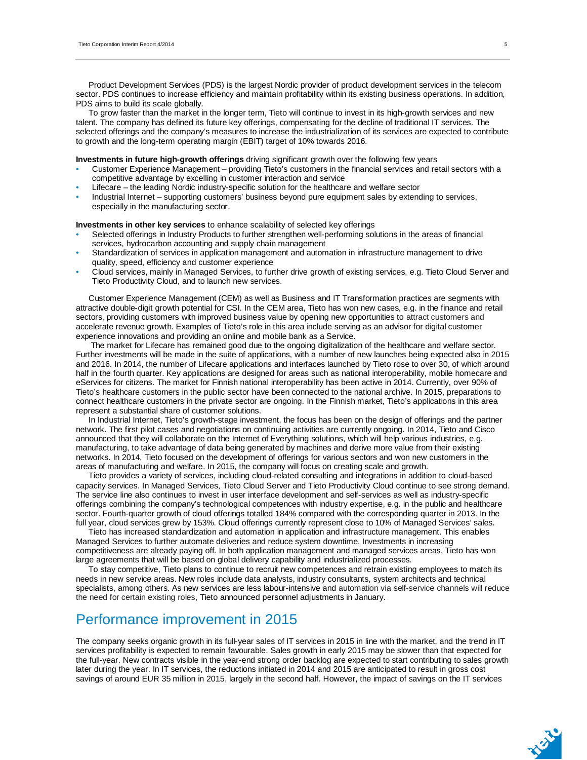Product Development Services (PDS) is the largest Nordic provider of product development services in the telecom sector. PDS continues to increase efficiency and maintain profitability within its existing business operations. In addition, PDS aims to build its scale globally.

To grow faster than the market in the longer term, Tieto will continue to invest in its high-growth services and new talent. The company has defined its future key offerings, compensating for the decline of traditional IT services. The selected offerings and the company's measures to increase the industrialization of its services are expected to contribute to growth and the long-term operating margin (EBIT) target of 10% towards 2016.

**Investments in future high-growth offerings** driving significant growth over the following few years

- Customer Experience Management – providing Tieto's customers in the financial services and retail sectors with a competitive advantage by excelling in customer interaction and service
- Lifecare – the leading Nordic industry-specific solution for the healthcare and welfare sector
- Industrial Internet – supporting customers' business beyond pure equipment sales by extending to services, especially in the manufacturing sector.

**Investments in other key services** to enhance scalability of selected key offerings

- Selected offerings in Industry Products to further strengthen well-performing solutions in the areas of financial services, hydrocarbon accounting and supply chain management
- Standardization of services in application management and automation in infrastructure management to drive quality, speed, efficiency and customer experience
- Cloud services, mainly in Managed Services, to further drive growth of existing services, e.g. Tieto Cloud Server and Tieto Productivity Cloud, and to launch new services.

Customer Experience Management (CEM) as well as Business and IT Transformation practices are segments with attractive double-digit growth potential for CSI. In the CEM area, Tieto has won new cases, e.g. in the finance and retail sectors, providing customers with improved business value by opening new opportunities to attract customers and accelerate revenue growth. Examples of Tieto's role in this area include serving as an advisor for digital customer experience innovations and providing an online and mobile bank as a Service.

The market for Lifecare has remained good due to the ongoing digitalization of the healthcare and welfare sector. Further investments will be made in the suite of applications, with a number of new launches being expected also in 2015 and 2016. In 2014, the number of Lifecare applications and interfaces launched by Tieto rose to over 30, of which around half in the fourth quarter. Key applications are designed for areas such as national interoperability, mobile homecare and eServices for citizens. The market for Finnish national interoperability has been active in 2014. Currently, over 90% of Tieto's healthcare customers in the public sector have been connected to the national archive. In 2015, preparations to connect healthcare customers in the private sector are ongoing. In the Finnish market, Tieto's applications in this area represent a substantial share of customer solutions.

In Industrial Internet, Tieto's growth-stage investment, the focus has been on the design of offerings and the partner network. The first pilot cases and negotiations on continuing activities are currently ongoing. In 2014, Tieto and Cisco announced that they will collaborate on the Internet of Everything solutions, which will help various industries, e.g. manufacturing, to take advantage of data being generated by machines and derive more value from their existing networks. In 2014, Tieto focused on the development of offerings for various sectors and won new customers in the areas of manufacturing and welfare. In 2015, the company will focus on creating scale and growth.

Tieto provides a variety of services, including cloud-related consulting and integrations in addition to cloud-based capacity services. In Managed Services, Tieto Cloud Server and Tieto Productivity Cloud continue to see strong demand. The service line also continues to invest in user interface development and self-services as well as industry-specific offerings combining the company's technological competences with industry expertise, e.g. in the public and healthcare sector. Fourth-quarter growth of cloud offerings totalled 184% compared with the corresponding quarter in 2013. In the full year, cloud services grew by 153%. Cloud offerings currently represent close to 10% of Managed Services' sales.

Tieto has increased standardization and automation in application and infrastructure management. This enables Managed Services to further automate deliveries and reduce system downtime. Investments in increasing competitiveness are already paying off. In both application management and managed services areas, Tieto has won large agreements that will be based on global delivery capability and industrialized processes.

To stay competitive, Tieto plans to continue to recruit new competences and retrain existing employees to match its needs in new service areas. New roles include data analysts, industry consultants, system architects and technical specialists, among others. As new services are less labour-intensive and automation via self-service channels will reduce the need for certain existing roles, Tieto announced personnel adjustments in January.

# Performance improvement in 2015

The company seeks organic growth in its full-year sales of IT services in 2015 in line with the market, and the trend in IT services profitability is expected to remain favourable. Sales growth in early 2015 may be slower than that expected for the full-year. New contracts visible in the year-end strong order backlog are expected to start contributing to sales growth later during the year. In IT services, the reductions initiated in 2014 and 2015 are anticipated to result in gross cost savings of around EUR 35 million in 2015, largely in the second half. However, the impact of savings on the IT services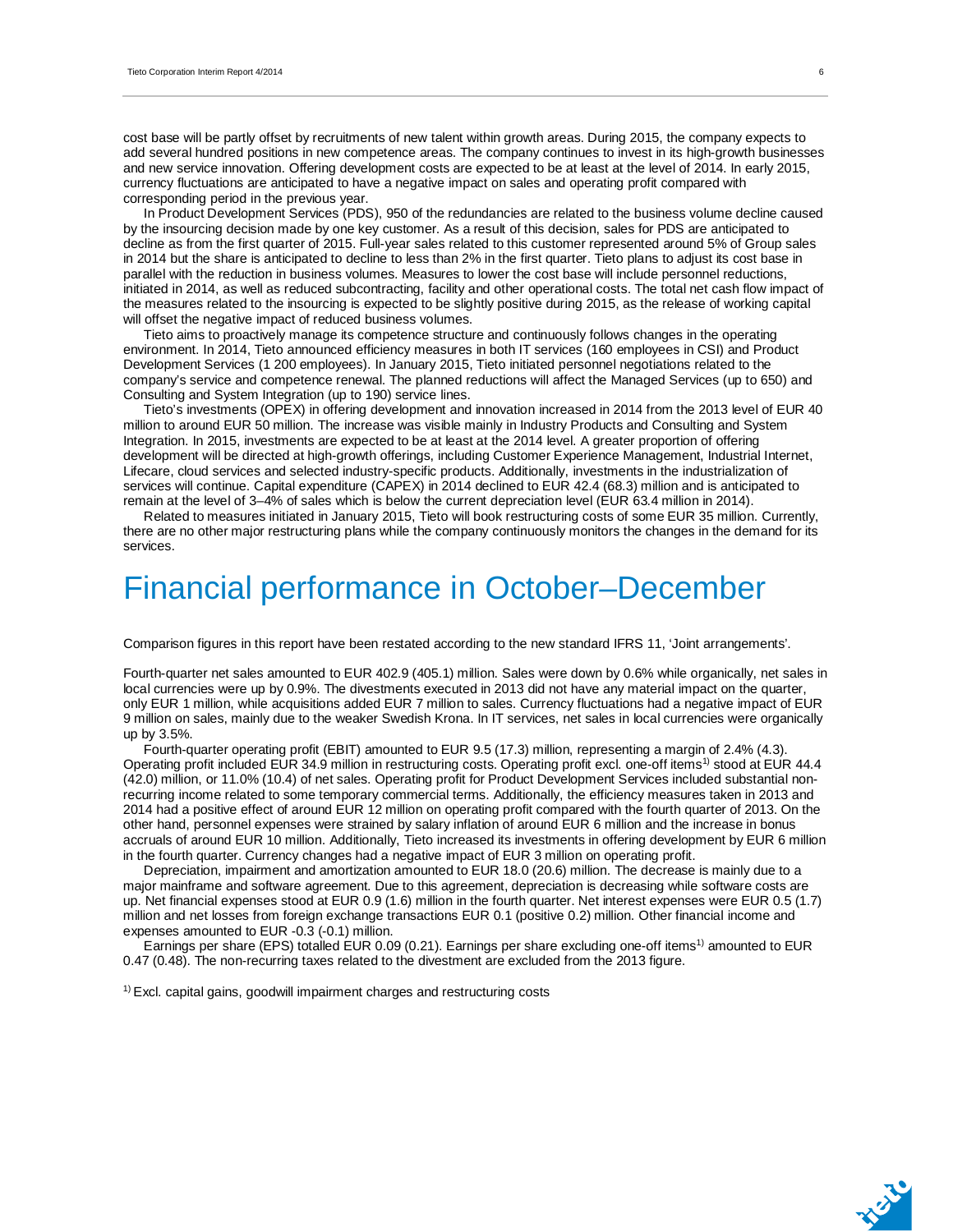cost base will be partly offset by recruitments of new talent within growth areas. During 2015, the company expects to add several hundred positions in new competence areas. The company continues to invest in its high-growth businesses and new service innovation. Offering development costs are expected to be at least at the level of 2014. In early 2015, currency fluctuations are anticipated to have a negative impact on sales and operating profit compared with corresponding period in the previous year.

In Product Development Services (PDS), 950 of the redundancies are related to the business volume decline caused by the insourcing decision made by one key customer. As a result of this decision, sales for PDS are anticipated to decline as from the first quarter of 2015. Full-year sales related to this customer represented around 5% of Group sales in 2014 but the share is anticipated to decline to less than 2% in the first quarter. Tieto plans to adjust its cost base in parallel with the reduction in business volumes. Measures to lower the cost base will include personnel reductions, initiated in 2014, as well as reduced subcontracting, facility and other operational costs. The total net cash flow impact of the measures related to the insourcing is expected to be slightly positive during 2015, as the release of working capital will offset the negative impact of reduced business volumes.

Tieto aims to proactively manage its competence structure and continuously follows changes in the operating environment. In 2014, Tieto announced efficiency measures in both IT services (160 employees in CSI) and Product Development Services (1 200 employees). In January 2015, Tieto initiated personnel negotiations related to the company's service and competence renewal. The planned reductions will affect the Managed Services (up to 650) and Consulting and System Integration (up to 190) service lines.

Tieto's investments (OPEX) in offering development and innovation increased in 2014 from the 2013 level of EUR 40 million to around EUR 50 million. The increase was visible mainly in Industry Products and Consulting and System Integration. In 2015, investments are expected to be at least at the 2014 level. A greater proportion of offering development will be directed at high-growth offerings, including Customer Experience Management, Industrial Internet, Lifecare, cloud services and selected industry-specific products. Additionally, investments in the industrialization of services will continue. Capital expenditure (CAPEX) in 2014 declined to EUR 42.4 (68.3) million and is anticipated to remain at the level of 3–4% of sales which is below the current depreciation level (EUR 63.4 million in 2014).

Related to measures initiated in January 2015, Tieto will book restructuring costs of some EUR 35 million. Currently, there are no other major restructuring plans while the company continuously monitors the changes in the demand for its services.

# Financial performance in October–December

Comparison figures in this report have been restated according to the new standard IFRS 11, 'Joint arrangements'.

Fourth-quarter net sales amounted to EUR 402.9 (405.1) million. Sales were down by 0.6% while organically, net sales in local currencies were up by 0.9%. The divestments executed in 2013 did not have any material impact on the quarter, only EUR 1 million, while acquisitions added EUR 7 million to sales. Currency fluctuations had a negative impact of EUR 9 million on sales, mainly due to the weaker Swedish Krona. In IT services, net sales in local currencies were organically up by 3.5%.

Fourth-quarter operating profit (EBIT) amounted to EUR 9.5 (17.3) million, representing a margin of 2.4% (4.3). Operating profit included EUR 34.9 million in restructuring costs. Operating profit excl. one-off items[1)] stood at EUR 44.4 (42.0) million, or 11.0% (10.4) of net sales. Operating profit for Product Development Services included substantial non-recurring income related to some temporary commercial terms. Additionally, the efficiency measures taken in 2013 and 2014 had a positive effect of around EUR 12 million on operating profit compared with the fourth quarter of 2013. On the other hand, personnel expenses were strained by salary inflation of around EUR 6 million and the increase in bonus accruals of around EUR 10 million. Additionally, Tieto increased its investments in offering development by EUR 6 million in the fourth quarter. Currency changes had a negative impact of EUR 3 million on operating profit.

Depreciation, impairment and amortization amounted to EUR 18.0 (20.6) million. The decrease is mainly due to a major mainframe and software agreement. Due to this agreement, depreciation is decreasing while software costs are up. Net financial expenses stood at EUR 0.9 (1.6) million in the fourth quarter. Net interest expenses were EUR 0.5 (1.7) million and net losses from foreign exchange transactions EUR 0.1 (positive 0.2) million. Other financial income and expenses amounted to EUR -0.3 (-0.1) million.

Earnings per share (EPS) totalled EUR 0.09 (0.21). Earnings per share excluding one-off items[1)] amounted to EUR 0.47 (0.48). The non-recurring taxes related to the divestment are excluded from the 2013 figure.

[1)] Excl. capital gains, goodwill impairment charges and restructuring costs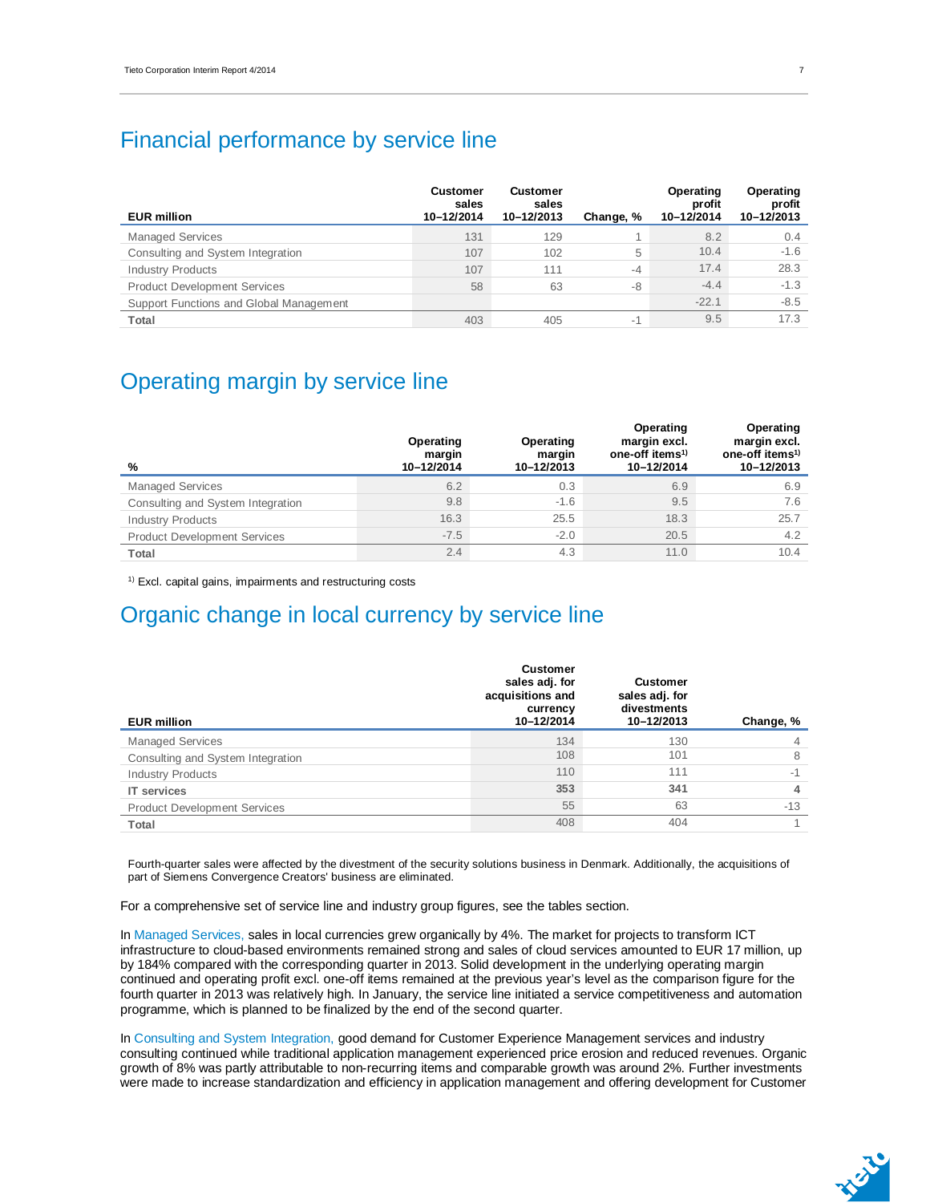## Financial performance by service line

| EUR million | Customer sales 10–12/2014 | Customer sales 10–12/2013 | Change, % | Operating profit 10–12/2014 | Operating profit 10–12/2013 |
|---|---|---|---|---|---|
| Managed Services | 131 | 129 | 1 | 8.2 | 0.4 |
| Consulting and System Integration | 107 | 102 | 5 | 10.4 | -1.6 |
| Industry Products | 107 | 111 | -4 | 17.4 | 28.3 |
| Product Development Services | 58 | 63 | -8 | -4.4 | -1.3 |
| Support Functions and Global Management | | | | -22.1 | -8.5 |
| **Total** | 403 | 405 | -1 | 9.5 | 17.3 |

## Operating margin by service line

| % | Operating margin 10–12/2014 | Operating margin 10–12/2013 | Operating margin excl. one-off items[1] 10–12/2014 | Operating margin excl. one-off items[1] 10–12/2013 |
|---|---|---|---|---|
| Managed Services | 6.2 | 0.3 | 6.9 | 6.9 |
| Consulting and System Integration | 9.8 | -1.6 | 9.5 | 7.6 |
| Industry Products | 16.3 | 25.5 | 18.3 | 25.7 |
| Product Development Services | -7.5 | -2.0 | 20.5 | 4.2 |
| **Total** | 2.4 | 4.3 | 11.0 | 10.4 |

[1] Excl. capital gains, impairments and restructuring costs

## Organic change in local currency by service line

| EUR million | Customer sales adj. for acquisitions and currency 10–12/2014 | Customer sales adj. for divestments 10–12/2013 | Change, % |
|---|---|---|---|
| Managed Services | 134 | 130 | 4 |
| Consulting and System Integration | 108 | 101 | 8 |
| Industry Products | 110 | 111 | -1 |
| **IT services** | **353** | **341** | **4** |
| Product Development Services | 55 | 63 | -13 |
| **Total** | 408 | 404 | 1 |

Fourth-quarter sales were affected by the divestment of the security solutions business in Denmark. Additionally, the acquisitions of part of Siemens Convergence Creators' business are eliminated.

For a comprehensive set of service line and industry group figures, see the tables section.

In Managed Services, sales in local currencies grew organically by 4%. The market for projects to transform ICT infrastructure to cloud-based environments remained strong and sales of cloud services amounted to EUR 17 million, up by 184% compared with the corresponding quarter in 2013. Solid development in the underlying operating margin continued and operating profit excl. one-off items remained at the previous year's level as the comparison figure for the fourth quarter in 2013 was relatively high. In January, the service line initiated a service competitiveness and automation programme, which is planned to be finalized by the end of the second quarter.

In Consulting and System Integration, good demand for Customer Experience Management services and industry consulting continued while traditional application management experienced price erosion and reduced revenues. Organic growth of 8% was partly attributable to non-recurring items and comparable growth was around 2%. Further investments were made to increase standardization and efficiency in application management and offering development for Customer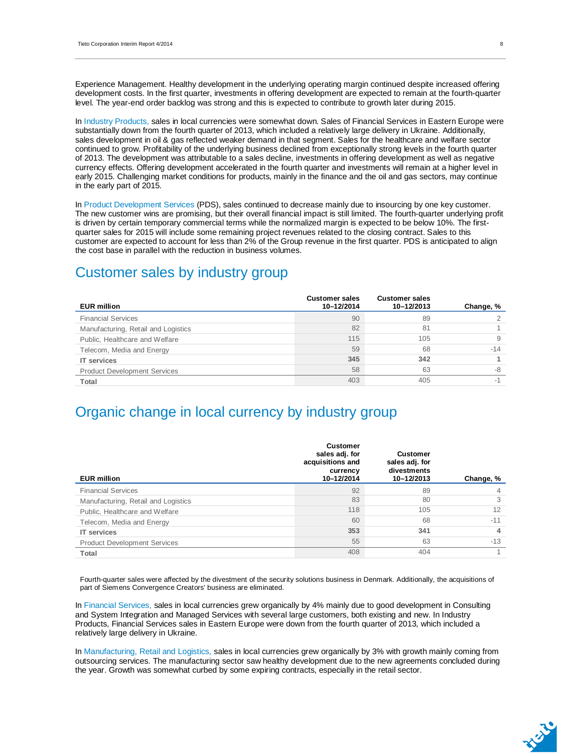Experience Management. Healthy development in the underlying operating margin continued despite increased offering development costs. In the first quarter, investments in offering development are expected to remain at the fourth-quarter level. The year-end order backlog was strong and this is expected to contribute to growth later during 2015.

In Industry Products, sales in local currencies were somewhat down. Sales of Financial Services in Eastern Europe were substantially down from the fourth quarter of 2013, which included a relatively large delivery in Ukraine. Additionally, sales development in oil & gas reflected weaker demand in that segment. Sales for the healthcare and welfare sector continued to grow. Profitability of the underlying business declined from exceptionally strong levels in the fourth quarter of 2013. The development was attributable to a sales decline, investments in offering development as well as negative currency effects. Offering development accelerated in the fourth quarter and investments will remain at a higher level in early 2015. Challenging market conditions for products, mainly in the finance and the oil and gas sectors, may continue in the early part of 2015.

In Product Development Services (PDS), sales continued to decrease mainly due to insourcing by one key customer. The new customer wins are promising, but their overall financial impact is still limited. The fourth-quarter underlying profit is driven by certain temporary commercial terms while the normalized margin is expected to be below 10%. The first-quarter sales for 2015 will include some remaining project revenues related to the closing contract. Sales to this customer are expected to account for less than 2% of the Group revenue in the first quarter. PDS is anticipated to align the cost base in parallel with the reduction in business volumes.

## Customer sales by industry group

| EUR million | Customer sales 10–12/2014 | Customer sales 10–12/2013 | Change, % |
|---|---|---|---|
| Financial Services | 90 | 89 | 2 |
| Manufacturing, Retail and Logistics | 82 | 81 | 1 |
| Public, Healthcare and Welfare | 115 | 105 | 9 |
| Telecom, Media and Energy | 59 | 68 | -14 |
| **IT services** | **345** | **342** | **1** |
| Product Development Services | 58 | 63 | -8 |
| **Total** | 403 | 405 | -1 |

## Organic change in local currency by industry group

| EUR million | Customer sales adj. for acquisitions and currency 10–12/2014 | Customer sales adj. for divestments 10–12/2013 | Change, % |
|---|---|---|---|
| Financial Services | 92 | 89 | 4 |
| Manufacturing, Retail and Logistics | 83 | 80 | 3 |
| Public, Healthcare and Welfare | 118 | 105 | 12 |
| Telecom, Media and Energy | 60 | 68 | -11 |
| **IT services** | **353** | **341** | **4** |
| Product Development Services | 55 | 63 | -13 |
| **Total** | 408 | 404 | 1 |

Fourth-quarter sales were affected by the divestment of the security solutions business in Denmark. Additionally, the acquisitions of part of Siemens Convergence Creators' business are eliminated.

In Financial Services, sales in local currencies grew organically by 4% mainly due to good development in Consulting and System Integration and Managed Services with several large customers, both existing and new. In Industry Products, Financial Services sales in Eastern Europe were down from the fourth quarter of 2013, which included a relatively large delivery in Ukraine.

In Manufacturing, Retail and Logistics, sales in local currencies grew organically by 3% with growth mainly coming from outsourcing services. The manufacturing sector saw healthy development due to the new agreements concluded during the year. Growth was somewhat curbed by some expiring contracts, especially in the retail sector.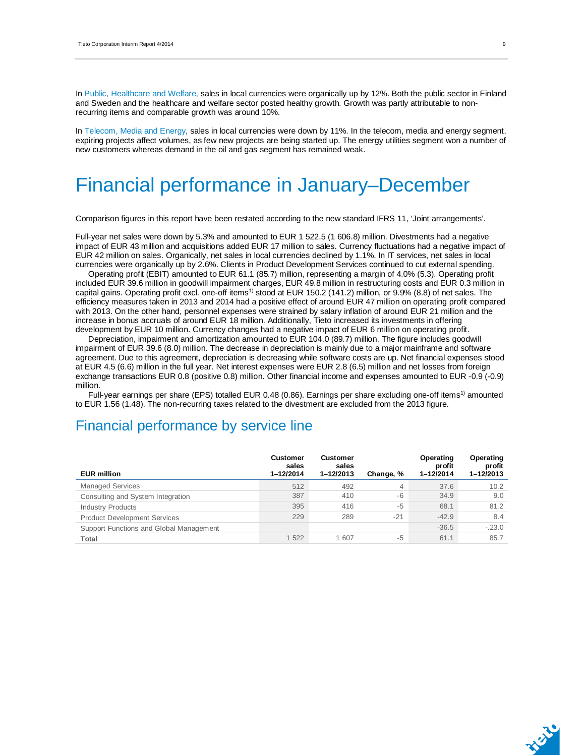In Public, Healthcare and Welfare, sales in local currencies were organically up by 12%. Both the public sector in Finland and Sweden and the healthcare and welfare sector posted healthy growth. Growth was partly attributable to non-recurring items and comparable growth was around 10%.

In Telecom, Media and Energy, sales in local currencies were down by 11%. In the telecom, media and energy segment, expiring projects affect volumes, as few new projects are being started up. The energy utilities segment won a number of new customers whereas demand in the oil and gas segment has remained weak.

# Financial performance in January–December

Comparison figures in this report have been restated according to the new standard IFRS 11, 'Joint arrangements'.

Full-year net sales were down by 5.3% and amounted to EUR 1 522.5 (1 606.8) million. Divestments had a negative impact of EUR 43 million and acquisitions added EUR 17 million to sales. Currency fluctuations had a negative impact of EUR 42 million on sales. Organically, net sales in local currencies declined by 1.1%. In IT services, net sales in local currencies were organically up by 2.6%. Clients in Product Development Services continued to cut external spending.

Operating profit (EBIT) amounted to EUR 61.1 (85.7) million, representing a margin of 4.0% (5.3). Operating profit included EUR 39.6 million in goodwill impairment charges, EUR 49.8 million in restructuring costs and EUR 0.3 million in capital gains. Operating profit excl. one-off items[1)] stood at EUR 150.2 (141.2) million, or 9.9% (8.8) of net sales. The efficiency measures taken in 2013 and 2014 had a positive effect of around EUR 47 million on operating profit compared with 2013. On the other hand, personnel expenses were strained by salary inflation of around EUR 21 million and the increase in bonus accruals of around EUR 18 million. Additionally, Tieto increased its investments in offering development by EUR 10 million. Currency changes had a negative impact of EUR 6 million on operating profit.

Depreciation, impairment and amortization amounted to EUR 104.0 (89.7) million. The figure includes goodwill impairment of EUR 39.6 (8.0) million. The decrease in depreciation is mainly due to a major mainframe and software agreement. Due to this agreement, depreciation is decreasing while software costs are up. Net financial expenses stood at EUR 4.5 (6.6) million in the full year. Net interest expenses were EUR 2.8 (6.5) million and net losses from foreign exchange transactions EUR 0.8 (positive 0.8) million. Other financial income and expenses amounted to EUR -0.9 (-0.9) million.

Full-year earnings per share (EPS) totalled EUR 0.48 (0.86). Earnings per share excluding one-off items[1)] amounted to EUR 1.56 (1.48). The non-recurring taxes related to the divestment are excluded from the 2013 figure.

## Financial performance by service line

| EUR million | Customer sales 1–12/2014 | Customer sales 1–12/2013 | Change, % | Operating profit 1–12/2014 | Operating profit 1–12/2013 |
|---|---|---|---|---|---|
| Managed Services | 512 | 492 | 4 | 37.6 | 10.2 |
| Consulting and System Integration | 387 | 410 | -6 | 34.9 | 9.0 |
| Industry Products | 395 | 416 | -5 | 68.1 | 81.2 |
| Product Development Services | 229 | 289 | -21 | -42.9 | 8.4 |
| Support Functions and Global Management | | | | -36.5 | -.23.0 |
| Total | 1 522 | 1 607 | -5 | 61.1 | 85.7 |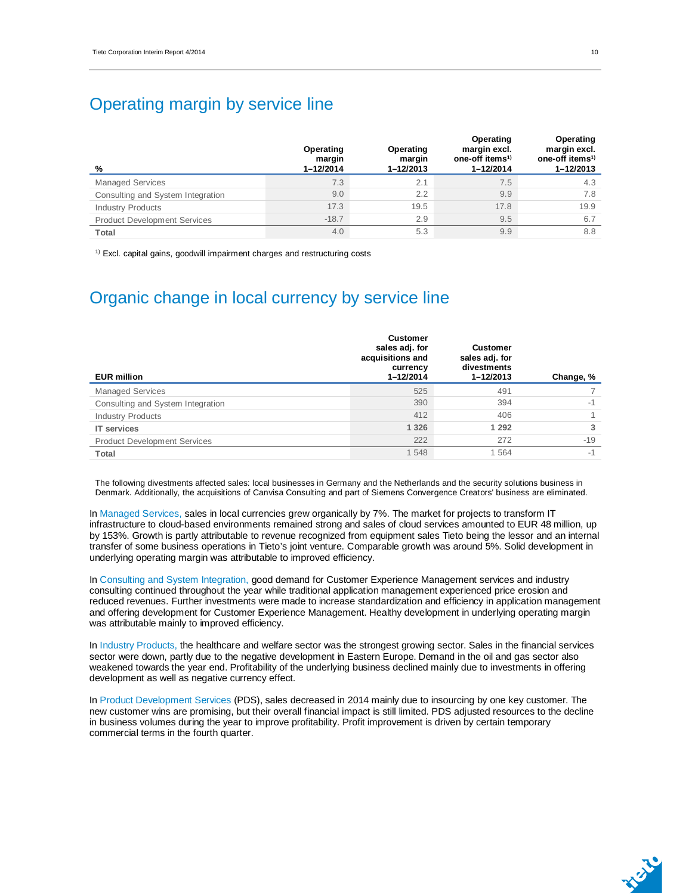## Operating margin by service line

| % | Operating margin 1–12/2014 | Operating margin 1–12/2013 | Operating margin excl. one-off items[1] 1–12/2014 | Operating margin excl. one-off items[1] 1–12/2013 |
|---|---|---|---|---|
| Managed Services | 7.3 | 2.1 | 7.5 | 4.3 |
| Consulting and System Integration | 9.0 | 2.2 | 9.9 | 7.8 |
| Industry Products | 17.3 | 19.5 | 17.8 | 19.9 |
| Product Development Services | -18.7 | 2.9 | 9.5 | 6.7 |
| **Total** | 4.0 | 5.3 | 9.9 | 8.8 |

[1] Excl. capital gains, goodwill impairment charges and restructuring costs

## Organic change in local currency by service line

| EUR million | Customer sales adj. for acquisitions and currency 1–12/2014 | Customer sales adj. for divestments 1–12/2013 | Change, % |
|---|---|---|---|
| Managed Services | 525 | 491 | 7 |
| Consulting and System Integration | 390 | 394 | -1 |
| Industry Products | 412 | 406 | 1 |
| **IT services** | **1 326** | **1 292** | **3** |
| Product Development Services | 222 | 272 | -19 |
| **Total** | 1 548 | 1 564 | -1 |

The following divestments affected sales: local businesses in Germany and the Netherlands and the security solutions business in Denmark. Additionally, the acquisitions of Canvisa Consulting and part of Siemens Convergence Creators' business are eliminated.

In Managed Services, sales in local currencies grew organically by 7%. The market for projects to transform IT infrastructure to cloud-based environments remained strong and sales of cloud services amounted to EUR 48 million, up by 153%. Growth is partly attributable to revenue recognized from equipment sales Tieto being the lessor and an internal transfer of some business operations in Tieto's joint venture. Comparable growth was around 5%. Solid development in underlying operating margin was attributable to improved efficiency.

In Consulting and System Integration, good demand for Customer Experience Management services and industry consulting continued throughout the year while traditional application management experienced price erosion and reduced revenues. Further investments were made to increase standardization and efficiency in application management and offering development for Customer Experience Management. Healthy development in underlying operating margin was attributable mainly to improved efficiency.

In Industry Products, the healthcare and welfare sector was the strongest growing sector. Sales in the financial services sector were down, partly due to the negative development in Eastern Europe. Demand in the oil and gas sector also weakened towards the year end. Profitability of the underlying business declined mainly due to investments in offering development as well as negative currency effect.

In Product Development Services (PDS), sales decreased in 2014 mainly due to insourcing by one key customer. The new customer wins are promising, but their overall financial impact is still limited. PDS adjusted resources to the decline in business volumes during the year to improve profitability. Profit improvement is driven by certain temporary commercial terms in the fourth quarter.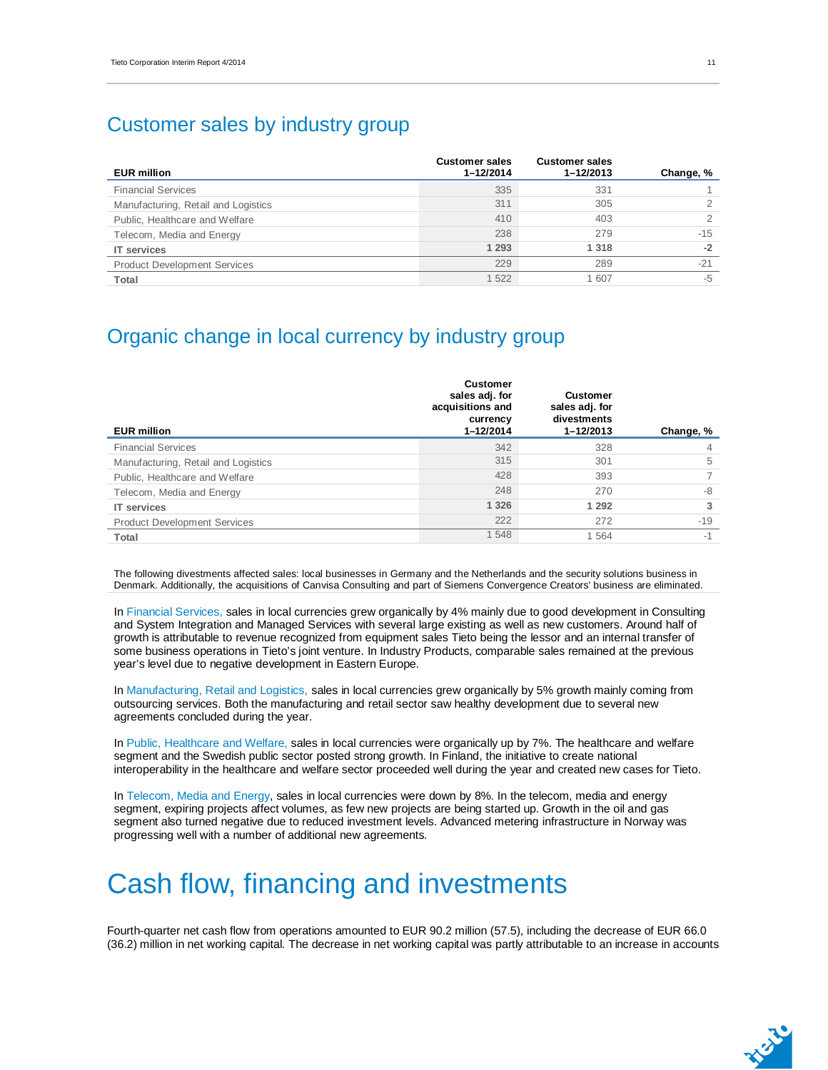## Customer sales by industry group

| EUR million | Customer sales 1–12/2014 | Customer sales 1–12/2013 | Change, % |
|---|---|---|---|
| Financial Services | 335 | 331 | 1 |
| Manufacturing, Retail and Logistics | 311 | 305 | 2 |
| Public, Healthcare and Welfare | 410 | 403 | 2 |
| Telecom, Media and Energy | 238 | 279 | -15 |
| **IT services** | **1 293** | **1 318** | **-2** |
| Product Development Services | 229 | 289 | -21 |
| Total | 1 522 | 1 607 | -5 |

## Organic change in local currency by industry group

| EUR million | Customer sales adj. for acquisitions and currency 1–12/2014 | Customer sales adj. for divestments 1–12/2013 | Change, % |
|---|---|---|---|
| Financial Services | 342 | 328 | 4 |
| Manufacturing, Retail and Logistics | 315 | 301 | 5 |
| Public, Healthcare and Welfare | 428 | 393 | 7 |
| Telecom, Media and Energy | 248 | 270 | -8 |
| **IT services** | **1 326** | **1 292** | **3** |
| Product Development Services | 222 | 272 | -19 |
| Total | 1 548 | 1 564 | -1 |

The following divestments affected sales: local businesses in Germany and the Netherlands and the security solutions business in Denmark. Additionally, the acquisitions of Canvisa Consulting and part of Siemens Convergence Creators' business are eliminated.

In Financial Services, sales in local currencies grew organically by 4% mainly due to good development in Consulting and System Integration and Managed Services with several large existing as well as new customers. Around half of growth is attributable to revenue recognized from equipment sales Tieto being the lessor and an internal transfer of some business operations in Tieto's joint venture. In Industry Products, comparable sales remained at the previous year's level due to negative development in Eastern Europe.

In Manufacturing, Retail and Logistics, sales in local currencies grew organically by 5% growth mainly coming from outsourcing services. Both the manufacturing and retail sector saw healthy development due to several new agreements concluded during the year.

In Public, Healthcare and Welfare, sales in local currencies were organically up by 7%. The healthcare and welfare segment and the Swedish public sector posted strong growth. In Finland, the initiative to create national interoperability in the healthcare and welfare sector proceeded well during the year and created new cases for Tieto.

In Telecom, Media and Energy, sales in local currencies were down by 8%. In the telecom, media and energy segment, expiring projects affect volumes, as few new projects are being started up. Growth in the oil and gas segment also turned negative due to reduced investment levels. Advanced metering infrastructure in Norway was progressing well with a number of additional new agreements.

# Cash flow, financing and investments

Fourth-quarter net cash flow from operations amounted to EUR 90.2 million (57.5), including the decrease of EUR 66.0 (36.2) million in net working capital. The decrease in net working capital was partly attributable to an increase in accounts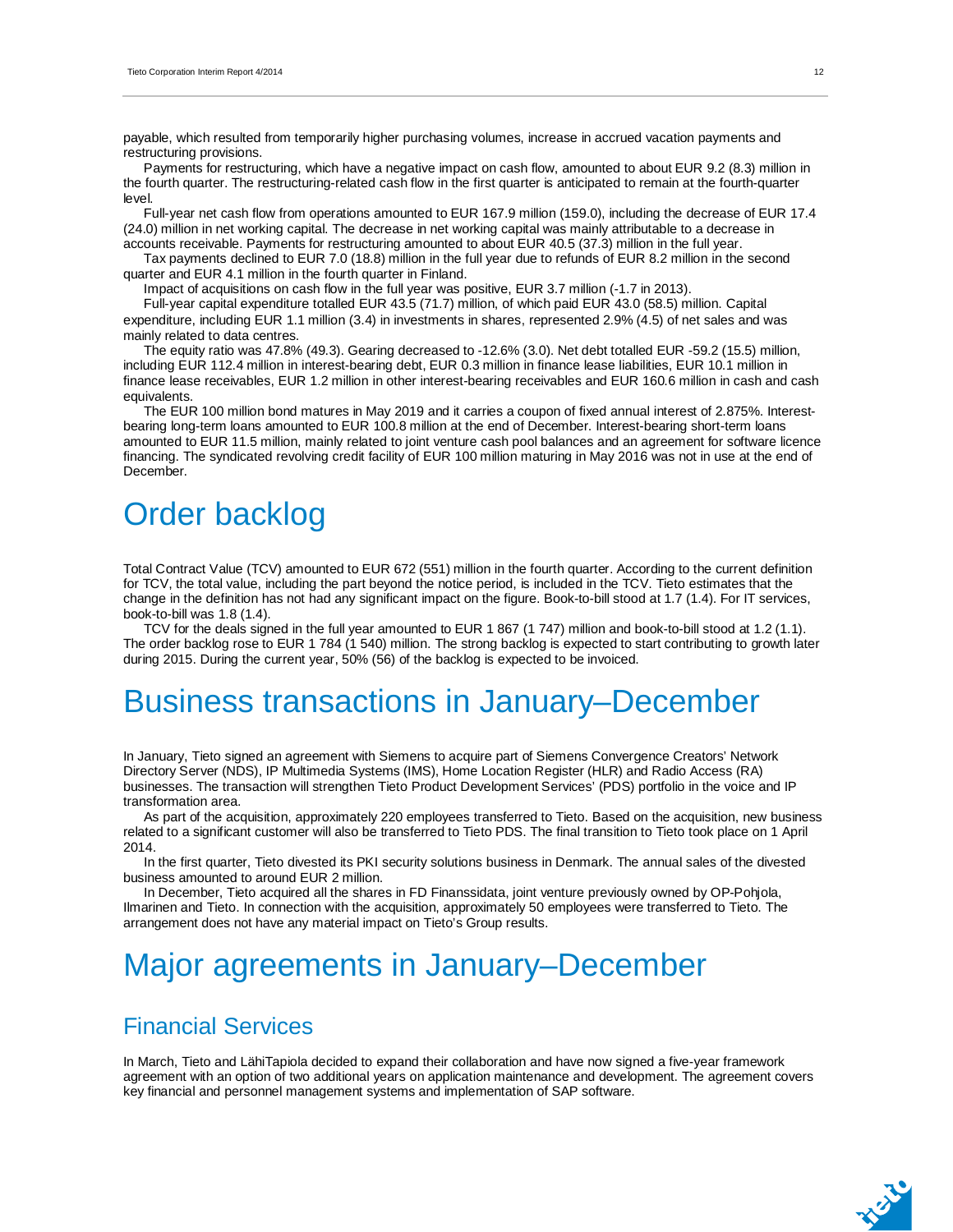payable, which resulted from temporarily higher purchasing volumes, increase in accrued vacation payments and restructuring provisions.

Payments for restructuring, which have a negative impact on cash flow, amounted to about EUR 9.2 (8.3) million in the fourth quarter. The restructuring-related cash flow in the first quarter is anticipated to remain at the fourth-quarter level.

Full-year net cash flow from operations amounted to EUR 167.9 million (159.0), including the decrease of EUR 17.4 (24.0) million in net working capital. The decrease in net working capital was mainly attributable to a decrease in accounts receivable. Payments for restructuring amounted to about EUR 40.5 (37.3) million in the full year.

Tax payments declined to EUR 7.0 (18.8) million in the full year due to refunds of EUR 8.2 million in the second quarter and EUR 4.1 million in the fourth quarter in Finland.

Impact of acquisitions on cash flow in the full year was positive, EUR 3.7 million (-1.7 in 2013).

Full-year capital expenditure totalled EUR 43.5 (71.7) million, of which paid EUR 43.0 (58.5) million. Capital expenditure, including EUR 1.1 million (3.4) in investments in shares, represented 2.9% (4.5) of net sales and was mainly related to data centres.

The equity ratio was 47.8% (49.3). Gearing decreased to -12.6% (3.0). Net debt totalled EUR -59.2 (15.5) million, including EUR 112.4 million in interest-bearing debt, EUR 0.3 million in finance lease liabilities, EUR 10.1 million in finance lease receivables, EUR 1.2 million in other interest-bearing receivables and EUR 160.6 million in cash and cash equivalents.

The EUR 100 million bond matures in May 2019 and it carries a coupon of fixed annual interest of 2.875%. Interest-bearing long-term loans amounted to EUR 100.8 million at the end of December. Interest-bearing short-term loans amounted to EUR 11.5 million, mainly related to joint venture cash pool balances and an agreement for software licence financing. The syndicated revolving credit facility of EUR 100 million maturing in May 2016 was not in use at the end of December.

# Order backlog

Total Contract Value (TCV) amounted to EUR 672 (551) million in the fourth quarter. According to the current definition for TCV, the total value, including the part beyond the notice period, is included in the TCV. Tieto estimates that the change in the definition has not had any significant impact on the figure. Book-to-bill stood at 1.7 (1.4). For IT services, book-to-bill was 1.8 (1.4).

TCV for the deals signed in the full year amounted to EUR 1 867 (1 747) million and book-to-bill stood at 1.2 (1.1). The order backlog rose to EUR 1 784 (1 540) million. The strong backlog is expected to start contributing to growth later during 2015. During the current year, 50% (56) of the backlog is expected to be invoiced.

# Business transactions in January–December

In January, Tieto signed an agreement with Siemens to acquire part of Siemens Convergence Creators' Network Directory Server (NDS), IP Multimedia Systems (IMS), Home Location Register (HLR) and Radio Access (RA) businesses. The transaction will strengthen Tieto Product Development Services' (PDS) portfolio in the voice and IP transformation area.

As part of the acquisition, approximately 220 employees transferred to Tieto. Based on the acquisition, new business related to a significant customer will also be transferred to Tieto PDS. The final transition to Tieto took place on 1 April 2014.

In the first quarter, Tieto divested its PKI security solutions business in Denmark. The annual sales of the divested business amounted to around EUR 2 million.

In December, Tieto acquired all the shares in FD Finanssidata, joint venture previously owned by OP-Pohjola, Ilmarinen and Tieto. In connection with the acquisition, approximately 50 employees were transferred to Tieto. The arrangement does not have any material impact on Tieto's Group results.

# Major agreements in January–December

## Financial Services

In March, Tieto and LähiTapiola decided to expand their collaboration and have now signed a five-year framework agreement with an option of two additional years on application maintenance and development. The agreement covers key financial and personnel management systems and implementation of SAP software.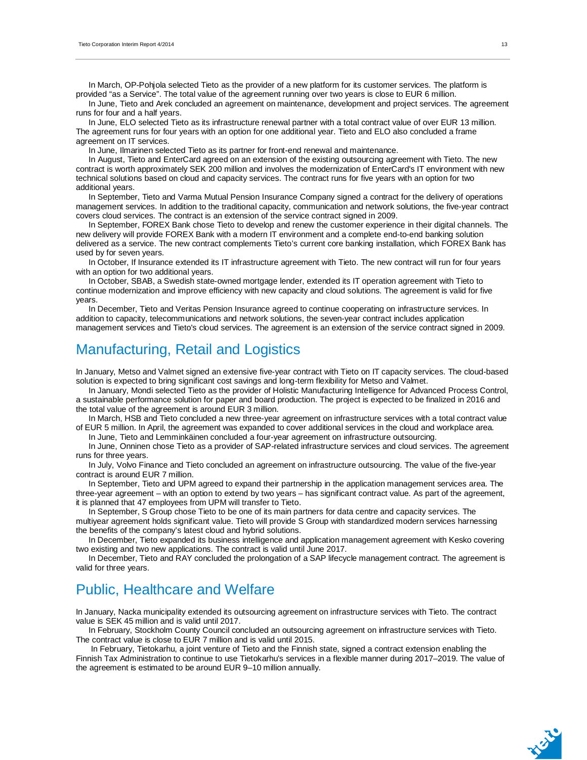In March, OP-Pohjola selected Tieto as the provider of a new platform for its customer services. The platform is provided “as a Service”. The total value of the agreement running over two years is close to EUR 6 million.

In June, Tieto and Arek concluded an agreement on maintenance, development and project services. The agreement runs for four and a half years.

In June, ELO selected Tieto as its infrastructure renewal partner with a total contract value of over EUR 13 million. The agreement runs for four years with an option for one additional year. Tieto and ELO also concluded a frame agreement on IT services.

In June, Ilmarinen selected Tieto as its partner for front-end renewal and maintenance.

In August, Tieto and EnterCard agreed on an extension of the existing outsourcing agreement with Tieto. The new contract is worth approximately SEK 200 million and involves the modernization of EnterCard’s IT environment with new technical solutions based on cloud and capacity services. The contract runs for five years with an option for two additional years.

In September, Tieto and Varma Mutual Pension Insurance Company signed a contract for the delivery of operations management services. In addition to the traditional capacity, communication and network solutions, the five-year contract covers cloud services. The contract is an extension of the service contract signed in 2009.

In September, FOREX Bank chose Tieto to develop and renew the customer experience in their digital channels. The new delivery will provide FOREX Bank with a modern IT environment and a complete end-to-end banking solution delivered as a service. The new contract complements Tieto’s current core banking installation, which FOREX Bank has used by for seven years.

In October, If Insurance extended its IT infrastructure agreement with Tieto. The new contract will run for four years with an option for two additional years.

In October, SBAB, a Swedish state-owned mortgage lender, extended its IT operation agreement with Tieto to continue modernization and improve efficiency with new capacity and cloud solutions. The agreement is valid for five years.

In December, Tieto and Veritas Pension Insurance agreed to continue cooperating on infrastructure services. In addition to capacity, telecommunications and network solutions, the seven-year contract includes application management services and Tieto's cloud services. The agreement is an extension of the service contract signed in 2009.

## Manufacturing, Retail and Logistics

In January, Metso and Valmet signed an extensive five-year contract with Tieto on IT capacity services. The cloud-based solution is expected to bring significant cost savings and long-term flexibility for Metso and Valmet.

In January, Mondi selected Tieto as the provider of Holistic Manufacturing Intelligence for Advanced Process Control, a sustainable performance solution for paper and board production. The project is expected to be finalized in 2016 and the total value of the agreement is around EUR 3 million.

In March, HSB and Tieto concluded a new three-year agreement on infrastructure services with a total contract value of EUR 5 million. In April, the agreement was expanded to cover additional services in the cloud and workplace area.

In June, Tieto and Lemminkäinen concluded a four-year agreement on infrastructure outsourcing.

In June, Onninen chose Tieto as a provider of SAP-related infrastructure services and cloud services. The agreement runs for three years.

In July, Volvo Finance and Tieto concluded an agreement on infrastructure outsourcing. The value of the five-year contract is around EUR 7 million.

In September, Tieto and UPM agreed to expand their partnership in the application management services area. The three-year agreement – with an option to extend by two years – has significant contract value. As part of the agreement, it is planned that 47 employees from UPM will transfer to Tieto.

In September, S Group chose Tieto to be one of its main partners for data centre and capacity services. The multiyear agreement holds significant value. Tieto will provide S Group with standardized modern services harnessing the benefits of the company’s latest cloud and hybrid solutions.

In December, Tieto expanded its business intelligence and application management agreement with Kesko covering two existing and two new applications. The contract is valid until June 2017.

In December, Tieto and RAY concluded the prolongation of a SAP lifecycle management contract. The agreement is valid for three years.

## Public, Healthcare and Welfare

In January, Nacka municipality extended its outsourcing agreement on infrastructure services with Tieto. The contract value is SEK 45 million and is valid until 2017.

In February, Stockholm County Council concluded an outsourcing agreement on infrastructure services with Tieto. The contract value is close to EUR 7 million and is valid until 2015.

In February, Tietokarhu, a joint venture of Tieto and the Finnish state, signed a contract extension enabling the Finnish Tax Administration to continue to use Tietokarhu's services in a flexible manner during 2017–2019. The value of the agreement is estimated to be around EUR 9–10 million annually.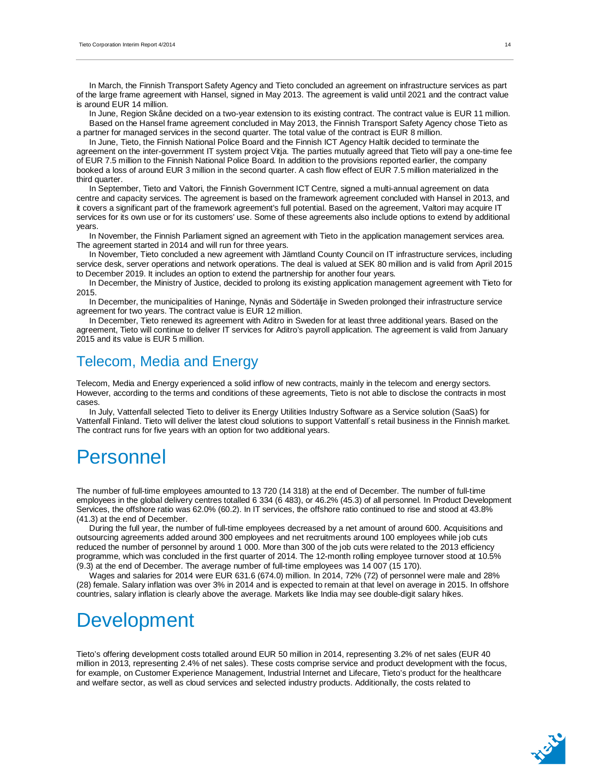In March, the Finnish Transport Safety Agency and Tieto concluded an agreement on infrastructure services as part of the large frame agreement with Hansel, signed in May 2013. The agreement is valid until 2021 and the contract value is around EUR 14 million.

In June, Region Skåne decided on a two-year extension to its existing contract. The contract value is EUR 11 million.

Based on the Hansel frame agreement concluded in May 2013, the Finnish Transport Safety Agency chose Tieto as a partner for managed services in the second quarter. The total value of the contract is EUR 8 million.

In June, Tieto, the Finnish National Police Board and the Finnish ICT Agency Haltik decided to terminate the agreement on the inter-government IT system project Vitja. The parties mutually agreed that Tieto will pay a one-time fee of EUR 7.5 million to the Finnish National Police Board. In addition to the provisions reported earlier, the company booked a loss of around EUR 3 million in the second quarter. A cash flow effect of EUR 7.5 million materialized in the third quarter.

In September, Tieto and Valtori, the Finnish Government ICT Centre, signed a multi-annual agreement on data centre and capacity services. The agreement is based on the framework agreement concluded with Hansel in 2013, and it covers a significant part of the framework agreement's full potential. Based on the agreement, Valtori may acquire IT services for its own use or for its customers' use. Some of these agreements also include options to extend by additional years.

In November, the Finnish Parliament signed an agreement with Tieto in the application management services area. The agreement started in 2014 and will run for three years.

In November, Tieto concluded a new agreement with Jämtland County Council on IT infrastructure services, including service desk, server operations and network operations. The deal is valued at SEK 80 million and is valid from April 2015 to December 2019. It includes an option to extend the partnership for another four years.

In December, the Ministry of Justice, decided to prolong its existing application management agreement with Tieto for 2015.

In December, the municipalities of Haninge, Nynäs and Södertälje in Sweden prolonged their infrastructure service agreement for two years. The contract value is EUR 12 million.

In December, Tieto renewed its agreement with Aditro in Sweden for at least three additional years. Based on the agreement, Tieto will continue to deliver IT services for Aditro's payroll application. The agreement is valid from January 2015 and its value is EUR 5 million.

## Telecom, Media and Energy

Telecom, Media and Energy experienced a solid inflow of new contracts, mainly in the telecom and energy sectors. However, according to the terms and conditions of these agreements, Tieto is not able to disclose the contracts in most cases.

In July, Vattenfall selected Tieto to deliver its Energy Utilities Industry Software as a Service solution (SaaS) for Vattenfall Finland. Tieto will deliver the latest cloud solutions to support Vattenfall´s retail business in the Finnish market. The contract runs for five years with an option for two additional years.

# Personnel

The number of full-time employees amounted to 13 720 (14 318) at the end of December. The number of full-time employees in the global delivery centres totalled 6 334 (6 483), or 46.2% (45.3) of all personnel. In Product Development Services, the offshore ratio was 62.0% (60.2). In IT services, the offshore ratio continued to rise and stood at 43.8% (41.3) at the end of December.

During the full year, the number of full-time employees decreased by a net amount of around 600. Acquisitions and outsourcing agreements added around 300 employees and net recruitments around 100 employees while job cuts reduced the number of personnel by around 1 000. More than 300 of the job cuts were related to the 2013 efficiency programme, which was concluded in the first quarter of 2014. The 12-month rolling employee turnover stood at 10.5% (9.3) at the end of December. The average number of full-time employees was 14 007 (15 170).

Wages and salaries for 2014 were EUR 631.6 (674.0) million. In 2014, 72% (72) of personnel were male and 28% (28) female. Salary inflation was over 3% in 2014 and is expected to remain at that level on average in 2015. In offshore countries, salary inflation is clearly above the average. Markets like India may see double-digit salary hikes.

# Development

Tieto's offering development costs totalled around EUR 50 million in 2014, representing 3.2% of net sales (EUR 40 million in 2013, representing 2.4% of net sales). These costs comprise service and product development with the focus, for example, on Customer Experience Management, Industrial Internet and Lifecare, Tieto's product for the healthcare and welfare sector, as well as cloud services and selected industry products. Additionally, the costs related to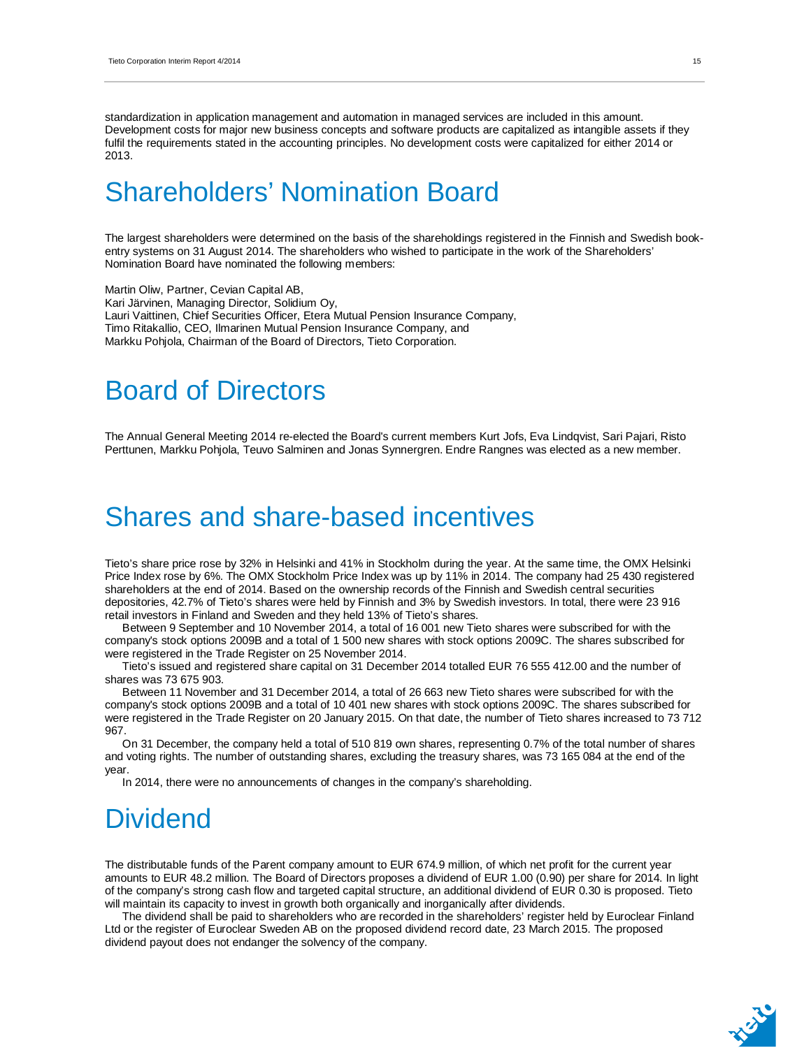standardization in application management and automation in managed services are included in this amount. Development costs for major new business concepts and software products are capitalized as intangible assets if they fulfil the requirements stated in the accounting principles. No development costs were capitalized for either 2014 or 2013.

# Shareholders' Nomination Board

The largest shareholders were determined on the basis of the shareholdings registered in the Finnish and Swedish book-entry systems on 31 August 2014. The shareholders who wished to participate in the work of the Shareholders' Nomination Board have nominated the following members:

Martin Oliw, Partner, Cevian Capital AB,
Kari Järvinen, Managing Director, Solidium Oy,
Lauri Vaittinen, Chief Securities Officer, Etera Mutual Pension Insurance Company,
Timo Ritakallio, CEO, Ilmarinen Mutual Pension Insurance Company, and
Markku Pohjola, Chairman of the Board of Directors, Tieto Corporation.

# Board of Directors

The Annual General Meeting 2014 re-elected the Board's current members Kurt Jofs, Eva Lindqvist, Sari Pajari, Risto Perttunen, Markku Pohjola, Teuvo Salminen and Jonas Synnergren. Endre Rangnes was elected as a new member.

# Shares and share-based incentives

Tieto's share price rose by 32% in Helsinki and 41% in Stockholm during the year. At the same time, the OMX Helsinki Price Index rose by 6%. The OMX Stockholm Price Index was up by 11% in 2014. The company had 25 430 registered shareholders at the end of 2014. Based on the ownership records of the Finnish and Swedish central securities depositories, 42.7% of Tieto's shares were held by Finnish and 3% by Swedish investors. In total, there were 23 916 retail investors in Finland and Sweden and they held 13% of Tieto's shares.

Between 9 September and 10 November 2014, a total of 16 001 new Tieto shares were subscribed for with the company's stock options 2009B and a total of 1 500 new shares with stock options 2009C. The shares subscribed for were registered in the Trade Register on 25 November 2014.

Tieto's issued and registered share capital on 31 December 2014 totalled EUR 76 555 412.00 and the number of shares was 73 675 903.

Between 11 November and 31 December 2014, a total of 26 663 new Tieto shares were subscribed for with the company's stock options 2009B and a total of 10 401 new shares with stock options 2009C. The shares subscribed for were registered in the Trade Register on 20 January 2015. On that date, the number of Tieto shares increased to 73 712 967.

On 31 December, the company held a total of 510 819 own shares, representing 0.7% of the total number of shares and voting rights. The number of outstanding shares, excluding the treasury shares, was 73 165 084 at the end of the year.

In 2014, there were no announcements of changes in the company's shareholding.

# Dividend

The distributable funds of the Parent company amount to EUR 674.9 million, of which net profit for the current year amounts to EUR 48.2 million. The Board of Directors proposes a dividend of EUR 1.00 (0.90) per share for 2014. In light of the company's strong cash flow and targeted capital structure, an additional dividend of EUR 0.30 is proposed. Tieto will maintain its capacity to invest in growth both organically and inorganically after dividends.

The dividend shall be paid to shareholders who are recorded in the shareholders' register held by Euroclear Finland Ltd or the register of Euroclear Sweden AB on the proposed dividend record date, 23 March 2015. The proposed dividend payout does not endanger the solvency of the company.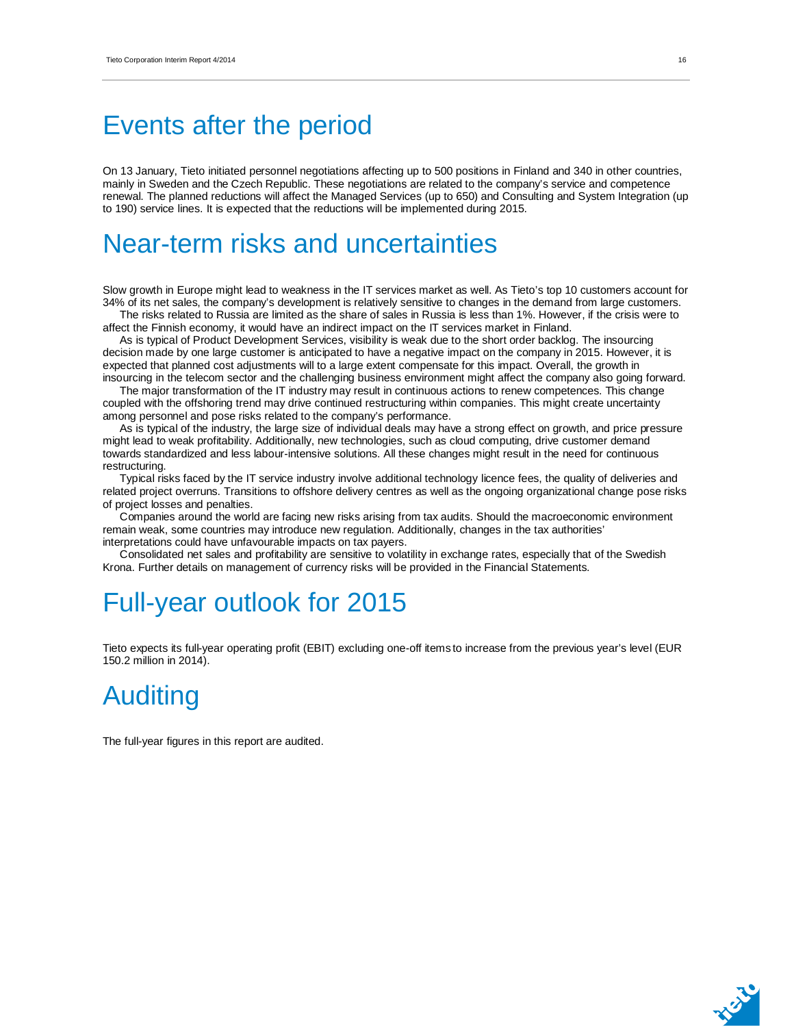# Events after the period

On 13 January, Tieto initiated personnel negotiations affecting up to 500 positions in Finland and 340 in other countries, mainly in Sweden and the Czech Republic. These negotiations are related to the company's service and competence renewal. The planned reductions will affect the Managed Services (up to 650) and Consulting and System Integration (up to 190) service lines. It is expected that the reductions will be implemented during 2015.

# Near-term risks and uncertainties

Slow growth in Europe might lead to weakness in the IT services market as well. As Tieto's top 10 customers account for 34% of its net sales, the company's development is relatively sensitive to changes in the demand from large customers.

The risks related to Russia are limited as the share of sales in Russia is less than 1%. However, if the crisis were to affect the Finnish economy, it would have an indirect impact on the IT services market in Finland.

As is typical of Product Development Services, visibility is weak due to the short order backlog. The insourcing decision made by one large customer is anticipated to have a negative impact on the company in 2015. However, it is expected that planned cost adjustments will to a large extent compensate for this impact. Overall, the growth in insourcing in the telecom sector and the challenging business environment might affect the company also going forward.

The major transformation of the IT industry may result in continuous actions to renew competences. This change coupled with the offshoring trend may drive continued restructuring within companies. This might create uncertainty among personnel and pose risks related to the company's performance.

As is typical of the industry, the large size of individual deals may have a strong effect on growth, and price pressure might lead to weak profitability. Additionally, new technologies, such as cloud computing, drive customer demand towards standardized and less labour-intensive solutions. All these changes might result in the need for continuous restructuring.

Typical risks faced by the IT service industry involve additional technology licence fees, the quality of deliveries and related project overruns. Transitions to offshore delivery centres as well as the ongoing organizational change pose risks of project losses and penalties.

Companies around the world are facing new risks arising from tax audits. Should the macroeconomic environment remain weak, some countries may introduce new regulation. Additionally, changes in the tax authorities' interpretations could have unfavourable impacts on tax payers.

Consolidated net sales and profitability are sensitive to volatility in exchange rates, especially that of the Swedish Krona. Further details on management of currency risks will be provided in the Financial Statements.

# Full-year outlook for 2015

Tieto expects its full-year operating profit (EBIT) excluding one-off items to increase from the previous year's level (EUR 150.2 million in 2014).

# Auditing

The full-year figures in this report are audited.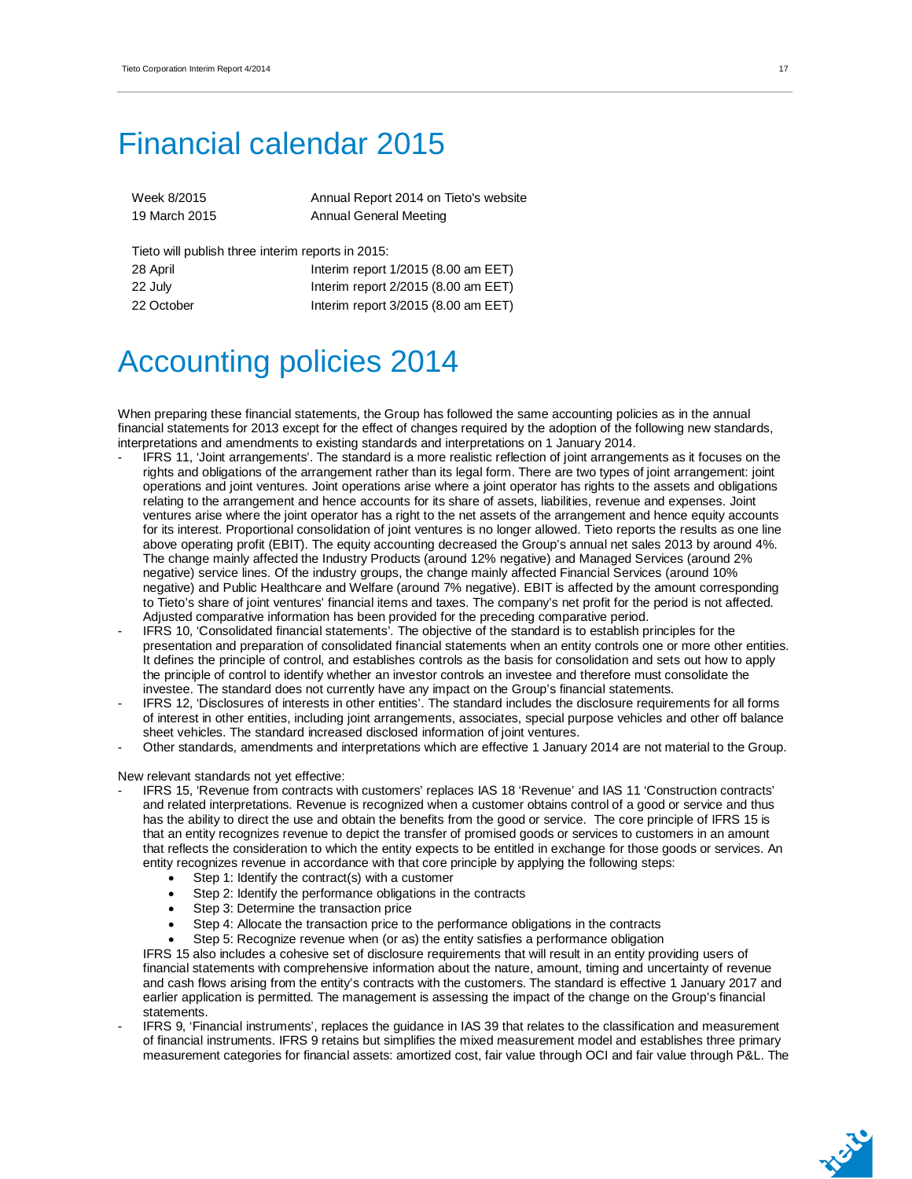# Financial calendar 2015

| | |
|---|---|
| Week 8/2015 | Annual Report 2014 on Tieto's website |
| 19 March 2015 | Annual General Meeting |

Tieto will publish three interim reports in 2015:

| | |
|---|---|
| 28 April | Interim report 1/2015 (8.00 am EET) |
| 22 July | Interim report 2/2015 (8.00 am EET) |
| 22 October | Interim report 3/2015 (8.00 am EET) |

# Accounting policies 2014

When preparing these financial statements, the Group has followed the same accounting policies as in the annual financial statements for 2013 except for the effect of changes required by the adoption of the following new standards, interpretations and amendments to existing standards and interpretations on 1 January 2014.

- IFRS 11, 'Joint arrangements'. The standard is a more realistic reflection of joint arrangements as it focuses on the rights and obligations of the arrangement rather than its legal form. There are two types of joint arrangement: joint operations and joint ventures. Joint operations arise where a joint operator has rights to the assets and obligations relating to the arrangement and hence accounts for its share of assets, liabilities, revenue and expenses. Joint ventures arise where the joint operator has a right to the net assets of the arrangement and hence equity accounts for its interest. Proportional consolidation of joint ventures is no longer allowed. Tieto reports the results as one line above operating profit (EBIT). The equity accounting decreased the Group's annual net sales 2013 by around 4%. The change mainly affected the Industry Products (around 12% negative) and Managed Services (around 2% negative) service lines. Of the industry groups, the change mainly affected Financial Services (around 10% negative) and Public Healthcare and Welfare (around 7% negative). EBIT is affected by the amount corresponding to Tieto's share of joint ventures' financial items and taxes. The company's net profit for the period is not affected. Adjusted comparative information has been provided for the preceding comparative period.
- IFRS 10, 'Consolidated financial statements'. The objective of the standard is to establish principles for the presentation and preparation of consolidated financial statements when an entity controls one or more other entities. It defines the principle of control, and establishes controls as the basis for consolidation and sets out how to apply the principle of control to identify whether an investor controls an investee and therefore must consolidate the investee. The standard does not currently have any impact on the Group's financial statements.
- IFRS 12, 'Disclosures of interests in other entities'. The standard includes the disclosure requirements for all forms of interest in other entities, including joint arrangements, associates, special purpose vehicles and other off balance sheet vehicles. The standard increased disclosed information of joint ventures.
- Other standards, amendments and interpretations which are effective 1 January 2014 are not material to the Group.

New relevant standards not yet effective:

- IFRS 15, 'Revenue from contracts with customers' replaces IAS 18 'Revenue' and IAS 11 'Construction contracts' and related interpretations. Revenue is recognized when a customer obtains control of a good or service and thus has the ability to direct the use and obtain the benefits from the good or service. The core principle of IFRS 15 is that an entity recognizes revenue to depict the transfer of promised goods or services to customers in an amount that reflects the consideration to which the entity expects to be entitled in exchange for those goods or services. An entity recognizes revenue in accordance with that core principle by applying the following steps:
  - Step 1: Identify the contract(s) with a customer
  - Step 2: Identify the performance obligations in the contracts
  - Step 3: Determine the transaction price
  - Step 4: Allocate the transaction price to the performance obligations in the contracts
  - Step 5: Recognize revenue when (or as) the entity satisfies a performance obligation

  IFRS 15 also includes a cohesive set of disclosure requirements that will result in an entity providing users of financial statements with comprehensive information about the nature, amount, timing and uncertainty of revenue and cash flows arising from the entity's contracts with the customers. The standard is effective 1 January 2017 and earlier application is permitted. The management is assessing the impact of the change on the Group's financial statements.
- IFRS 9, 'Financial instruments', replaces the guidance in IAS 39 that relates to the classification and measurement of financial instruments. IFRS 9 retains but simplifies the mixed measurement model and establishes three primary measurement categories for financial assets: amortized cost, fair value through OCI and fair value through P&L. The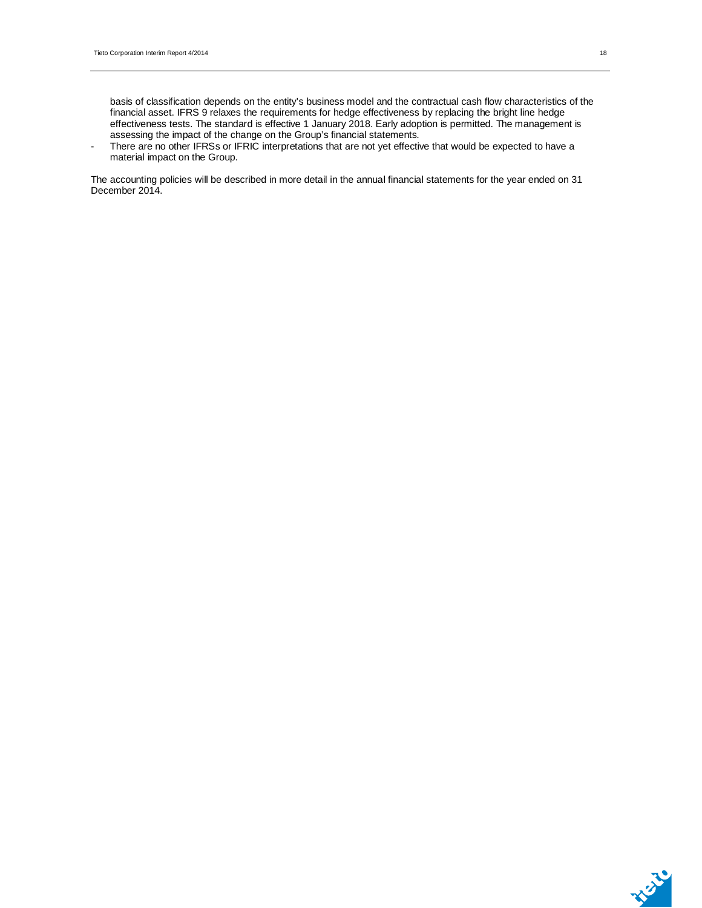basis of classification depends on the entity's business model and the contractual cash flow characteristics of the financial asset. IFRS 9 relaxes the requirements for hedge effectiveness by replacing the bright line hedge effectiveness tests. The standard is effective 1 January 2018. Early adoption is permitted. The management is assessing the impact of the change on the Group's financial statements.

- There are no other IFRSs or IFRIC interpretations that are not yet effective that would be expected to have a material impact on the Group.

The accounting policies will be described in more detail in the annual financial statements for the year ended on 31 December 2014.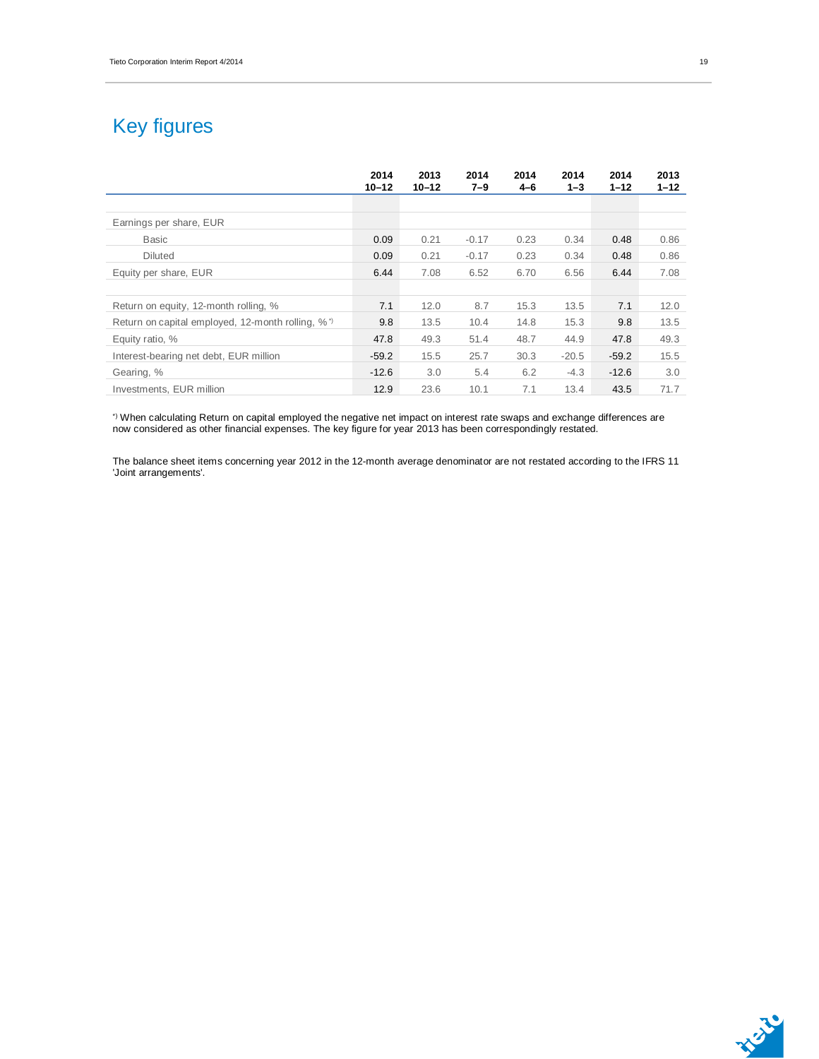# Key figures

| | 2014 10–12 | 2013 10–12 | 2014 7–9 | 2014 4–6 | 2014 1–3 | 2014 1–12 | 2013 1–12 |
|---|---|---|---|---|---|---|---|
| | | | | | | | |
| Earnings per share, EUR | | | | | | | |
| Basic | 0.09 | 0.21 | -0.17 | 0.23 | 0.34 | 0.48 | 0.86 |
| Diluted | 0.09 | 0.21 | -0.17 | 0.23 | 0.34 | 0.48 | 0.86 |
| Equity per share, EUR | 6.44 | 7.08 | 6.52 | 6.70 | 6.56 | 6.44 | 7.08 |
| | | | | | | | |
| Return on equity, 12-month rolling, % | 7.1 | 12.0 | 8.7 | 15.3 | 13.5 | 7.1 | 12.0 |
| Return on capital employed, 12-month rolling, % *) | 9.8 | 13.5 | 10.4 | 14.8 | 15.3 | 9.8 | 13.5 |
| Equity ratio, % | 47.8 | 49.3 | 51.4 | 48.7 | 44.9 | 47.8 | 49.3 |
| Interest-bearing net debt, EUR million | -59.2 | 15.5 | 25.7 | 30.3 | -20.5 | -59.2 | 15.5 |
| Gearing, % | -12.6 | 3.0 | 5.4 | 6.2 | -4.3 | -12.6 | 3.0 |
| Investments, EUR million | 12.9 | 23.6 | 10.1 | 7.1 | 13.4 | 43.5 | 71.7 |

*) When calculating Return on capital employed the negative net impact on interest rate swaps and exchange differences are now considered as other financial expenses. The key figure for year 2013 has been correspondingly restated.

The balance sheet items concerning year 2012 in the 12-month average denominator are not restated according to the IFRS 11 'Joint arrangements'.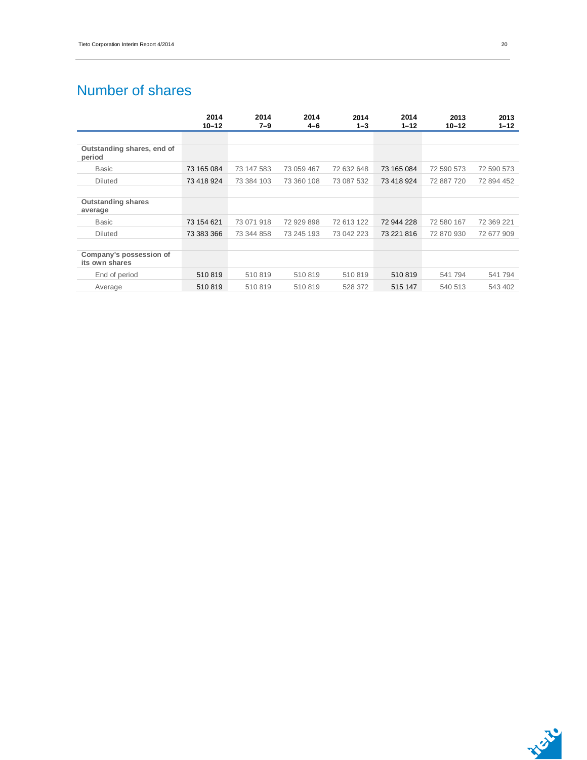## Number of shares

| | 2014 10–12 | 2014 7–9 | 2014 4–6 | 2014 1–3 | 2014 1–12 | 2013 10–12 | 2013 1–12 |
|---|---|---|---|---|---|---|---|
| **Outstanding shares, end of period** | | | | | | | |
| Basic | 73 165 084 | 73 147 583 | 73 059 467 | 72 632 648 | 73 165 084 | 72 590 573 | 72 590 573 |
| Diluted | 73 418 924 | 73 384 103 | 73 360 108 | 73 087 532 | 73 418 924 | 72 887 720 | 72 894 452 |
| **Outstanding shares average** | | | | | | | |
| Basic | 73 154 621 | 73 071 918 | 72 929 898 | 72 613 122 | 72 944 228 | 72 580 167 | 72 369 221 |
| Diluted | 73 383 366 | 73 344 858 | 73 245 193 | 73 042 223 | 73 221 816 | 72 870 930 | 72 677 909 |
| **Company's possession of its own shares** | | | | | | | |
| End of period | 510 819 | 510 819 | 510 819 | 510 819 | 510 819 | 541 794 | 541 794 |
| Average | 510 819 | 510 819 | 510 819 | 528 372 | 515 147 | 540 513 | 543 402 |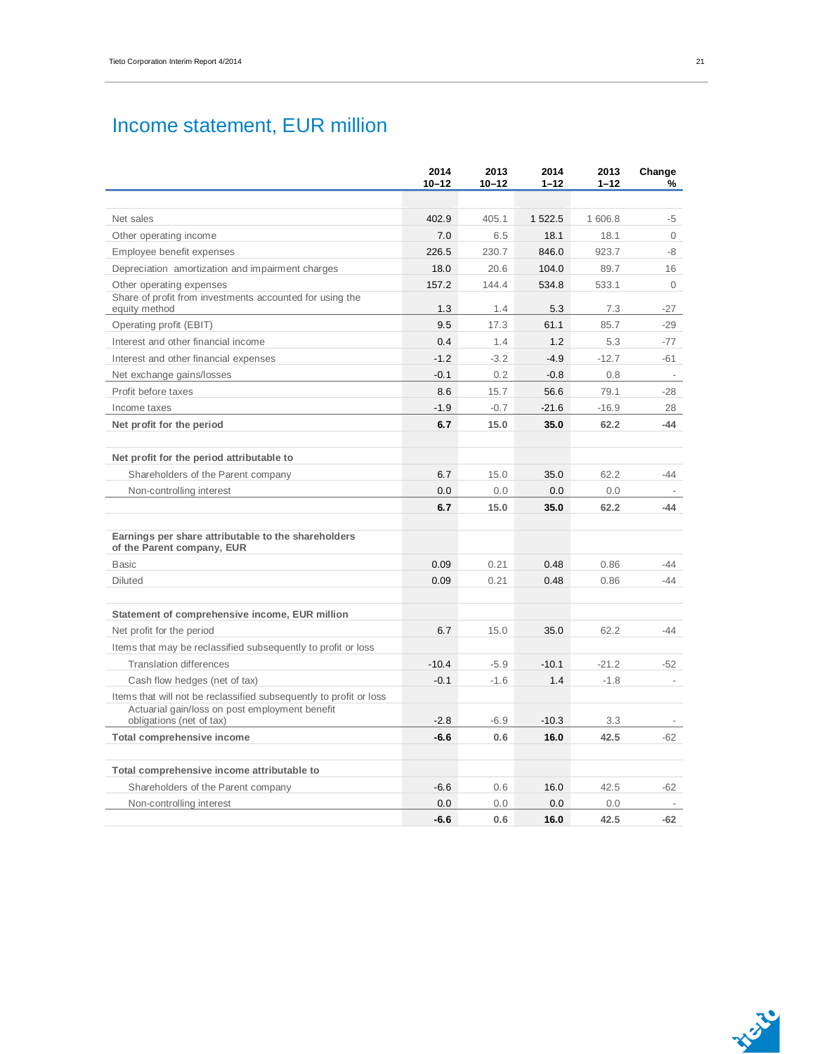# Income statement, EUR million

| | 2014 10–12 | 2013 10–12 | 2014 1–12 | 2013 1–12 | Change % |
|---|---|---|---|---|---|
| Net sales | 402.9 | 405.1 | 1 522.5 | 1 606.8 | -5 |
| Other operating income | 7.0 | 6.5 | 18.1 | 18.1 | 0 |
| Employee benefit expenses | 226.5 | 230.7 | 846.0 | 923.7 | -8 |
| Depreciation amortization and impairment charges | 18.0 | 20.6 | 104.0 | 89.7 | 16 |
| Other operating expenses | 157.2 | 144.4 | 534.8 | 533.1 | 0 |
| Share of profit from investments accounted for using the equity method | 1.3 | 1.4 | 5.3 | 7.3 | -27 |
| Operating profit (EBIT) | 9.5 | 17.3 | 61.1 | 85.7 | -29 |
| Interest and other financial income | 0.4 | 1.4 | 1.2 | 5.3 | -77 |
| Interest and other financial expenses | -1.2 | -3.2 | -4.9 | -12.7 | -61 |
| Net exchange gains/losses | -0.1 | 0.2 | -0.8 | 0.8 | - |
| Profit before taxes | 8.6 | 15.7 | 56.6 | 79.1 | -28 |
| Income taxes | -1.9 | -0.7 | -21.6 | -16.9 | 28 |
| **Net profit for the period** | **6.7** | **15.0** | **35.0** | **62.2** | **-44** |
| | | | | | |
| **Net profit for the period attributable to** | | | | | |
| Shareholders of the Parent company | 6.7 | 15.0 | 35.0 | 62.2 | -44 |
| Non-controlling interest | 0.0 | 0.0 | 0.0 | 0.0 | - |
| | **6.7** | **15.0** | **35.0** | **62.2** | **-44** |
| | | | | | |
| **Earnings per share attributable to the shareholders of the Parent company, EUR** | | | | | |
| Basic | 0.09 | 0.21 | 0.48 | 0.86 | -44 |
| Diluted | 0.09 | 0.21 | 0.48 | 0.86 | -44 |
| | | | | | |
| **Statement of comprehensive income, EUR million** | | | | | |
| Net profit for the period | 6.7 | 15.0 | 35.0 | 62.2 | -44 |
| Items that may be reclassified subsequently to profit or loss | | | | | |
| Translation differences | -10.4 | -5.9 | -10.1 | -21.2 | -52 |
| Cash flow hedges (net of tax) | -0.1 | -1.6 | 1.4 | -1.8 | - |
| Items that will not be reclassified subsequently to profit or loss | | | | | |
| Actuarial gain/loss on post employment benefit obligations (net of tax) | -2.8 | -6.9 | -10.3 | 3.3 | - |
| **Total comprehensive income** | **-6.6** | **0.6** | **16.0** | **42.5** | -62 |
| | | | | | |
| **Total comprehensive income attributable to** | | | | | |
| Shareholders of the Parent company | -6.6 | 0.6 | 16.0 | 42.5 | -62 |
| Non-controlling interest | 0.0 | 0.0 | 0.0 | 0.0 | - |
| | **-6.6** | **0.6** | **16.0** | **42.5** | **-62** |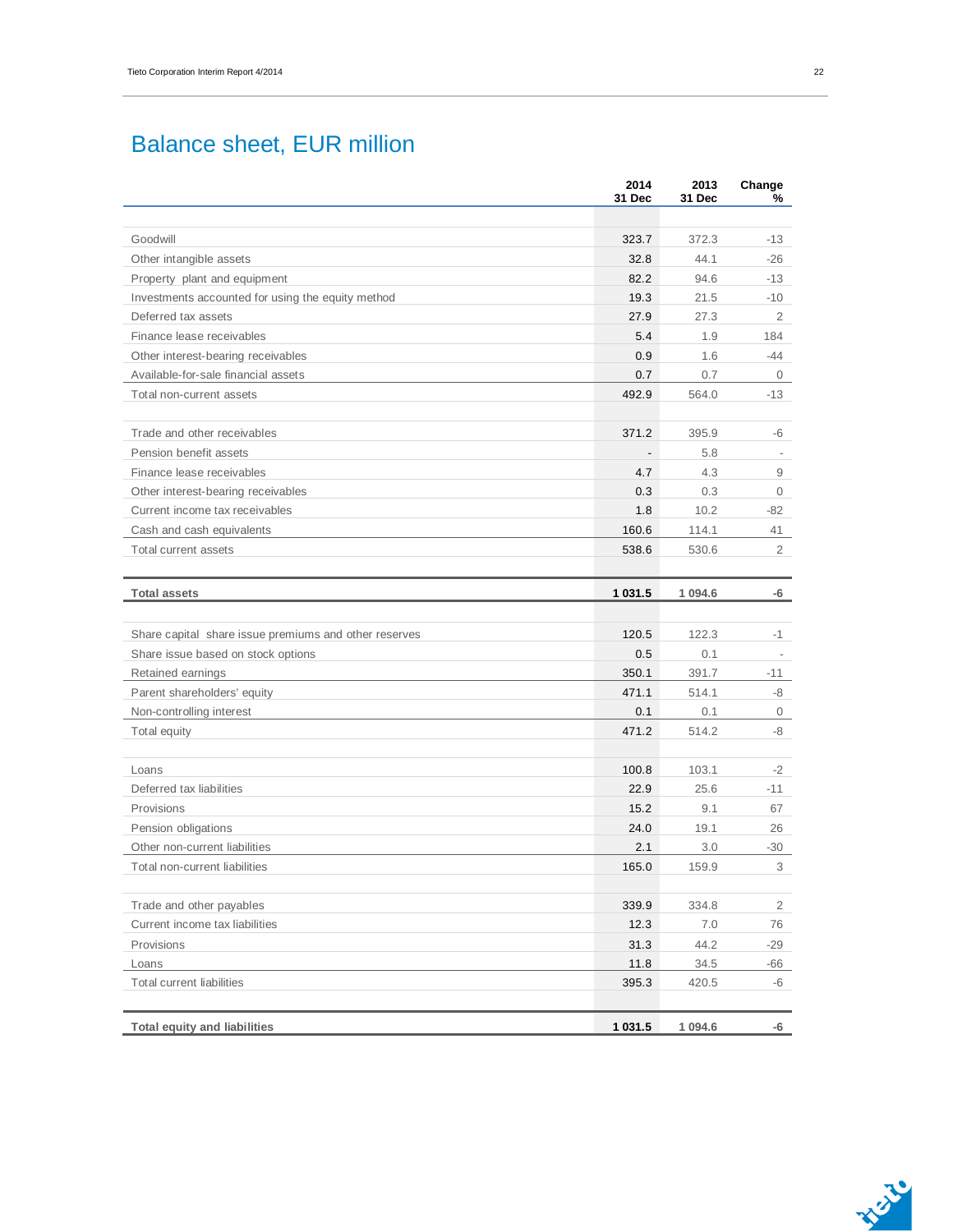# Balance sheet, EUR million

| | 2014 31 Dec | 2013 31 Dec | Change % |
|---|---|---|---|
| Goodwill | 323.7 | 372.3 | -13 |
| Other intangible assets | 32.8 | 44.1 | -26 |
| Property plant and equipment | 82.2 | 94.6 | -13 |
| Investments accounted for using the equity method | 19.3 | 21.5 | -10 |
| Deferred tax assets | 27.9 | 27.3 | 2 |
| Finance lease receivables | 5.4 | 1.9 | 184 |
| Other interest-bearing receivables | 0.9 | 1.6 | -44 |
| Available-for-sale financial assets | 0.7 | 0.7 | 0 |
| Total non-current assets | 492.9 | 564.0 | -13 |
| | | | |
| Trade and other receivables | 371.2 | 395.9 | -6 |
| Pension benefit assets | - | 5.8 | - |
| Finance lease receivables | 4.7 | 4.3 | 9 |
| Other interest-bearing receivables | 0.3 | 0.3 | 0 |
| Current income tax receivables | 1.8 | 10.2 | -82 |
| Cash and cash equivalents | 160.6 | 114.1 | 41 |
| Total current assets | 538.6 | 530.6 | 2 |
| | | | |
| **Total assets** | **1 031.5** | **1 094.6** | **-6** |
| | | | |
| Share capital share issue premiums and other reserves | 120.5 | 122.3 | -1 |
| Share issue based on stock options | 0.5 | 0.1 | - |
| Retained earnings | 350.1 | 391.7 | -11 |
| Parent shareholders' equity | 471.1 | 514.1 | -8 |
| Non-controlling interest | 0.1 | 0.1 | 0 |
| Total equity | 471.2 | 514.2 | -8 |
| | | | |
| Loans | 100.8 | 103.1 | -2 |
| Deferred tax liabilities | 22.9 | 25.6 | -11 |
| Provisions | 15.2 | 9.1 | 67 |
| Pension obligations | 24.0 | 19.1 | 26 |
| Other non-current liabilities | 2.1 | 3.0 | -30 |
| Total non-current liabilities | 165.0 | 159.9 | 3 |
| | | | |
| Trade and other payables | 339.9 | 334.8 | 2 |
| Current income tax liabilities | 12.3 | 7.0 | 76 |
| Provisions | 31.3 | 44.2 | -29 |
| Loans | 11.8 | 34.5 | -66 |
| Total current liabilities | 395.3 | 420.5 | -6 |
| | | | |
| **Total equity and liabilities** | **1 031.5** | **1 094.6** | **-6** |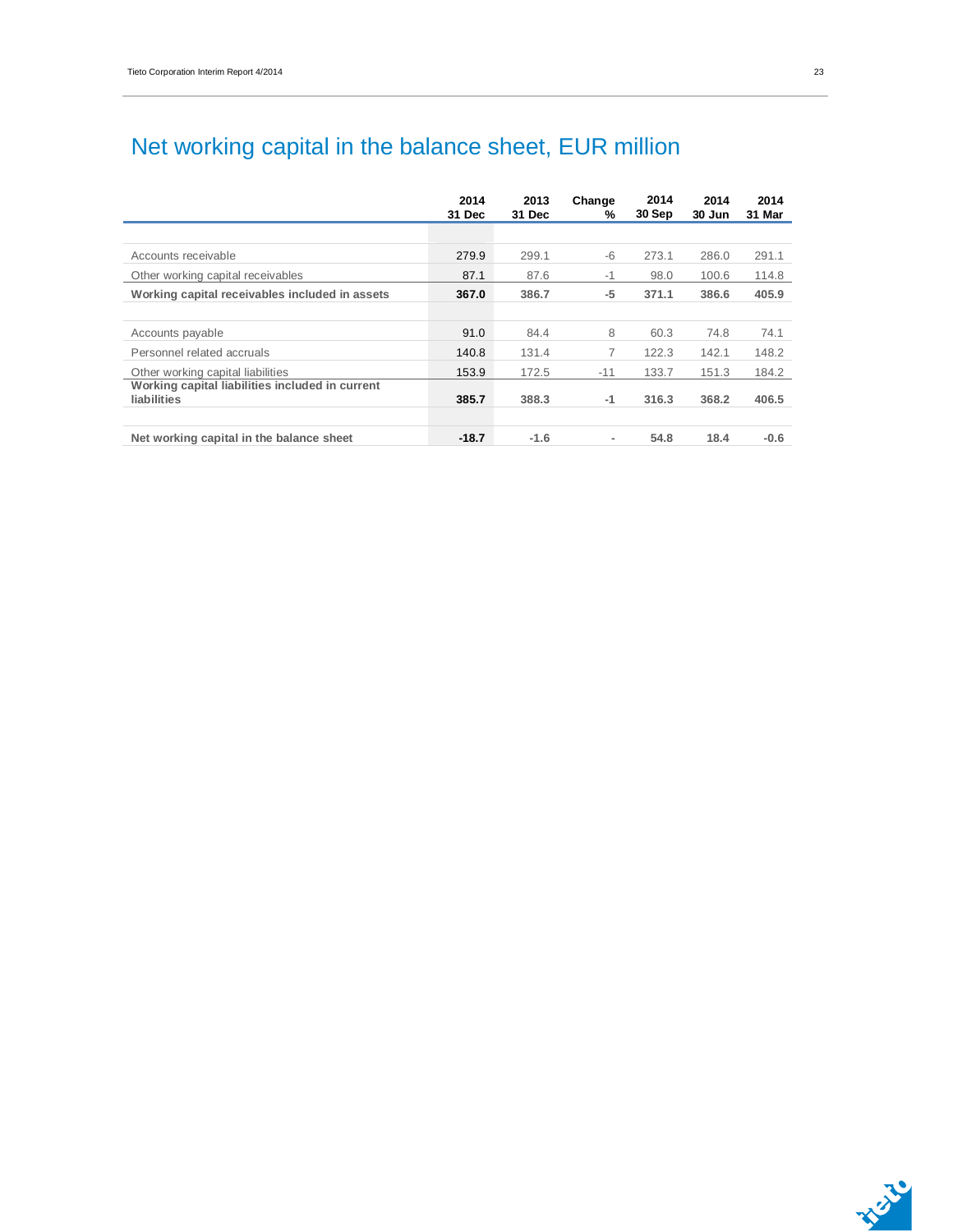# Net working capital in the balance sheet, EUR million

| | 2014 31 Dec | 2013 31 Dec | Change % | 2014 30 Sep | 2014 30 Jun | 2014 31 Mar |
|---|---|---|---|---|---|---|
| Accounts receivable | 279.9 | 299.1 | -6 | 273.1 | 286.0 | 291.1 |
| Other working capital receivables | 87.1 | 87.6 | -1 | 98.0 | 100.6 | 114.8 |
| **Working capital receivables included in assets** | **367.0** | **386.7** | **-5** | **371.1** | **386.6** | **405.9** |
| | | | | | | |
| Accounts payable | 91.0 | 84.4 | 8 | 60.3 | 74.8 | 74.1 |
| Personnel related accruals | 140.8 | 131.4 | 7 | 122.3 | 142.1 | 148.2 |
| Other working capital liabilities | 153.9 | 172.5 | -11 | 133.7 | 151.3 | 184.2 |
| **Working capital liabilities included in current liabilities** | **385.7** | **388.3** | **-1** | **316.3** | **368.2** | **406.5** |
| | | | | | | |
| **Net working capital in the balance sheet** | **-18.7** | **-1.6** | **-** | **54.8** | **18.4** | **-0.6** |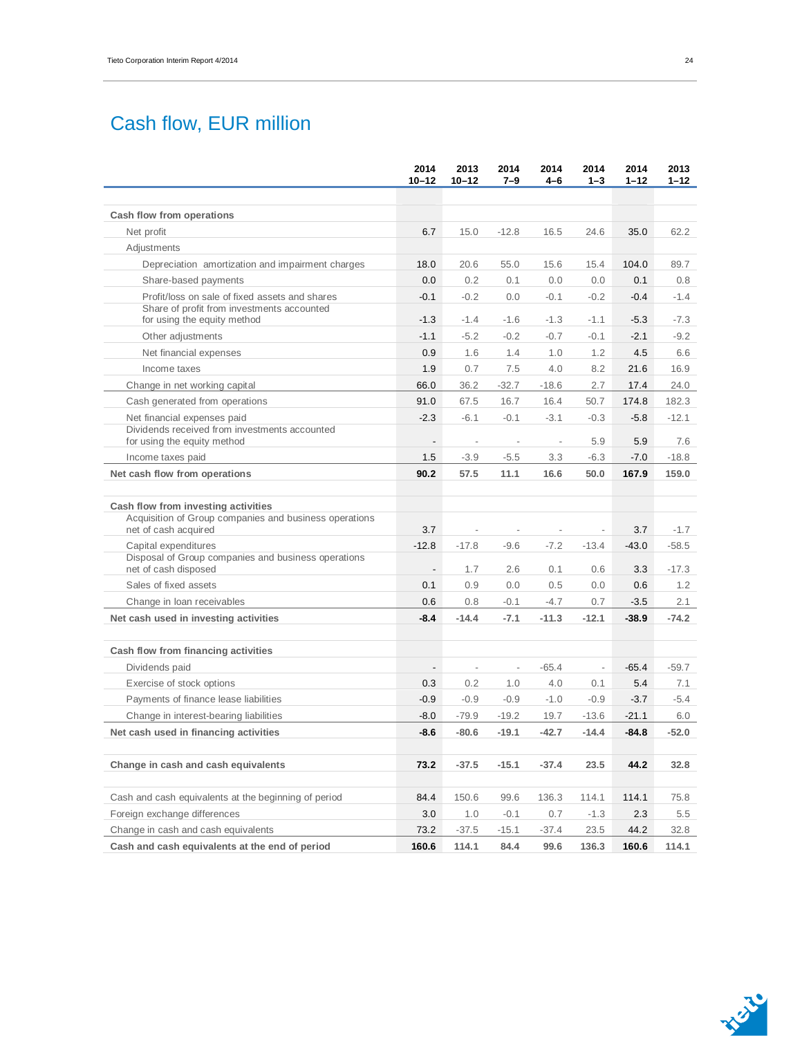# Cash flow, EUR million

| | 2014 10–12 | 2013 10–12 | 2014 7–9 | 2014 4–6 | 2014 1–3 | 2014 1–12 | 2013 1–12 |
|---|---|---|---|---|---|---|---|
| **Cash flow from operations** | | | | | | | |
| Net profit | 6.7 | 15.0 | -12.8 | 16.5 | 24.6 | 35.0 | 62.2 |
| Adjustments | | | | | | | |
| Depreciation amortization and impairment charges | 18.0 | 20.6 | 55.0 | 15.6 | 15.4 | 104.0 | 89.7 |
| Share-based payments | 0.0 | 0.2 | 0.1 | 0.0 | 0.0 | 0.1 | 0.8 |
| Profit/loss on sale of fixed assets and shares | -0.1 | -0.2 | 0.0 | -0.1 | -0.2 | -0.4 | -1.4 |
| Share of profit from investments accounted for using the equity method | -1.3 | -1.4 | -1.6 | -1.3 | -1.1 | -5.3 | -7.3 |
| Other adjustments | -1.1 | -5.2 | -0.2 | -0.7 | -0.1 | -2.1 | -9.2 |
| Net financial expenses | 0.9 | 1.6 | 1.4 | 1.0 | 1.2 | 4.5 | 6.6 |
| Income taxes | 1.9 | 0.7 | 7.5 | 4.0 | 8.2 | 21.6 | 16.9 |
| Change in net working capital | 66.0 | 36.2 | -32.7 | -18.6 | 2.7 | 17.4 | 24.0 |
| Cash generated from operations | 91.0 | 67.5 | 16.7 | 16.4 | 50.7 | 174.8 | 182.3 |
| Net financial expenses paid | -2.3 | -6.1 | -0.1 | -3.1 | -0.3 | -5.8 | -12.1 |
| Dividends received from investments accounted for using the equity method | - | - | - | - | 5.9 | 5.9 | 7.6 |
| Income taxes paid | 1.5 | -3.9 | -5.5 | 3.3 | -6.3 | -7.0 | -18.8 |
| **Net cash flow from operations** | **90.2** | **57.5** | **11.1** | **16.6** | **50.0** | **167.9** | **159.0** |
| | | | | | | | |
| **Cash flow from investing activities** | | | | | | | |
| Acquisition of Group companies and business operations net of cash acquired | 3.7 | - | - | - | - | 3.7 | -1.7 |
| Capital expenditures | -12.8 | -17.8 | -9.6 | -7.2 | -13.4 | -43.0 | -58.5 |
| Disposal of Group companies and business operations net of cash disposed | - | 1.7 | 2.6 | 0.1 | 0.6 | 3.3 | -17.3 |
| Sales of fixed assets | 0.1 | 0.9 | 0.0 | 0.5 | 0.0 | 0.6 | 1.2 |
| Change in loan receivables | 0.6 | 0.8 | -0.1 | -4.7 | 0.7 | -3.5 | 2.1 |
| **Net cash used in investing activities** | **-8.4** | **-14.4** | **-7.1** | **-11.3** | **-12.1** | **-38.9** | **-74.2** |
| | | | | | | | |
| **Cash flow from financing activities** | | | | | | | |
| Dividends paid | - | - | - | -65.4 | - | -65.4 | -59.7 |
| Exercise of stock options | 0.3 | 0.2 | 1.0 | 4.0 | 0.1 | 5.4 | 7.1 |
| Payments of finance lease liabilities | -0.9 | -0.9 | -0.9 | -1.0 | -0.9 | -3.7 | -5.4 |
| Change in interest-bearing liabilities | -8.0 | -79.9 | -19.2 | 19.7 | -13.6 | -21.1 | 6.0 |
| **Net cash used in financing activities** | **-8.6** | **-80.6** | **-19.1** | **-42.7** | **-14.4** | **-84.8** | **-52.0** |
| | | | | | | | |
| **Change in cash and cash equivalents** | **73.2** | **-37.5** | **-15.1** | **-37.4** | **23.5** | **44.2** | **32.8** |
| | | | | | | | |
| Cash and cash equivalents at the beginning of period | 84.4 | 150.6 | 99.6 | 136.3 | 114.1 | 114.1 | 75.8 |
| Foreign exchange differences | 3.0 | 1.0 | -0.1 | 0.7 | -1.3 | 2.3 | 5.5 |
| Change in cash and cash equivalents | 73.2 | -37.5 | -15.1 | -37.4 | 23.5 | 44.2 | 32.8 |
| **Cash and cash equivalents at the end of period** | **160.6** | **114.1** | **84.4** | **99.6** | **136.3** | **160.6** | **114.1** |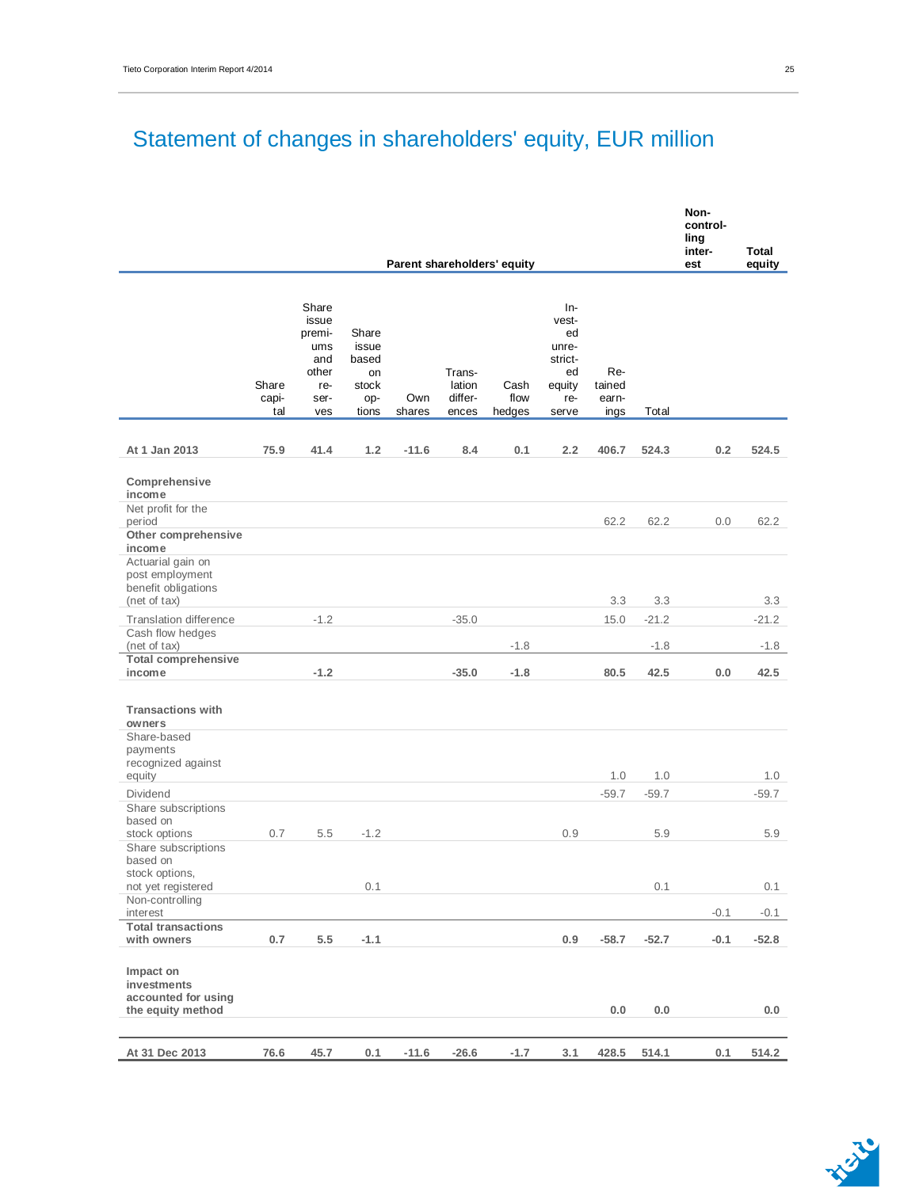# Statement of changes in shareholders' equity, EUR million

| | Parent shareholders' equity | | | | | | | | | Non-controlling interest | Total equity |
|---|---|---|---|---|---|---|---|---|---|---|---|
| | Share capital | Share issue premiums and other reserves | Share issue based on stock options | Own shares | Translation differences | Cash flow hedges | Invested unrestricted equity reserve | Retained earnings | Total | | |
| **At 1 Jan 2013** | **75.9** | **41.4** | **1.2** | **-11.6** | **8.4** | **0.1** | **2.2** | **406.7** | **524.3** | **0.2** | **524.5** |
| **Comprehensive income** | | | | | | | | | | | |
| Net profit for the period | | | | | | | | 62.2 | 62.2 | 0.0 | 62.2 |
| **Other comprehensive income** | | | | | | | | | | | |
| Actuarial gain on post employment benefit obligations (net of tax) | | | | | | | | 3.3 | 3.3 | | 3.3 |
| Translation difference | | -1.2 | | | -35.0 | | | 15.0 | -21.2 | | -21.2 |
| Cash flow hedges (net of tax) | | | | | | -1.8 | | | -1.8 | | -1.8 |
| **Total comprehensive income** | | **-1.2** | | | **-35.0** | **-1.8** | | **80.5** | **42.5** | **0.0** | **42.5** |
| **Transactions with owners** | | | | | | | | | | | |
| Share-based payments recognized against equity | | | | | | | | 1.0 | 1.0 | | 1.0 |
| Dividend | | | | | | | | -59.7 | -59.7 | | -59.7 |
| Share subscriptions based on stock options | 0.7 | 5.5 | -1.2 | | | | 0.9 | | 5.9 | | 5.9 |
| Share subscriptions based on stock options, not yet registered | | | 0.1 | | | | | | 0.1 | | 0.1 |
| Non-controlling interest | | | | | | | | | | -0.1 | -0.1 |
| **Total transactions with owners** | **0.7** | **5.5** | **-1.1** | | | | **0.9** | **-58.7** | **-52.7** | **-0.1** | **-52.8** |
| **Impact on investments accounted for using the equity method** | | | | | | | | **0.0** | **0.0** | | **0.0** |
| **At 31 Dec 2013** | **76.6** | **45.7** | **0.1** | **-11.6** | **-26.6** | **-1.7** | **3.1** | **428.5** | **514.1** | **0.1** | **514.2** |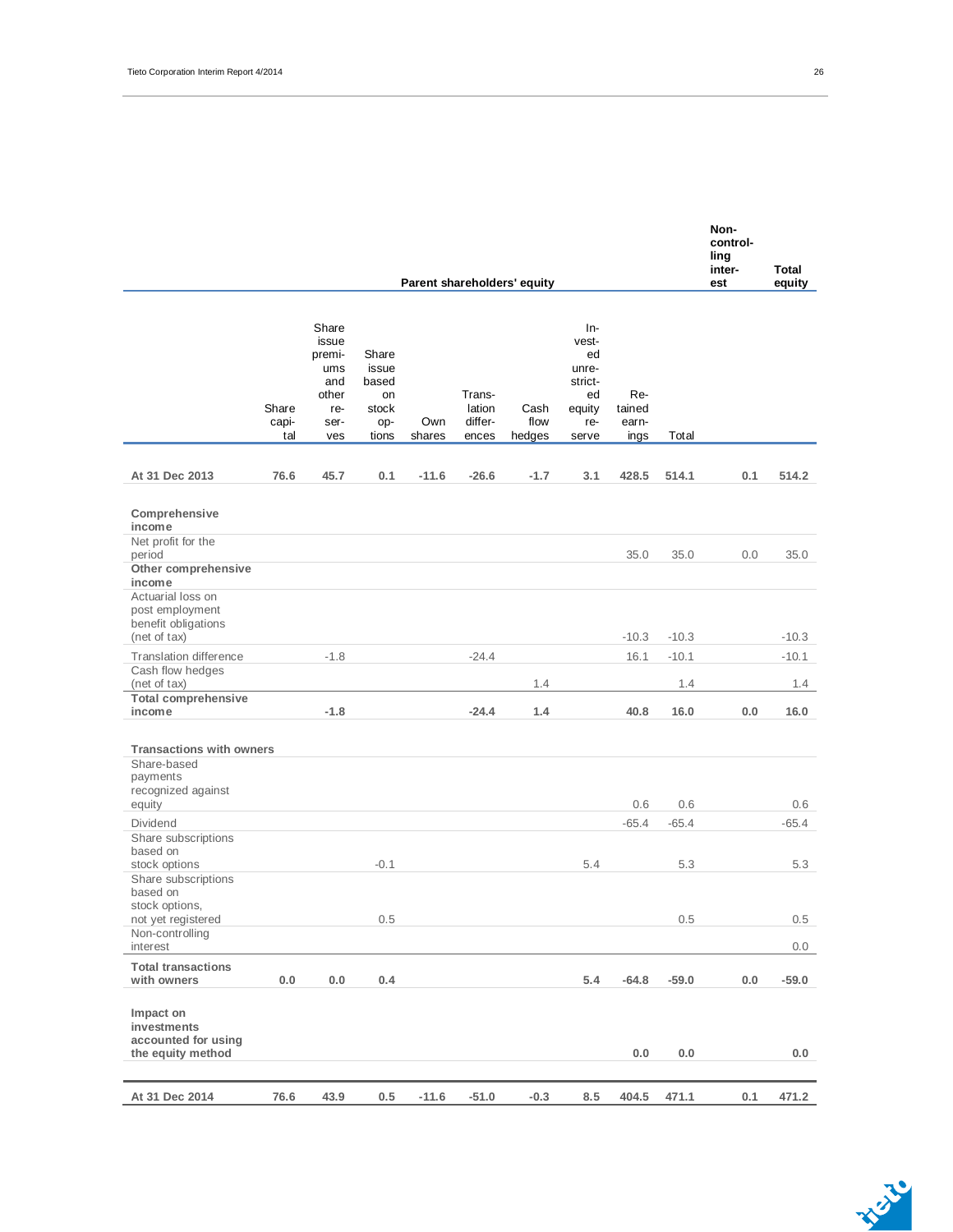| | Parent shareholders' equity | | | | | | | | | Non-controlling interest | Total equity |
|---|---|---|---|---|---|---|---|---|---|---|---|
| | Share capital | Share issue premiums and other reserves | Share issue based on stock options | Own shares | Translation differences | Cash flow hedges | Invested unrestricted equity reserve | Retained earnings | Total | | |
| **At 31 Dec 2013** | **76.6** | **45.7** | **0.1** | **-11.6** | **-26.6** | **-1.7** | **3.1** | **428.5** | **514.1** | **0.1** | **514.2** |
| **Comprehensive income** | | | | | | | | | | | |
| Net profit for the period | | | | | | | | 35.0 | 35.0 | 0.0 | 35.0 |
| **Other comprehensive income** | | | | | | | | | | | |
| Actuarial loss on post employment benefit obligations (net of tax) | | | | | | | | -10.3 | -10.3 | | -10.3 |
| Translation difference | | -1.8 | | | -24.4 | | | 16.1 | -10.1 | | -10.1 |
| Cash flow hedges (net of tax) | | | | | | 1.4 | | | 1.4 | | 1.4 |
| **Total comprehensive income** | | **-1.8** | | | **-24.4** | **1.4** | | **40.8** | **16.0** | **0.0** | **16.0** |
| **Transactions with owners** | | | | | | | | | | | |
| Share-based payments recognized against equity | | | | | | | | 0.6 | 0.6 | | 0.6 |
| Dividend | | | | | | | | -65.4 | -65.4 | | -65.4 |
| Share subscriptions based on stock options | | | -0.1 | | | | 5.4 | | 5.3 | | 5.3 |
| Share subscriptions based on stock options, not yet registered | | | 0.5 | | | | | | 0.5 | | 0.5 |
| Non-controlling interest | | | | | | | | | | | 0.0 |
| **Total transactions with owners** | **0.0** | **0.0** | **0.4** | | | | **5.4** | **-64.8** | **-59.0** | **0.0** | **-59.0** |
| **Impact on investments accounted for using the equity method** | | | | | | | | **0.0** | **0.0** | | **0.0** |
| **At 31 Dec 2014** | **76.6** | **43.9** | **0.5** | **-11.6** | **-51.0** | **-0.3** | **8.5** | **404.5** | **471.1** | **0.1** | **471.2** |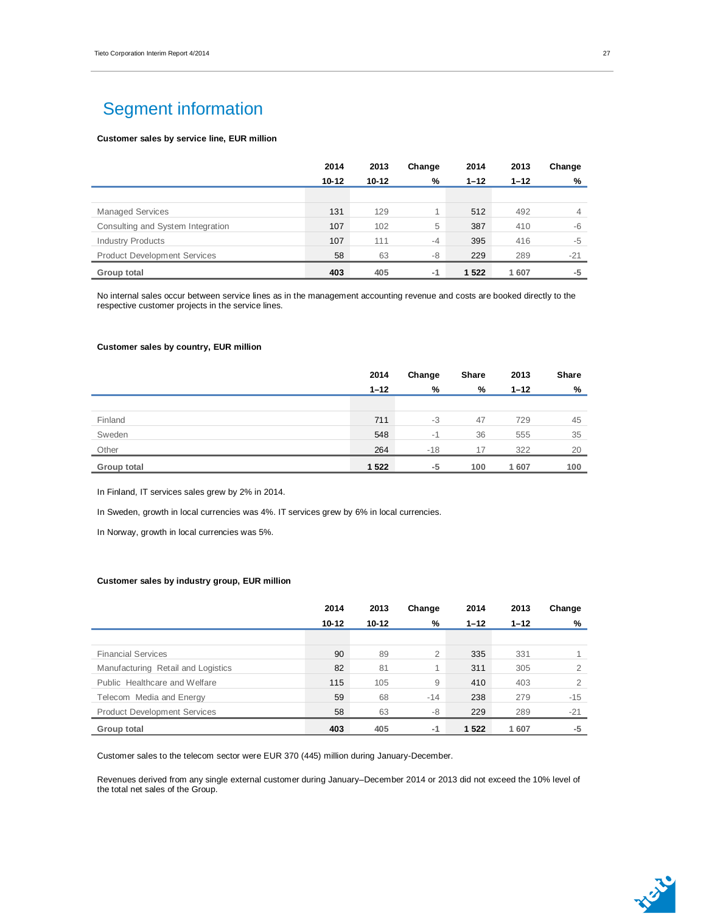# Segment information

**Customer sales by service line, EUR million**

| | 2014 10-12 | 2013 10-12 | Change % | 2014 1–12 | 2013 1–12 | Change % |
|---|---|---|---|---|---|---|
| Managed Services | 131 | 129 | 1 | 512 | 492 | 4 |
| Consulting and System Integration | 107 | 102 | 5 | 387 | 410 | -6 |
| Industry Products | 107 | 111 | -4 | 395 | 416 | -5 |
| Product Development Services | 58 | 63 | -8 | 229 | 289 | -21 |
| **Group total** | **403** | **405** | **-1** | **1 522** | **1 607** | **-5** |

No internal sales occur between service lines as in the management accounting revenue and costs are booked directly to the respective customer projects in the service lines.

**Customer sales by country, EUR million**

| | 2014 1–12 | Change % | Share % | 2013 1–12 | Share % |
|---|---|---|---|---|---|
| Finland | 711 | -3 | 47 | 729 | 45 |
| Sweden | 548 | -1 | 36 | 555 | 35 |
| Other | 264 | -18 | 17 | 322 | 20 |
| **Group total** | **1 522** | **-5** | **100** | **1 607** | **100** |

In Finland, IT services sales grew by 2% in 2014.

In Sweden, growth in local currencies was 4%. IT services grew by 6% in local currencies.

In Norway, growth in local currencies was 5%.

**Customer sales by industry group, EUR million**

| | 2014 10-12 | 2013 10-12 | Change % | 2014 1–12 | 2013 1–12 | Change % |
|---|---|---|---|---|---|---|
| Financial Services | 90 | 89 | 2 | 335 | 331 | 1 |
| Manufacturing Retail and Logistics | 82 | 81 | 1 | 311 | 305 | 2 |
| Public Healthcare and Welfare | 115 | 105 | 9 | 410 | 403 | 2 |
| Telecom Media and Energy | 59 | 68 | -14 | 238 | 279 | -15 |
| Product Development Services | 58 | 63 | -8 | 229 | 289 | -21 |
| **Group total** | **403** | **405** | **-1** | **1 522** | **1 607** | **-5** |

Customer sales to the telecom sector were EUR 370 (445) million during January-December.

Revenues derived from any single external customer during January–December 2014 or 2013 did not exceed the 10% level of the total net sales of the Group.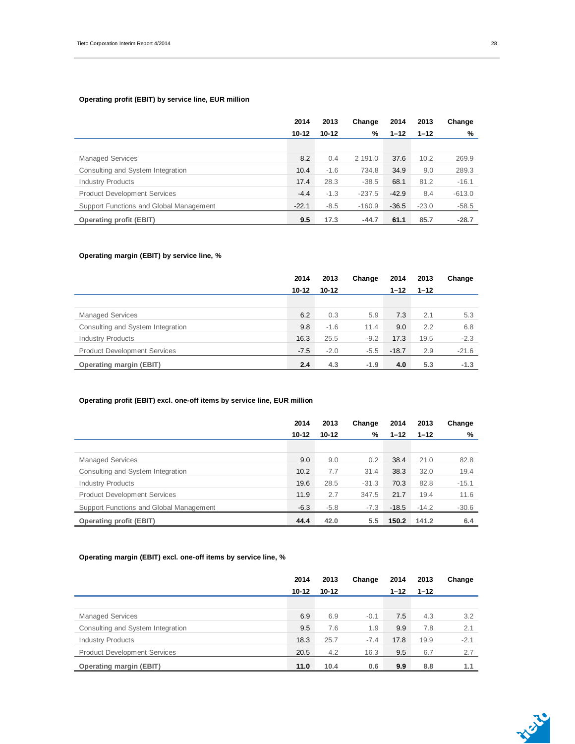**Operating profit (EBIT) by service line, EUR million**

| | 2014 10-12 | 2013 10-12 | Change % | 2014 1–12 | 2013 1–12 | Change % |
|---|---|---|---|---|---|---|
| Managed Services | 8.2 | 0.4 | 2 191.0 | 37.6 | 10.2 | 269.9 |
| Consulting and System Integration | 10.4 | -1.6 | 734.8 | 34.9 | 9.0 | 289.3 |
| Industry Products | 17.4 | 28.3 | -38.5 | 68.1 | 81.2 | -16.1 |
| Product Development Services | -4.4 | -1.3 | -237.5 | -42.9 | 8.4 | -613.0 |
| Support Functions and Global Management | -22.1 | -8.5 | -160.9 | -36.5 | -23.0 | -58.5 |
| **Operating profit (EBIT)** | **9.5** | **17.3** | **-44.7** | **61.1** | **85.7** | **-28.7** |

**Operating margin (EBIT) by service line, %**

| | 2014 10-12 | 2013 10-12 | Change | 2014 1–12 | 2013 1–12 | Change |
|---|---|---|---|---|---|---|
| Managed Services | 6.2 | 0.3 | 5.9 | 7.3 | 2.1 | 5.3 |
| Consulting and System Integration | 9.8 | -1.6 | 11.4 | 9.0 | 2.2 | 6.8 |
| Industry Products | 16.3 | 25.5 | -9.2 | 17.3 | 19.5 | -2.3 |
| Product Development Services | -7.5 | -2.0 | -5.5 | -18.7 | 2.9 | -21.6 |
| **Operating margin (EBIT)** | **2.4** | **4.3** | **-1.9** | **4.0** | **5.3** | **-1.3** |

**Operating profit (EBIT) excl. one-off items by service line, EUR million**

| | 2014 10-12 | 2013 10-12 | Change % | 2014 1–12 | 2013 1–12 | Change % |
|---|---|---|---|---|---|---|
| Managed Services | 9.0 | 9.0 | 0.2 | 38.4 | 21.0 | 82.8 |
| Consulting and System Integration | 10.2 | 7.7 | 31.4 | 38.3 | 32.0 | 19.4 |
| Industry Products | 19.6 | 28.5 | -31.3 | 70.3 | 82.8 | -15.1 |
| Product Development Services | 11.9 | 2.7 | 347.5 | 21.7 | 19.4 | 11.6 |
| Support Functions and Global Management | -6.3 | -5.8 | -7.3 | -18.5 | -14.2 | -30.6 |
| **Operating profit (EBIT)** | **44.4** | **42.0** | **5.5** | **150.2** | **141.2** | **6.4** |

**Operating margin (EBIT) excl. one-off items by service line, %**

| | 2014 10-12 | 2013 10-12 | Change | 2014 1–12 | 2013 1–12 | Change |
|---|---|---|---|---|---|---|
| Managed Services | 6.9 | 6.9 | -0.1 | 7.5 | 4.3 | 3.2 |
| Consulting and System Integration | 9.5 | 7.6 | 1.9 | 9.9 | 7.8 | 2.1 |
| Industry Products | 18.3 | 25.7 | -7.4 | 17.8 | 19.9 | -2.1 |
| Product Development Services | 20.5 | 4.2 | 16.3 | 9.5 | 6.7 | 2.7 |
| **Operating margin (EBIT)** | **11.0** | **10.4** | **0.6** | **9.9** | **8.8** | **1.1** |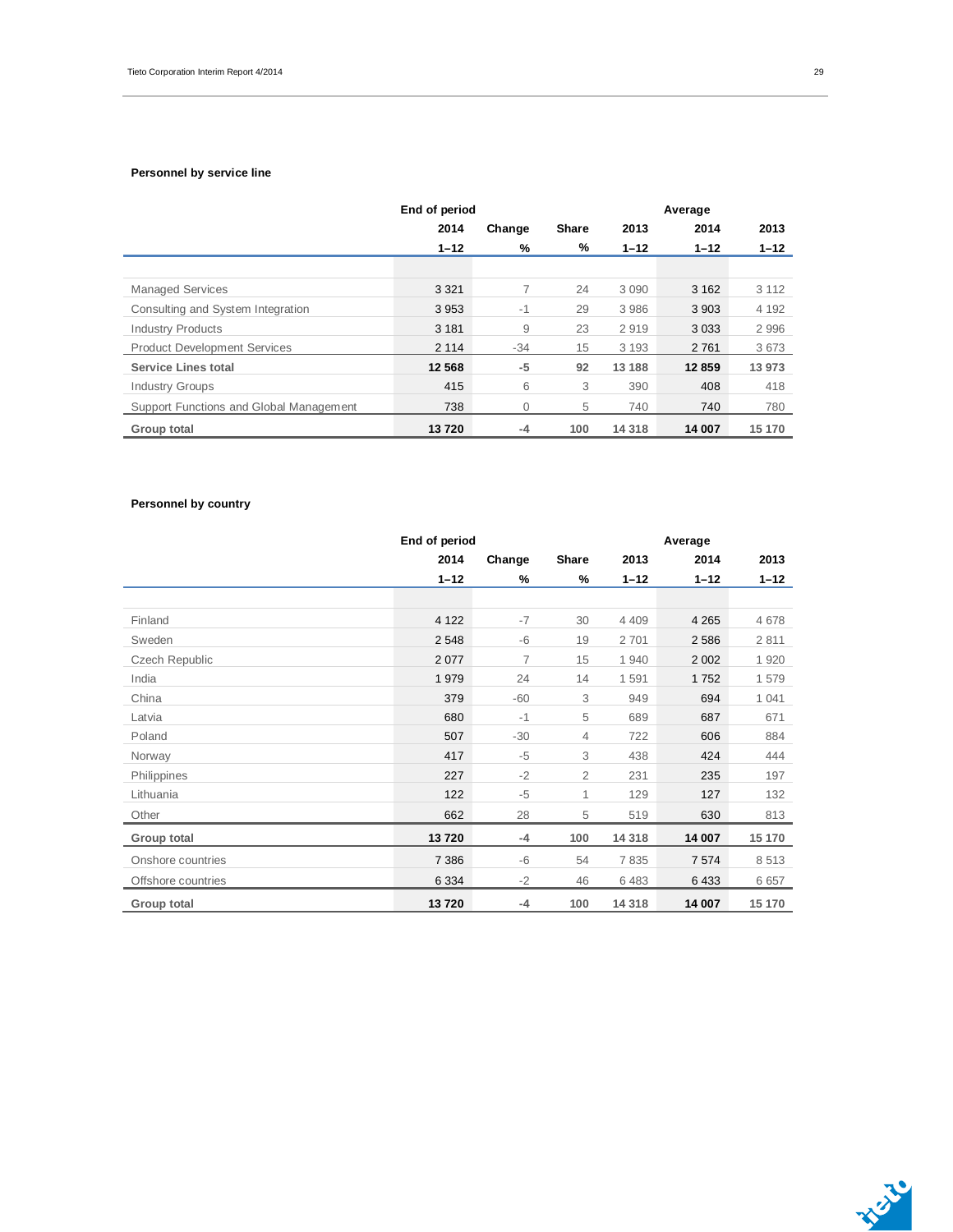### Personnel by service line

| | End of period | | | | Average | |
|---|---|---|---|---|---|---|
| | 2014 | Change | Share | 2013 | 2014 | 2013 |
| | 1–12 | % | % | 1–12 | 1–12 | 1–12 |
| Managed Services | 3 321 | 7 | 24 | 3 090 | 3 162 | 3 112 |
| Consulting and System Integration | 3 953 | -1 | 29 | 3 986 | 3 903 | 4 192 |
| Industry Products | 3 181 | 9 | 23 | 2 919 | 3 033 | 2 996 |
| Product Development Services | 2 114 | -34 | 15 | 3 193 | 2 761 | 3 673 |
| **Service Lines total** | **12 568** | **-5** | **92** | **13 188** | **12 859** | **13 973** |
| Industry Groups | 415 | 6 | 3 | 390 | 408 | 418 |
| Support Functions and Global Management | 738 | 0 | 5 | 740 | 740 | 780 |
| **Group total** | **13 720** | **-4** | **100** | **14 318** | **14 007** | **15 170** |

### Personnel by country

| | End of period | | | | Average | |
|---|---|---|---|---|---|---|
| | 2014 | Change | Share | 2013 | 2014 | 2013 |
| | 1–12 | % | % | 1–12 | 1–12 | 1–12 |
| Finland | 4 122 | -7 | 30 | 4 409 | 4 265 | 4 678 |
| Sweden | 2 548 | -6 | 19 | 2 701 | 2 586 | 2 811 |
| Czech Republic | 2 077 | 7 | 15 | 1 940 | 2 002 | 1 920 |
| India | 1 979 | 24 | 14 | 1 591 | 1 752 | 1 579 |
| China | 379 | -60 | 3 | 949 | 694 | 1 041 |
| Latvia | 680 | -1 | 5 | 689 | 687 | 671 |
| Poland | 507 | -30 | 4 | 722 | 606 | 884 |
| Norway | 417 | -5 | 3 | 438 | 424 | 444 |
| Philippines | 227 | -2 | 2 | 231 | 235 | 197 |
| Lithuania | 122 | -5 | 1 | 129 | 127 | 132 |
| Other | 662 | 28 | 5 | 519 | 630 | 813 |
| **Group total** | **13 720** | **-4** | **100** | **14 318** | **14 007** | **15 170** |
| Onshore countries | 7 386 | -6 | 54 | 7 835 | 7 574 | 8 513 |
| Offshore countries | 6 334 | -2 | 46 | 6 483 | 6 433 | 6 657 |
| **Group total** | **13 720** | **-4** | **100** | **14 318** | **14 007** | **15 170** |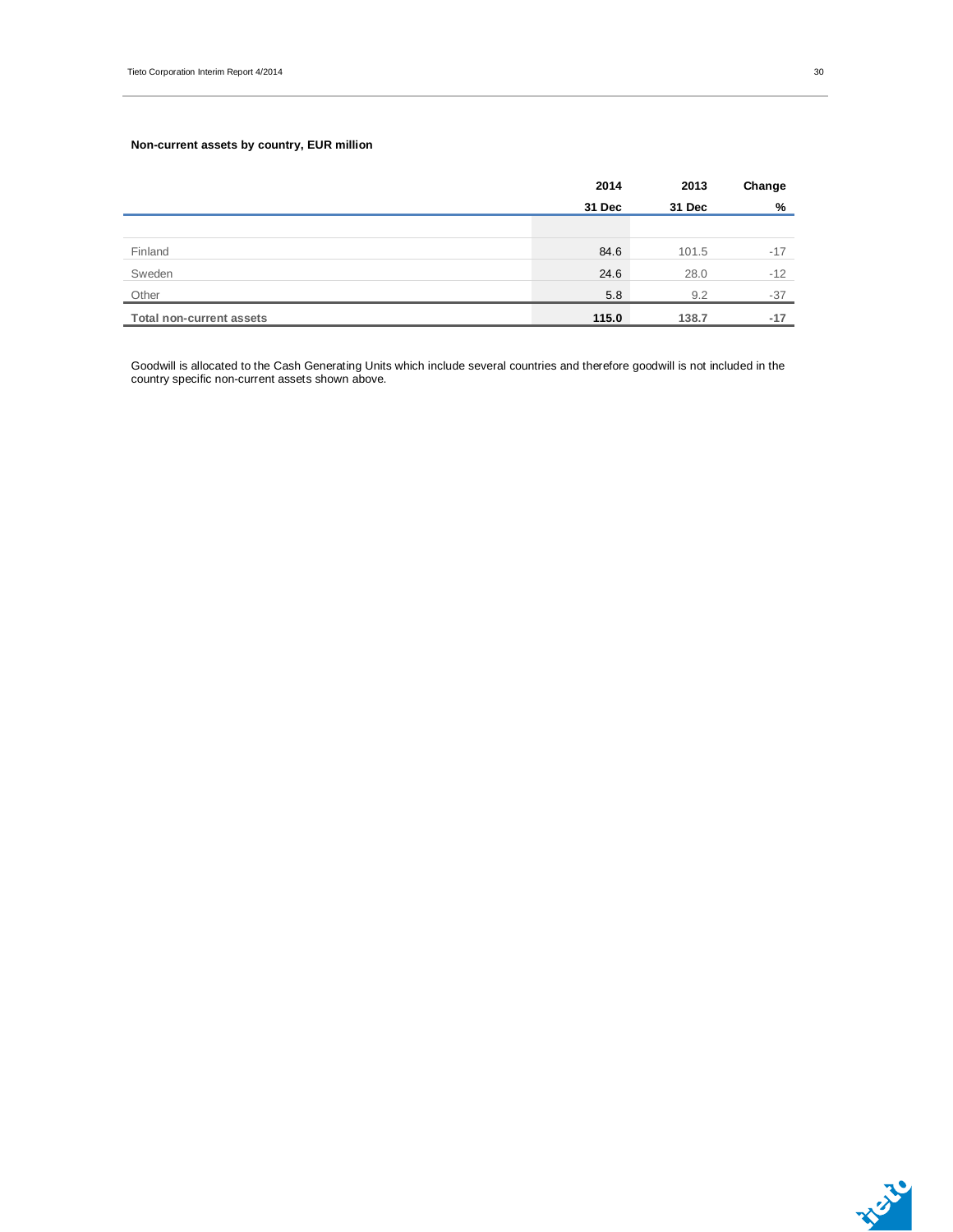**Non-current assets by country, EUR million**

| | 2014 | 2013 | Change |
|---|---|---|---|
| | 31 Dec | 31 Dec | % |
| Finland | 84.6 | 101.5 | -17 |
| Sweden | 24.6 | 28.0 | -12 |
| Other | 5.8 | 9.2 | -37 |
| **Total non-current assets** | **115.0** | **138.7** | **-17** |

Goodwill is allocated to the Cash Generating Units which include several countries and therefore goodwill is not included in the country specific non-current assets shown above.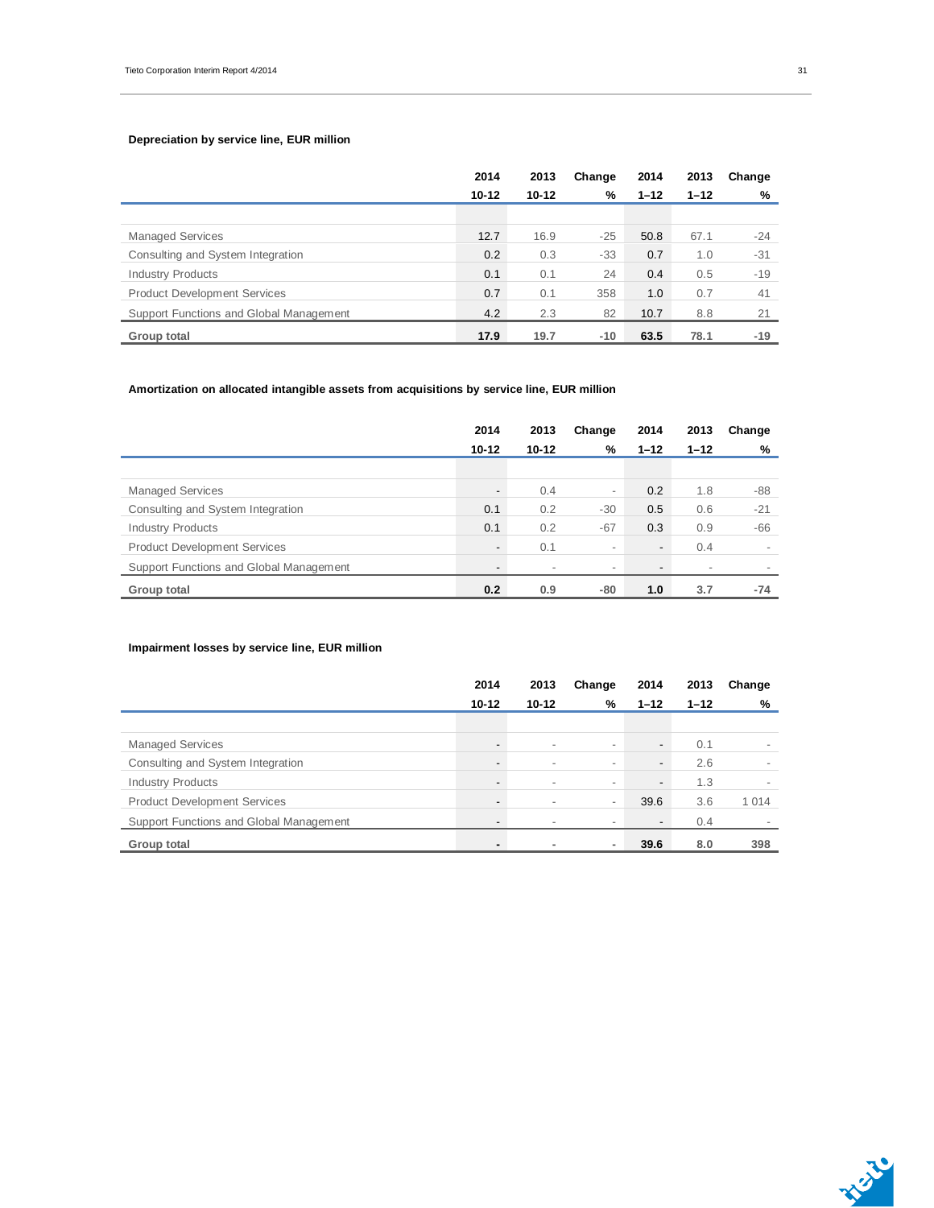### Depreciation by service line, EUR million

| | 2014 10-12 | 2013 10-12 | Change % | 2014 1–12 | 2013 1–12 | Change % |
|---|---|---|---|---|---|---|
| Managed Services | 12.7 | 16.9 | -25 | 50.8 | 67.1 | -24 |
| Consulting and System Integration | 0.2 | 0.3 | -33 | 0.7 | 1.0 | -31 |
| Industry Products | 0.1 | 0.1 | 24 | 0.4 | 0.5 | -19 |
| Product Development Services | 0.7 | 0.1 | 358 | 1.0 | 0.7 | 41 |
| Support Functions and Global Management | 4.2 | 2.3 | 82 | 10.7 | 8.8 | 21 |
| **Group total** | **17.9** | **19.7** | **-10** | **63.5** | **78.1** | **-19** |

### Amortization on allocated intangible assets from acquisitions by service line, EUR million

| | 2014 10-12 | 2013 10-12 | Change % | 2014 1–12 | 2013 1–12 | Change % |
|---|---|---|---|---|---|---|
| Managed Services | - | 0.4 | - | 0.2 | 1.8 | -88 |
| Consulting and System Integration | 0.1 | 0.2 | -30 | 0.5 | 0.6 | -21 |
| Industry Products | 0.1 | 0.2 | -67 | 0.3 | 0.9 | -66 |
| Product Development Services | - | 0.1 | - | - | 0.4 | - |
| Support Functions and Global Management | - | - | - | - | - | - |
| **Group total** | **0.2** | **0.9** | **-80** | **1.0** | **3.7** | **-74** |

### Impairment losses by service line, EUR million

| | 2014 10-12 | 2013 10-12 | Change % | 2014 1–12 | 2013 1–12 | Change % |
|---|---|---|---|---|---|---|
| Managed Services | - | - | - | - | 0.1 | - |
| Consulting and System Integration | - | - | - | - | 2.6 | - |
| Industry Products | - | - | - | - | 1.3 | - |
| Product Development Services | - | - | - | 39.6 | 3.6 | 1 014 |
| Support Functions and Global Management | - | - | - | - | 0.4 | - |
| **Group total** | **-** | **-** | **-** | **39.6** | **8.0** | **398** |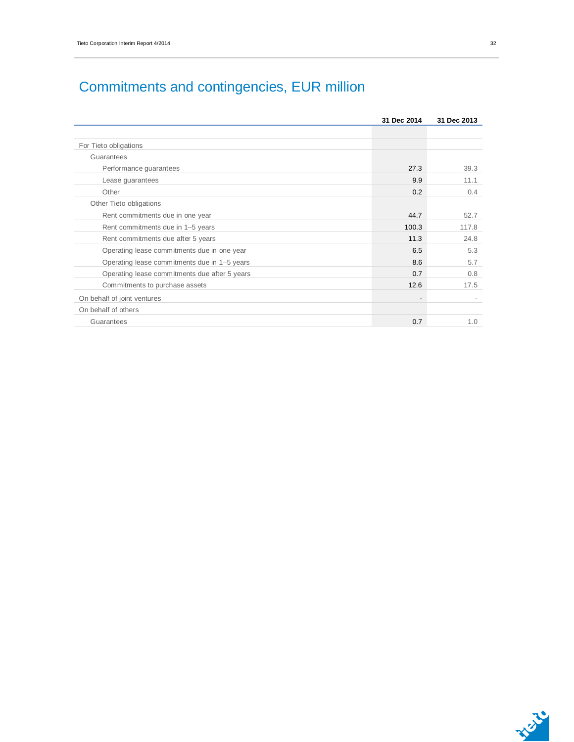# Commitments and contingencies, EUR million

| | 31 Dec 2014 | 31 Dec 2013 |
|---|---|---|
| For Tieto obligations | | |
| Guarantees | | |
| Performance guarantees | 27.3 | 39.3 |
| Lease guarantees | 9.9 | 11.1 |
| Other | 0.2 | 0.4 |
| Other Tieto obligations | | |
| Rent commitments due in one year | 44.7 | 52.7 |
| Rent commitments due in 1–5 years | 100.3 | 117.8 |
| Rent commitments due after 5 years | 11.3 | 24.8 |
| Operating lease commitments due in one year | 6.5 | 5.3 |
| Operating lease commitments due in 1–5 years | 8.6 | 5.7 |
| Operating lease commitments due after 5 years | 0.7 | 0.8 |
| Commitments to purchase assets | 12.6 | 17.5 |
| On behalf of joint ventures | - | - |
| On behalf of others | | |
| Guarantees | 0.7 | 1.0 |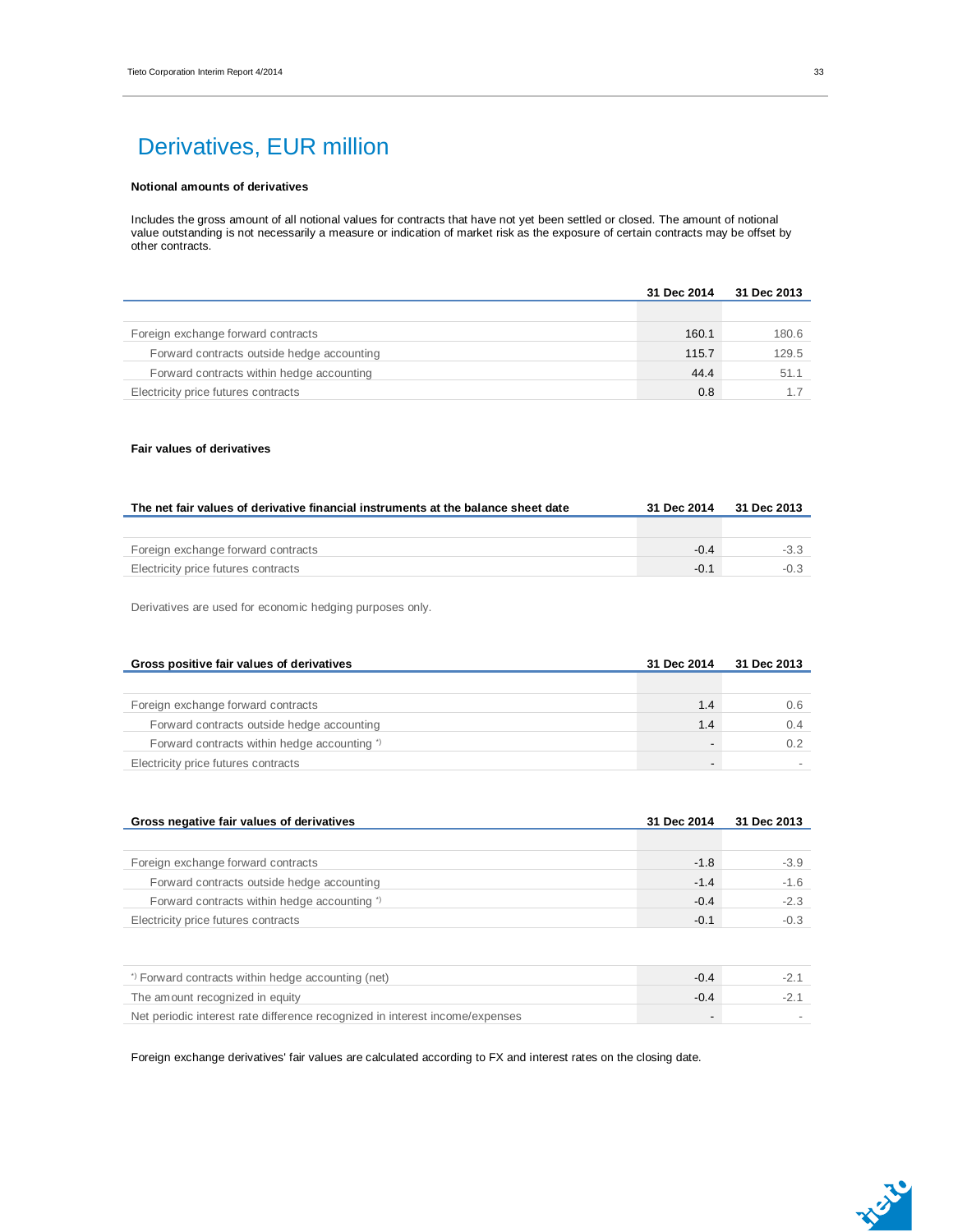# Derivatives, EUR million

**Notional amounts of derivatives**

Includes the gross amount of all notional values for contracts that have not yet been settled or closed. The amount of notional value outstanding is not necessarily a measure or indication of market risk as the exposure of certain contracts may be offset by other contracts.

| | 31 Dec 2014 | 31 Dec 2013 |
|---|---|---|
| Foreign exchange forward contracts | 160.1 | 180.6 |
| Forward contracts outside hedge accounting | 115.7 | 129.5 |
| Forward contracts within hedge accounting | 44.4 | 51.1 |
| Electricity price futures contracts | 0.8 | 1.7 |

**Fair values of derivatives**

| The net fair values of derivative financial instruments at the balance sheet date | 31 Dec 2014 | 31 Dec 2013 |
|---|---|---|
| Foreign exchange forward contracts | -0.4 | -3.3 |
| Electricity price futures contracts | -0.1 | -0.3 |

Derivatives are used for economic hedging purposes only.

| Gross positive fair values of derivatives | 31 Dec 2014 | 31 Dec 2013 |
|---|---|---|
| Foreign exchange forward contracts | 1.4 | 0.6 |
| Forward contracts outside hedge accounting | 1.4 | 0.4 |
| Forward contracts within hedge accounting *) | - | 0.2 |
| Electricity price futures contracts | - | - |

| Gross negative fair values of derivatives | 31 Dec 2014 | 31 Dec 2013 |
|---|---|---|
| Foreign exchange forward contracts | -1.8 | -3.9 |
| Forward contracts outside hedge accounting | -1.4 | -1.6 |
| Forward contracts within hedge accounting *) | -0.4 | -2.3 |
| Electricity price futures contracts | -0.1 | -0.3 |

| | | |
|---|---|---|
| *) Forward contracts within hedge accounting (net) | -0.4 | -2.1 |
| The amount recognized in equity | -0.4 | -2.1 |
| Net periodic interest rate difference recognized in interest income/expenses | - | - |

Foreign exchange derivatives' fair values are calculated according to FX and interest rates on the closing date.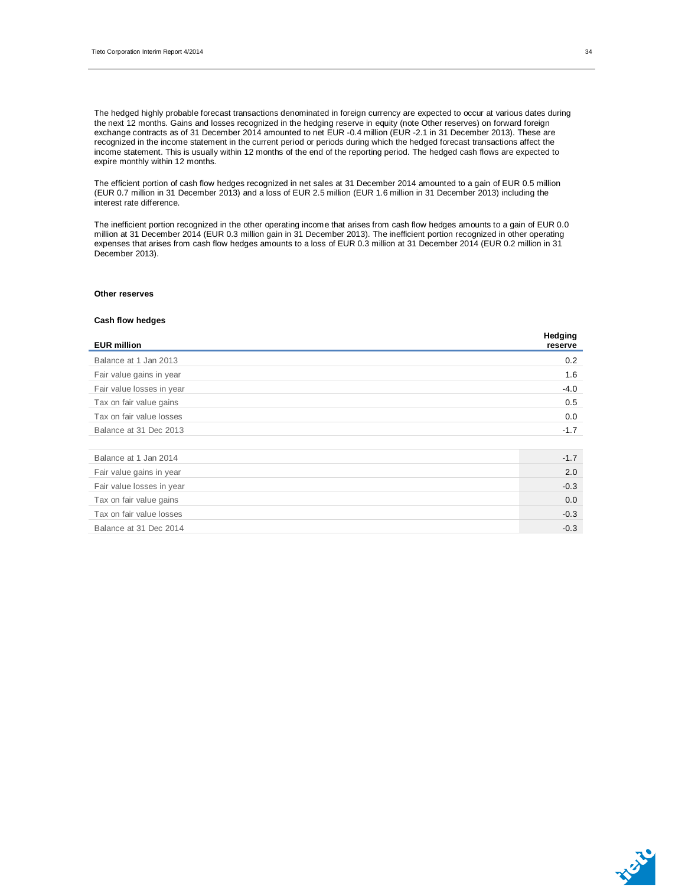The hedged highly probable forecast transactions denominated in foreign currency are expected to occur at various dates during the next 12 months. Gains and losses recognized in the hedging reserve in equity (note Other reserves) on forward foreign exchange contracts as of 31 December 2014 amounted to net EUR -0.4 million (EUR -2.1 in 31 December 2013). These are recognized in the income statement in the current period or periods during which the hedged forecast transactions affect the income statement. This is usually within 12 months of the end of the reporting period. The hedged cash flows are expected to expire monthly within 12 months.

The efficient portion of cash flow hedges recognized in net sales at 31 December 2014 amounted to a gain of EUR 0.5 million (EUR 0.7 million in 31 December 2013) and a loss of EUR 2.5 million (EUR 1.6 million in 31 December 2013) including the interest rate difference.

The inefficient portion recognized in the other operating income that arises from cash flow hedges amounts to a gain of EUR 0.0 million at 31 December 2014 (EUR 0.3 million gain in 31 December 2013). The inefficient portion recognized in other operating expenses that arises from cash flow hedges amounts to a loss of EUR 0.3 million at 31 December 2014 (EUR 0.2 million in 31 December 2013).

**Other reserves**

**Cash flow hedges**

| EUR million | Hedging reserve |
|---|---|
| Balance at 1 Jan 2013 | 0.2 |
| Fair value gains in year | 1.6 |
| Fair value losses in year | -4.0 |
| Tax on fair value gains | 0.5 |
| Tax on fair value losses | 0.0 |
| Balance at 31 Dec 2013 | -1.7 |
| | |
| Balance at 1 Jan 2014 | -1.7 |
| Fair value gains in year | 2.0 |
| Fair value losses in year | -0.3 |
| Tax on fair value gains | 0.0 |
| Tax on fair value losses | -0.3 |
| Balance at 31 Dec 2014 | -0.3 |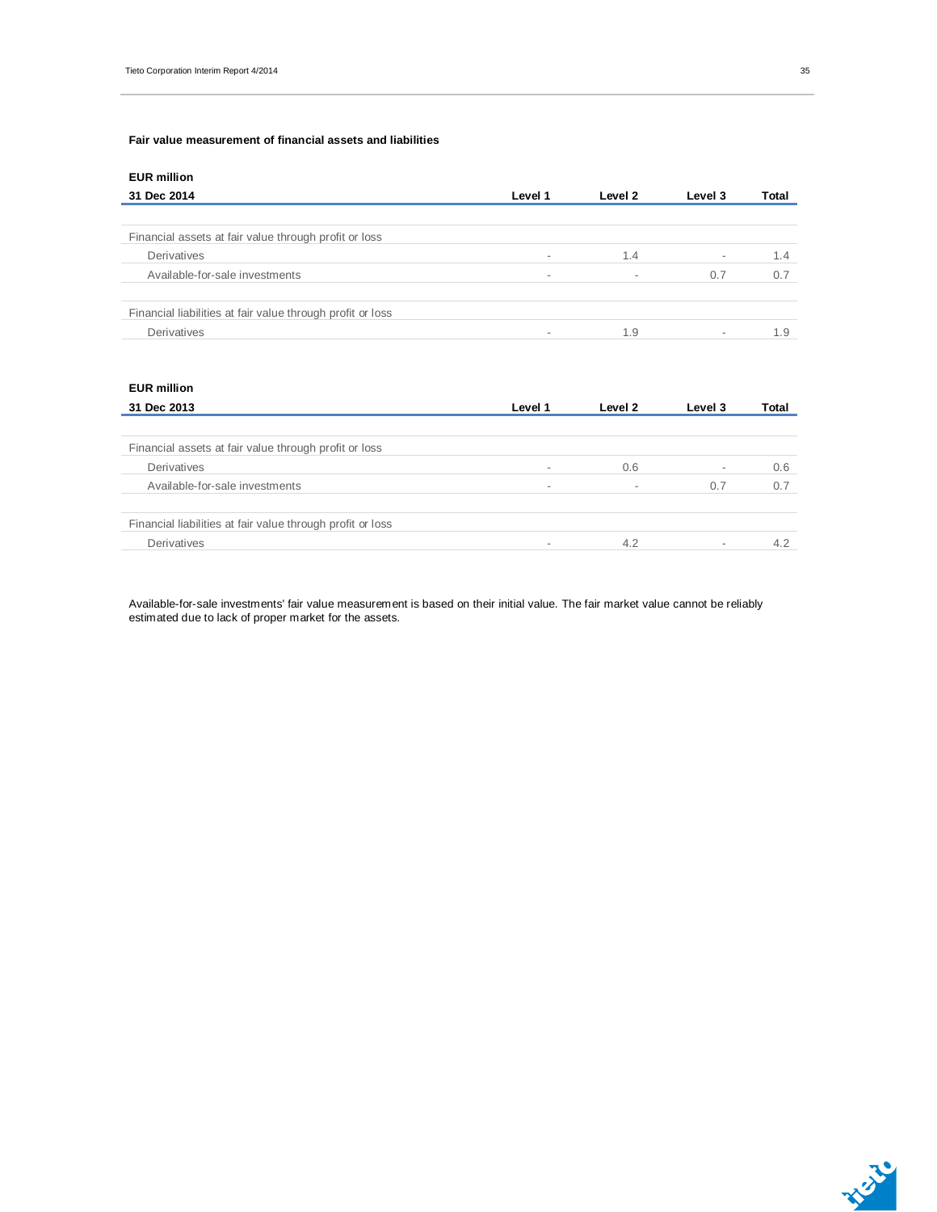#### Fair value measurement of financial assets and liabilities

**EUR million**

| 31 Dec 2014 | Level 1 | Level 2 | Level 3 | Total |
|---|---|---|---|---|
| | | | | |
| Financial assets at fair value through profit or loss | | | | |
| Derivatives | - | 1.4 | - | 1.4 |
| Available-for-sale investments | - | - | 0.7 | 0.7 |
| | | | | |
| Financial liabilities at fair value through profit or loss | | | | |
| Derivatives | - | 1.9 | - | 1.9 |

**EUR million**

| 31 Dec 2013 | Level 1 | Level 2 | Level 3 | Total |
|---|---|---|---|---|
| | | | | |
| Financial assets at fair value through profit or loss | | | | |
| Derivatives | - | 0.6 | - | 0.6 |
| Available-for-sale investments | - | - | 0.7 | 0.7 |
| | | | | |
| Financial liabilities at fair value through profit or loss | | | | |
| Derivatives | - | 4.2 | - | 4.2 |

Available-for-sale investments' fair value measurement is based on their initial value. The fair market value cannot be reliably estimated due to lack of proper market for the assets.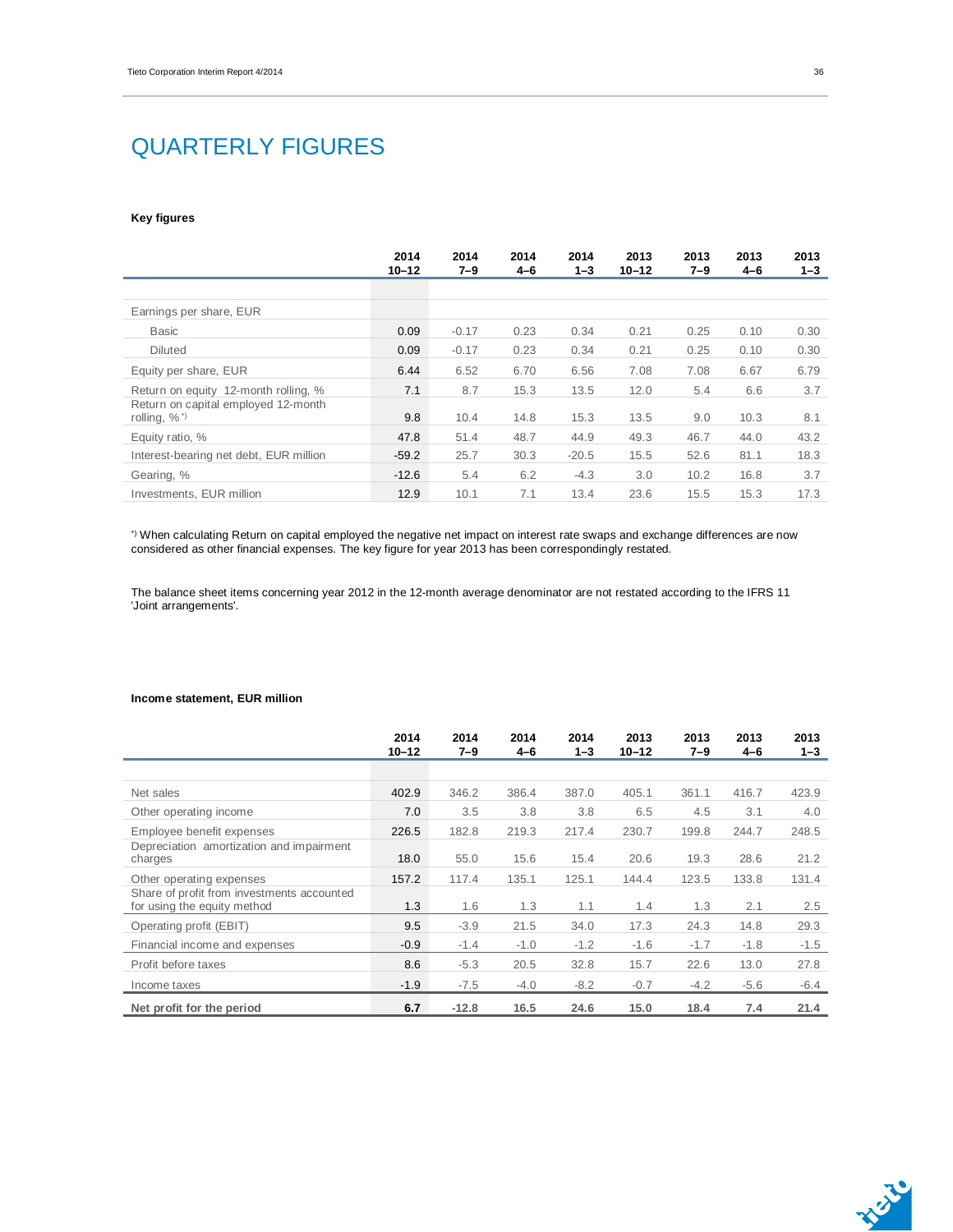# QUARTERLY FIGURES

**Key figures**

| | 2014 10–12 | 2014 7–9 | 2014 4–6 | 2014 1–3 | 2013 10–12 | 2013 7–9 | 2013 4–6 | 2013 1–3 |
|---|---|---|---|---|---|---|---|---|
| Earnings per share, EUR | | | | | | | | |
| Basic | 0.09 | -0.17 | 0.23 | 0.34 | 0.21 | 0.25 | 0.10 | 0.30 |
| Diluted | 0.09 | -0.17 | 0.23 | 0.34 | 0.21 | 0.25 | 0.10 | 0.30 |
| Equity per share, EUR | 6.44 | 6.52 | 6.70 | 6.56 | 7.08 | 7.08 | 6.67 | 6.79 |
| Return on equity 12-month rolling, % | 7.1 | 8.7 | 15.3 | 13.5 | 12.0 | 5.4 | 6.6 | 3.7 |
| Return on capital employed 12-month rolling, % *) | 9.8 | 10.4 | 14.8 | 15.3 | 13.5 | 9.0 | 10.3 | 8.1 |
| Equity ratio, % | 47.8 | 51.4 | 48.7 | 44.9 | 49.3 | 46.7 | 44.0 | 43.2 |
| Interest-bearing net debt, EUR million | -59.2 | 25.7 | 30.3 | -20.5 | 15.5 | 52.6 | 81.1 | 18.3 |
| Gearing, % | -12.6 | 5.4 | 6.2 | -4.3 | 3.0 | 10.2 | 16.8 | 3.7 |
| Investments, EUR million | 12.9 | 10.1 | 7.1 | 13.4 | 23.6 | 15.5 | 15.3 | 17.3 |

*) When calculating Return on capital employed the negative net impact on interest rate swaps and exchange differences are now considered as other financial expenses. The key figure for year 2013 has been correspondingly restated.

The balance sheet items concerning year 2012 in the 12-month average denominator are not restated according to the IFRS 11 'Joint arrangements'.

**Income statement, EUR million**

| | 2014 10–12 | 2014 7–9 | 2014 4–6 | 2014 1–3 | 2013 10–12 | 2013 7–9 | 2013 4–6 | 2013 1–3 |
|---|---|---|---|---|---|---|---|---|
| Net sales | 402.9 | 346.2 | 386.4 | 387.0 | 405.1 | 361.1 | 416.7 | 423.9 |
| Other operating income | 7.0 | 3.5 | 3.8 | 3.8 | 6.5 | 4.5 | 3.1 | 4.0 |
| Employee benefit expenses | 226.5 | 182.8 | 219.3 | 217.4 | 230.7 | 199.8 | 244.7 | 248.5 |
| Depreciation amortization and impairment charges | 18.0 | 55.0 | 15.6 | 15.4 | 20.6 | 19.3 | 28.6 | 21.2 |
| Other operating expenses | 157.2 | 117.4 | 135.1 | 125.1 | 144.4 | 123.5 | 133.8 | 131.4 |
| Share of profit from investments accounted for using the equity method | 1.3 | 1.6 | 1.3 | 1.1 | 1.4 | 1.3 | 2.1 | 2.5 |
| Operating profit (EBIT) | 9.5 | -3.9 | 21.5 | 34.0 | 17.3 | 24.3 | 14.8 | 29.3 |
| Financial income and expenses | -0.9 | -1.4 | -1.0 | -1.2 | -1.6 | -1.7 | -1.8 | -1.5 |
| Profit before taxes | 8.6 | -5.3 | 20.5 | 32.8 | 15.7 | 22.6 | 13.0 | 27.8 |
| Income taxes | -1.9 | -7.5 | -4.0 | -8.2 | -0.7 | -4.2 | -5.6 | -6.4 |
| **Net profit for the period** | **6.7** | **-12.8** | **16.5** | **24.6** | **15.0** | **18.4** | **7.4** | **21.4** |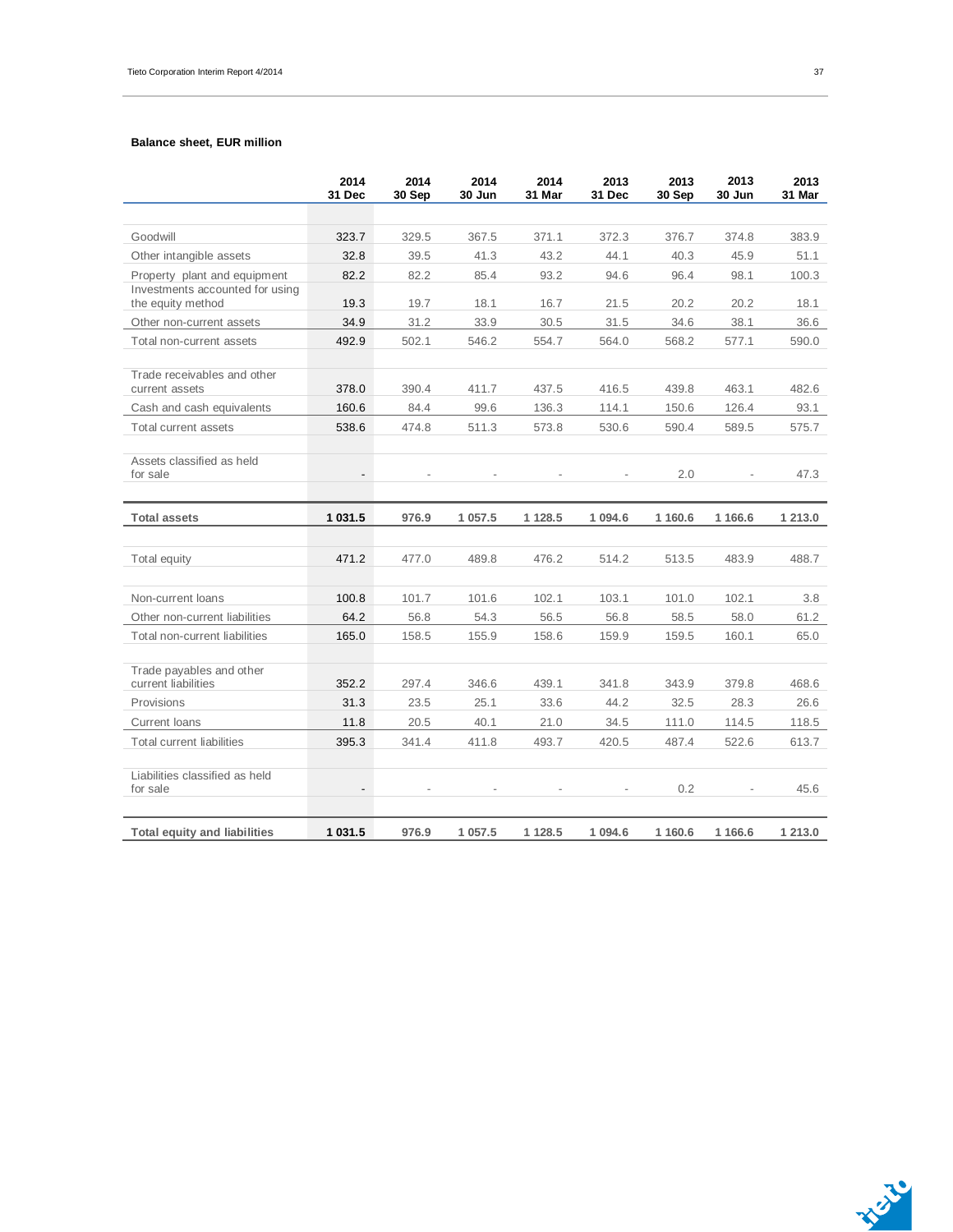### Balance sheet, EUR million

| | 2014 31 Dec | 2014 30 Sep | 2014 30 Jun | 2014 31 Mar | 2013 31 Dec | 2013 30 Sep | 2013 30 Jun | 2013 31 Mar |
|---|---|---|---|---|---|---|---|---|
| Goodwill | 323.7 | 329.5 | 367.5 | 371.1 | 372.3 | 376.7 | 374.8 | 383.9 |
| Other intangible assets | 32.8 | 39.5 | 41.3 | 43.2 | 44.1 | 40.3 | 45.9 | 51.1 |
| Property plant and equipment | 82.2 | 82.2 | 85.4 | 93.2 | 94.6 | 96.4 | 98.1 | 100.3 |
| Investments accounted for using the equity method | 19.3 | 19.7 | 18.1 | 16.7 | 21.5 | 20.2 | 20.2 | 18.1 |
| Other non-current assets | 34.9 | 31.2 | 33.9 | 30.5 | 31.5 | 34.6 | 38.1 | 36.6 |
| Total non-current assets | 492.9 | 502.1 | 546.2 | 554.7 | 564.0 | 568.2 | 577.1 | 590.0 |
| | | | | | | | | |
| Trade receivables and other current assets | 378.0 | 390.4 | 411.7 | 437.5 | 416.5 | 439.8 | 463.1 | 482.6 |
| Cash and cash equivalents | 160.6 | 84.4 | 99.6 | 136.3 | 114.1 | 150.6 | 126.4 | 93.1 |
| Total current assets | 538.6 | 474.8 | 511.3 | 573.8 | 530.6 | 590.4 | 589.5 | 575.7 |
| | | | | | | | | |
| Assets classified as held for sale | - | - | - | - | - | 2.0 | - | 47.3 |
| | | | | | | | | |
| **Total assets** | **1 031.5** | **976.9** | **1 057.5** | **1 128.5** | **1 094.6** | **1 160.6** | **1 166.6** | **1 213.0** |
| | | | | | | | | |
| Total equity | 471.2 | 477.0 | 489.8 | 476.2 | 514.2 | 513.5 | 483.9 | 488.7 |
| | | | | | | | | |
| Non-current loans | 100.8 | 101.7 | 101.6 | 102.1 | 103.1 | 101.0 | 102.1 | 3.8 |
| Other non-current liabilities | 64.2 | 56.8 | 54.3 | 56.5 | 56.8 | 58.5 | 58.0 | 61.2 |
| Total non-current liabilities | 165.0 | 158.5 | 155.9 | 158.6 | 159.9 | 159.5 | 160.1 | 65.0 |
| | | | | | | | | |
| Trade payables and other current liabilities | 352.2 | 297.4 | 346.6 | 439.1 | 341.8 | 343.9 | 379.8 | 468.6 |
| Provisions | 31.3 | 23.5 | 25.1 | 33.6 | 44.2 | 32.5 | 28.3 | 26.6 |
| Current loans | 11.8 | 20.5 | 40.1 | 21.0 | 34.5 | 111.0 | 114.5 | 118.5 |
| Total current liabilities | 395.3 | 341.4 | 411.8 | 493.7 | 420.5 | 487.4 | 522.6 | 613.7 |
| | | | | | | | | |
| Liabilities classified as held for sale | - | - | - | - | - | 0.2 | - | 45.6 |
| | | | | | | | | |
| **Total equity and liabilities** | **1 031.5** | **976.9** | **1 057.5** | **1 128.5** | **1 094.6** | **1 160.6** | **1 166.6** | **1 213.0** |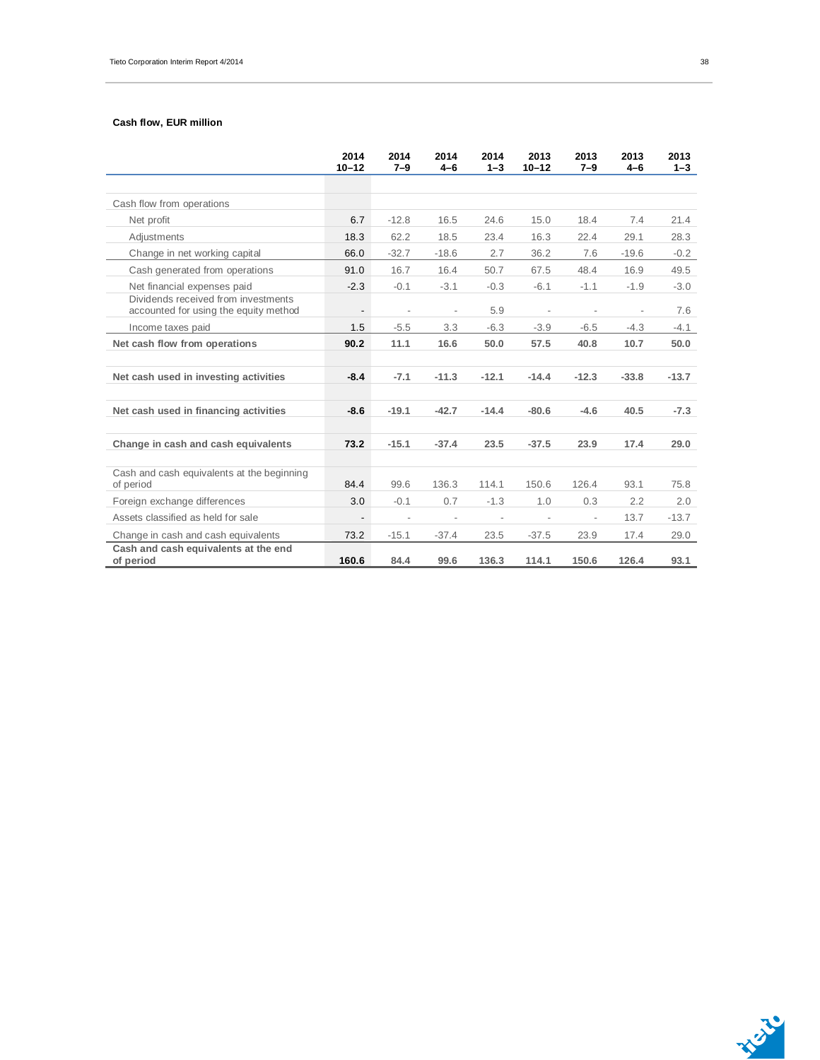### Cash flow, EUR million

| | 2014 10–12 | 2014 7–9 | 2014 4–6 | 2014 1–3 | 2013 10–12 | 2013 7–9 | 2013 4–6 | 2013 1–3 |
|---|---|---|---|---|---|---|---|---|
| Cash flow from operations | | | | | | | | |
| Net profit | 6.7 | -12.8 | 16.5 | 24.6 | 15.0 | 18.4 | 7.4 | 21.4 |
| Adjustments | 18.3 | 62.2 | 18.5 | 23.4 | 16.3 | 22.4 | 29.1 | 28.3 |
| Change in net working capital | 66.0 | -32.7 | -18.6 | 2.7 | 36.2 | 7.6 | -19.6 | -0.2 |
| Cash generated from operations | 91.0 | 16.7 | 16.4 | 50.7 | 67.5 | 48.4 | 16.9 | 49.5 |
| Net financial expenses paid | -2.3 | -0.1 | -3.1 | -0.3 | -6.1 | -1.1 | -1.9 | -3.0 |
| Dividends received from investments accounted for using the equity method | - | - | - | 5.9 | - | - | - | 7.6 |
| Income taxes paid | 1.5 | -5.5 | 3.3 | -6.3 | -3.9 | -6.5 | -4.3 | -4.1 |
| **Net cash flow from operations** | **90.2** | **11.1** | **16.6** | **50.0** | **57.5** | **40.8** | **10.7** | **50.0** |
| **Net cash used in investing activities** | **-8.4** | **-7.1** | **-11.3** | **-12.1** | **-14.4** | **-12.3** | **-33.8** | **-13.7** |
| **Net cash used in financing activities** | **-8.6** | **-19.1** | **-42.7** | **-14.4** | **-80.6** | **-4.6** | **40.5** | **-7.3** |
| **Change in cash and cash equivalents** | **73.2** | **-15.1** | **-37.4** | **23.5** | **-37.5** | **23.9** | **17.4** | **29.0** |
| Cash and cash equivalents at the beginning of period | 84.4 | 99.6 | 136.3 | 114.1 | 150.6 | 126.4 | 93.1 | 75.8 |
| Foreign exchange differences | 3.0 | -0.1 | 0.7 | -1.3 | 1.0 | 0.3 | 2.2 | 2.0 |
| Assets classified as held for sale | - | - | - | - | - | - | 13.7 | -13.7 |
| Change in cash and cash equivalents | 73.2 | -15.1 | -37.4 | 23.5 | -37.5 | 23.9 | 17.4 | 29.0 |
| **Cash and cash equivalents at the end of period** | **160.6** | **84.4** | **99.6** | **136.3** | **114.1** | **150.6** | **126.4** | **93.1** |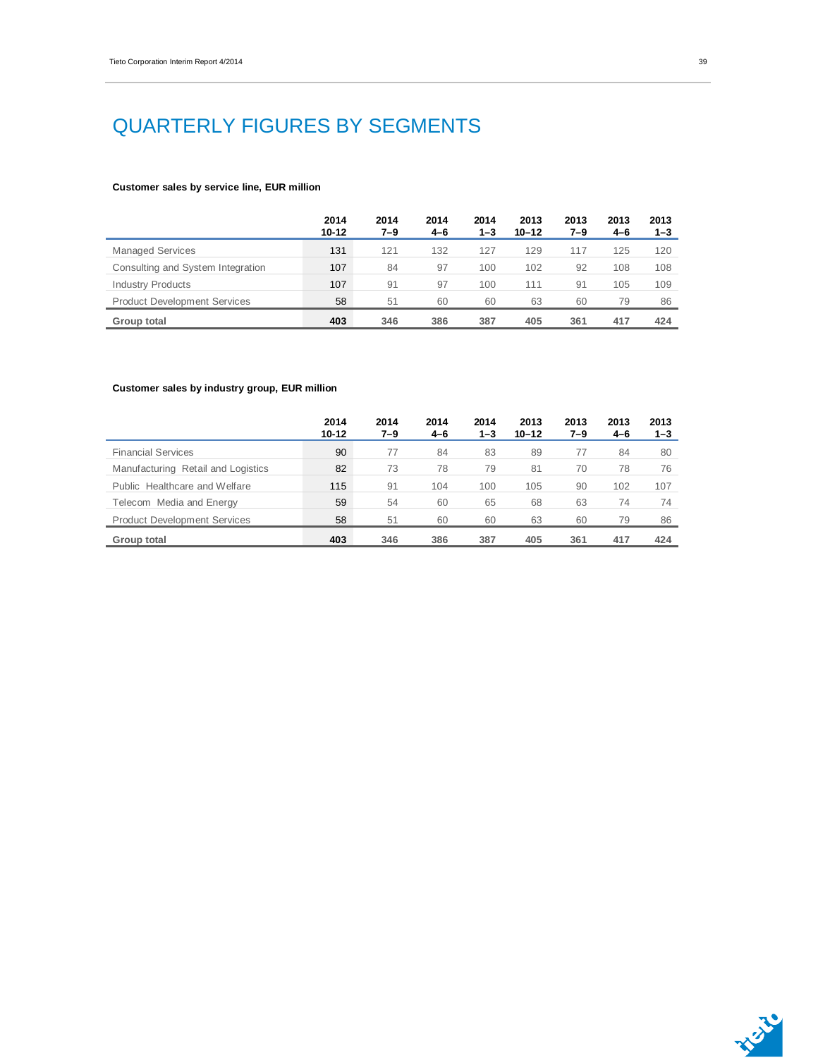# QUARTERLY FIGURES BY SEGMENTS

**Customer sales by service line, EUR million**

| | 2014 10-12 | 2014 7–9 | 2014 4–6 | 2014 1–3 | 2013 10–12 | 2013 7–9 | 2013 4–6 | 2013 1–3 |
|---|---|---|---|---|---|---|---|---|
| Managed Services | 131 | 121 | 132 | 127 | 129 | 117 | 125 | 120 |
| Consulting and System Integration | 107 | 84 | 97 | 100 | 102 | 92 | 108 | 108 |
| Industry Products | 107 | 91 | 97 | 100 | 111 | 91 | 105 | 109 |
| Product Development Services | 58 | 51 | 60 | 60 | 63 | 60 | 79 | 86 |
| **Group total** | **403** | **346** | **386** | **387** | **405** | **361** | **417** | **424** |

**Customer sales by industry group, EUR million**

| | 2014 10-12 | 2014 7–9 | 2014 4–6 | 2014 1–3 | 2013 10–12 | 2013 7–9 | 2013 4–6 | 2013 1–3 |
|---|---|---|---|---|---|---|---|---|
| Financial Services | 90 | 77 | 84 | 83 | 89 | 77 | 84 | 80 |
| Manufacturing Retail and Logistics | 82 | 73 | 78 | 79 | 81 | 70 | 78 | 76 |
| Public Healthcare and Welfare | 115 | 91 | 104 | 100 | 105 | 90 | 102 | 107 |
| Telecom Media and Energy | 59 | 54 | 60 | 65 | 68 | 63 | 74 | 74 |
| Product Development Services | 58 | 51 | 60 | 60 | 63 | 60 | 79 | 86 |
| **Group total** | **403** | **346** | **386** | **387** | **405** | **361** | **417** | **424** |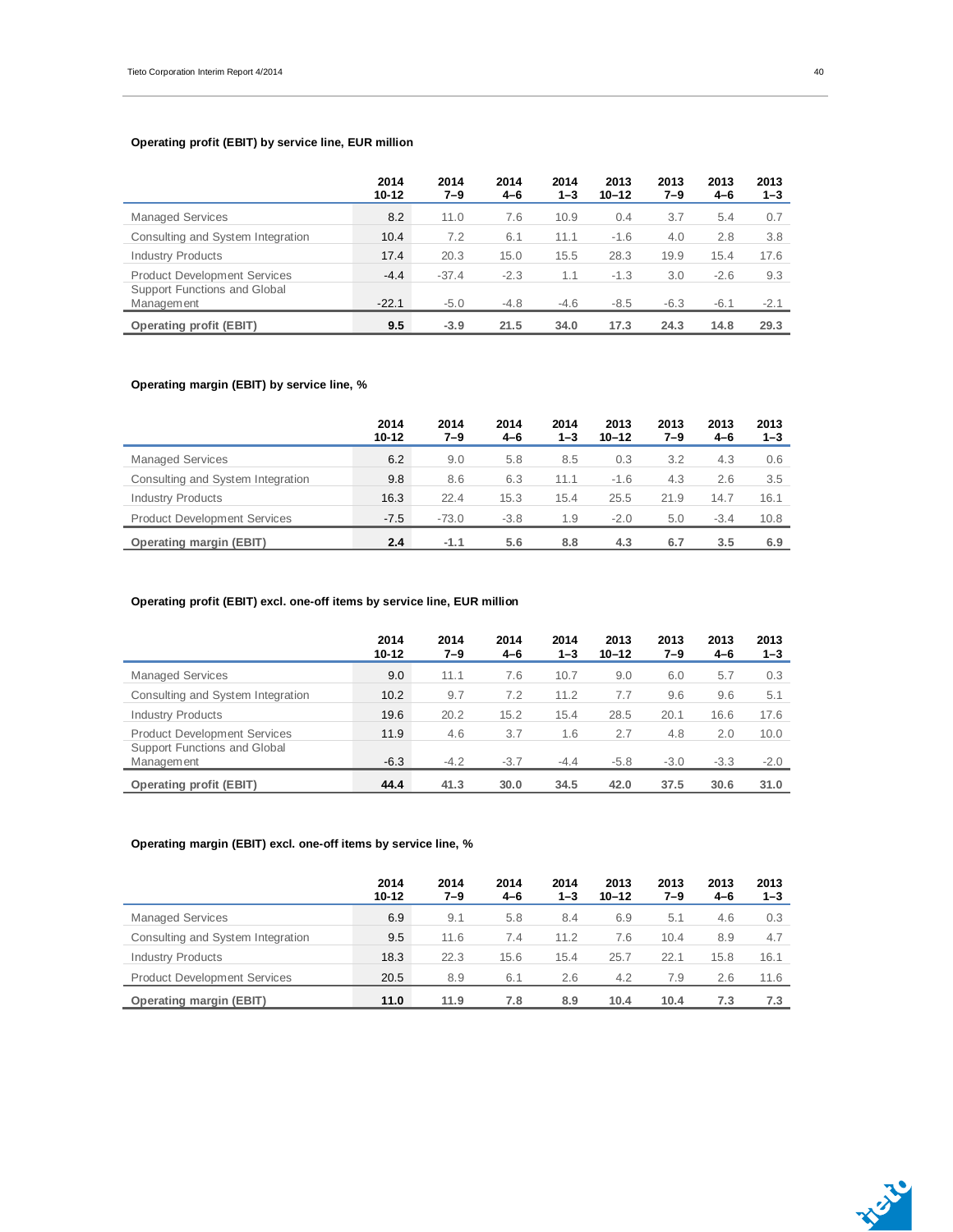**Operating profit (EBIT) by service line, EUR million**

| | 2014 10-12 | 2014 7–9 | 2014 4–6 | 2014 1–3 | 2013 10–12 | 2013 7–9 | 2013 4–6 | 2013 1–3 |
|---|---|---|---|---|---|---|---|---|
| Managed Services | 8.2 | 11.0 | 7.6 | 10.9 | 0.4 | 3.7 | 5.4 | 0.7 |
| Consulting and System Integration | 10.4 | 7.2 | 6.1 | 11.1 | -1.6 | 4.0 | 2.8 | 3.8 |
| Industry Products | 17.4 | 20.3 | 15.0 | 15.5 | 28.3 | 19.9 | 15.4 | 17.6 |
| Product Development Services | -4.4 | -37.4 | -2.3 | 1.1 | -1.3 | 3.0 | -2.6 | 9.3 |
| Support Functions and Global Management | -22.1 | -5.0 | -4.8 | -4.6 | -8.5 | -6.3 | -6.1 | -2.1 |
| **Operating profit (EBIT)** | **9.5** | **-3.9** | **21.5** | **34.0** | **17.3** | **24.3** | **14.8** | **29.3** |

**Operating margin (EBIT) by service line, %**

| | 2014 10-12 | 2014 7–9 | 2014 4–6 | 2014 1–3 | 2013 10–12 | 2013 7–9 | 2013 4–6 | 2013 1–3 |
|---|---|---|---|---|---|---|---|---|
| Managed Services | 6.2 | 9.0 | 5.8 | 8.5 | 0.3 | 3.2 | 4.3 | 0.6 |
| Consulting and System Integration | 9.8 | 8.6 | 6.3 | 11.1 | -1.6 | 4.3 | 2.6 | 3.5 |
| Industry Products | 16.3 | 22.4 | 15.3 | 15.4 | 25.5 | 21.9 | 14.7 | 16.1 |
| Product Development Services | -7.5 | -73.0 | -3.8 | 1.9 | -2.0 | 5.0 | -3.4 | 10.8 |
| **Operating margin (EBIT)** | **2.4** | **-1.1** | **5.6** | **8.8** | **4.3** | **6.7** | **3.5** | **6.9** |

**Operating profit (EBIT) excl. one-off items by service line, EUR million**

| | 2014 10-12 | 2014 7–9 | 2014 4–6 | 2014 1–3 | 2013 10–12 | 2013 7–9 | 2013 4–6 | 2013 1–3 |
|---|---|---|---|---|---|---|---|---|
| Managed Services | 9.0 | 11.1 | 7.6 | 10.7 | 9.0 | 6.0 | 5.7 | 0.3 |
| Consulting and System Integration | 10.2 | 9.7 | 7.2 | 11.2 | 7.7 | 9.6 | 9.6 | 5.1 |
| Industry Products | 19.6 | 20.2 | 15.2 | 15.4 | 28.5 | 20.1 | 16.6 | 17.6 |
| Product Development Services | 11.9 | 4.6 | 3.7 | 1.6 | 2.7 | 4.8 | 2.0 | 10.0 |
| Support Functions and Global Management | -6.3 | -4.2 | -3.7 | -4.4 | -5.8 | -3.0 | -3.3 | -2.0 |
| **Operating profit (EBIT)** | **44.4** | **41.3** | **30.0** | **34.5** | **42.0** | **37.5** | **30.6** | **31.0** |

**Operating margin (EBIT) excl. one-off items by service line, %**

| | 2014 10-12 | 2014 7–9 | 2014 4–6 | 2014 1–3 | 2013 10–12 | 2013 7–9 | 2013 4–6 | 2013 1–3 |
|---|---|---|---|---|---|---|---|---|
| Managed Services | 6.9 | 9.1 | 5.8 | 8.4 | 6.9 | 5.1 | 4.6 | 0.3 |
| Consulting and System Integration | 9.5 | 11.6 | 7.4 | 11.2 | 7.6 | 10.4 | 8.9 | 4.7 |
| Industry Products | 18.3 | 22.3 | 15.6 | 15.4 | 25.7 | 22.1 | 15.8 | 16.1 |
| Product Development Services | 20.5 | 8.9 | 6.1 | 2.6 | 4.2 | 7.9 | 2.6 | 11.6 |
| **Operating margin (EBIT)** | **11.0** | **11.9** | **7.8** | **8.9** | **10.4** | **10.4** | **7.3** | **7.3** |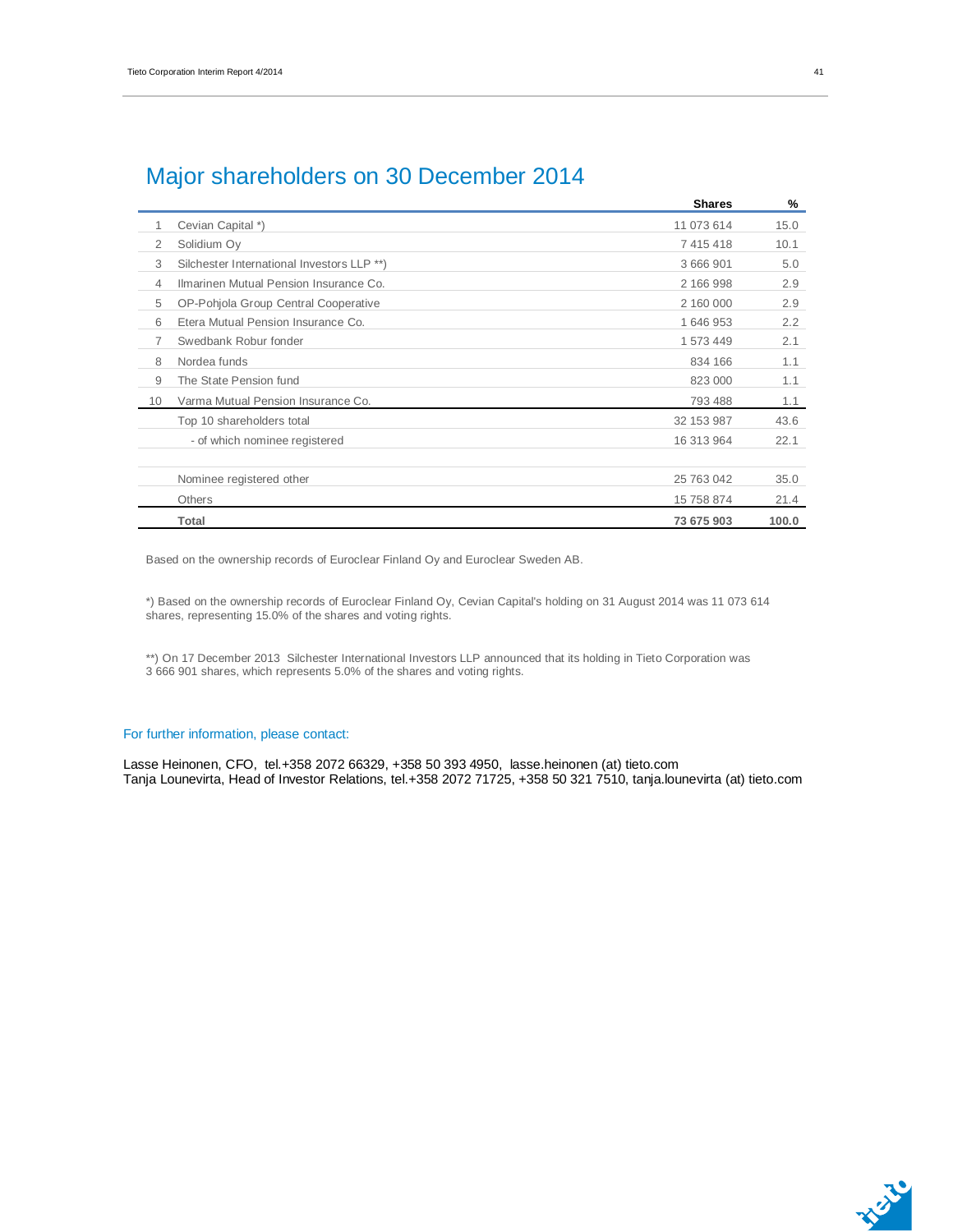# Major shareholders on 30 December 2014

| | | Shares | % |
|---|---|---|---|
| 1 | Cevian Capital *) | 11 073 614 | 15.0 |
| 2 | Solidium Oy | 7 415 418 | 10.1 |
| 3 | Silchester International Investors LLP **) | 3 666 901 | 5.0 |
| 4 | Ilmarinen Mutual Pension Insurance Co. | 2 166 998 | 2.9 |
| 5 | OP-Pohjola Group Central Cooperative | 2 160 000 | 2.9 |
| 6 | Etera Mutual Pension Insurance Co. | 1 646 953 | 2.2 |
| 7 | Swedbank Robur fonder | 1 573 449 | 2.1 |
| 8 | Nordea funds | 834 166 | 1.1 |
| 9 | The State Pension fund | 823 000 | 1.1 |
| 10 | Varma Mutual Pension Insurance Co. | 793 488 | 1.1 |
| | Top 10 shareholders total | 32 153 987 | 43.6 |
| | - of which nominee registered | 16 313 964 | 22.1 |
| | | | |
| | Nominee registered other | 25 763 042 | 35.0 |
| | Others | 15 758 874 | 21.4 |
| | **Total** | **73 675 903** | **100.0** |

Based on the ownership records of Euroclear Finland Oy and Euroclear Sweden AB.

*) Based on the ownership records of Euroclear Finland Oy, Cevian Capital's holding on 31 August 2014 was 11 073 614 shares, representing 15.0% of the shares and voting rights.

**) On 17 December 2013 Silchester International Investors LLP announced that its holding in Tieto Corporation was 3 666 901 shares, which represents 5.0% of the shares and voting rights.

## For further information, please contact:

Lasse Heinonen, CFO, tel.+358 2072 66329, +358 50 393 4950, lasse.heinonen (at) tieto.com
Tanja Lounevirta, Head of Investor Relations, tel.+358 2072 71725, +358 50 321 7510, tanja.lounevirta (at) tieto.com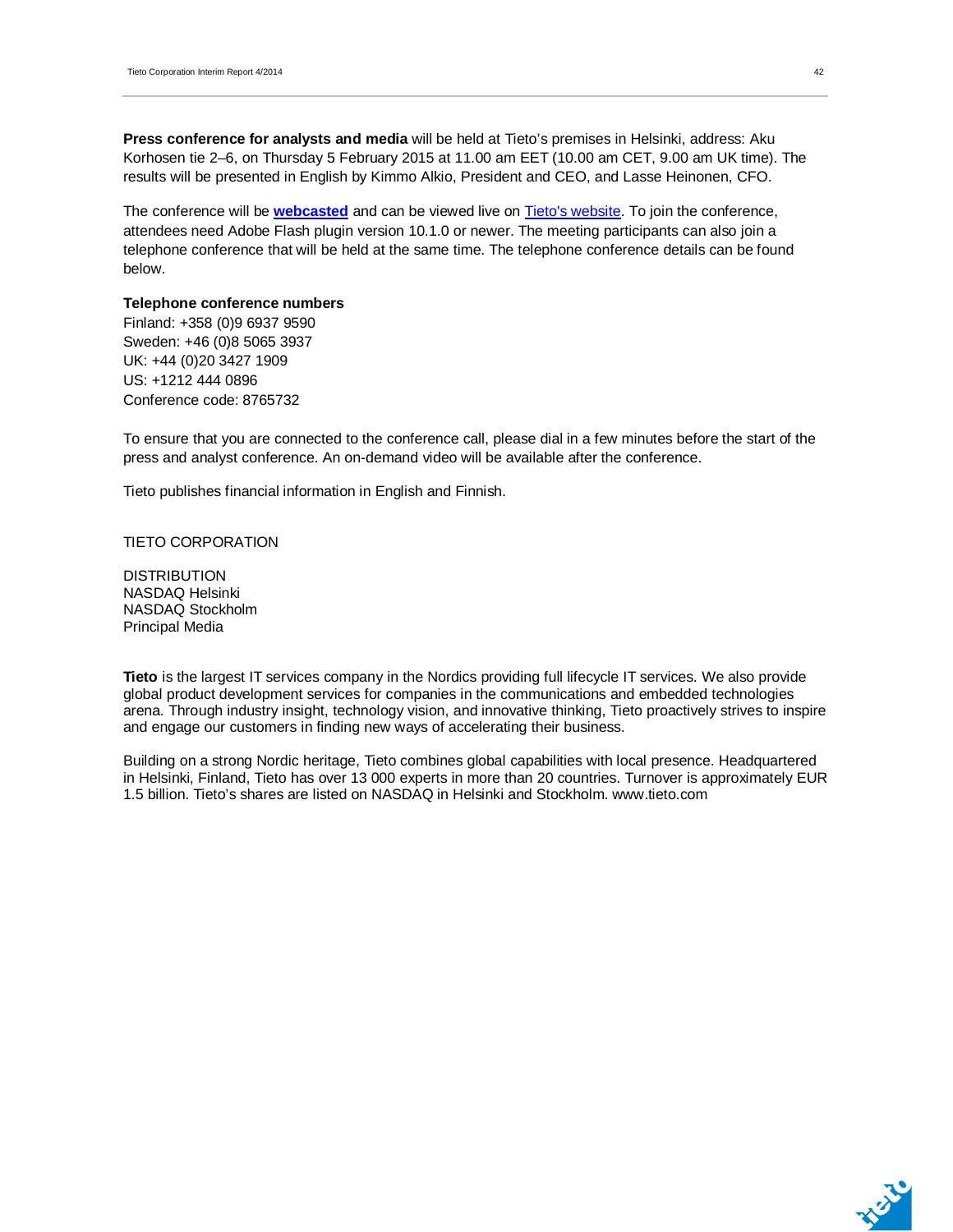**Press conference for analysts and media** will be held at Tieto's premises in Helsinki, address: Aku Korhosen tie 2–6, on Thursday 5 February 2015 at 11.00 am EET (10.00 am CET, 9.00 am UK time). The results will be presented in English by Kimmo Alkio, President and CEO, and Lasse Heinonen, CFO.

The conference will be **webcasted** and can be viewed live on Tieto's website. To join the conference, attendees need Adobe Flash plugin version 10.1.0 or newer. The meeting participants can also join a telephone conference that will be held at the same time. The telephone conference details can be found below.

**Telephone conference numbers**
Finland: +358 (0)9 6937 9590
Sweden: +46 (0)8 5065 3937
UK: +44 (0)20 3427 1909
US: +1212 444 0896
Conference code: 8765732

To ensure that you are connected to the conference call, please dial in a few minutes before the start of the press and analyst conference. An on-demand video will be available after the conference.

Tieto publishes financial information in English and Finnish.

TIETO CORPORATION

DISTRIBUTION
NASDAQ Helsinki
NASDAQ Stockholm
Principal Media

**Tieto** is the largest IT services company in the Nordics providing full lifecycle IT services. We also provide global product development services for companies in the communications and embedded technologies arena. Through industry insight, technology vision, and innovative thinking, Tieto proactively strives to inspire and engage our customers in finding new ways of accelerating their business.

Building on a strong Nordic heritage, Tieto combines global capabilities with local presence. Headquartered in Helsinki, Finland, Tieto has over 13 000 experts in more than 20 countries. Turnover is approximately EUR 1.5 billion. Tieto's shares are listed on NASDAQ in Helsinki and Stockholm. www.tieto.com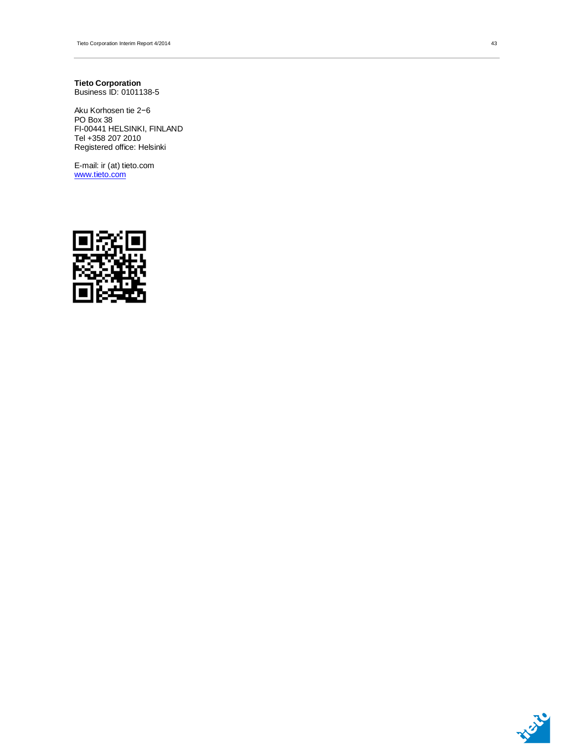**Tieto Corporation**
Business ID: 0101138-5

Aku Korhosen tie 2−6
PO Box 38
FI-00441 HELSINKI, FINLAND
Tel +358 207 2010
Registered office: Helsinki

E-mail: ir (at) tieto.com
www.tieto.com